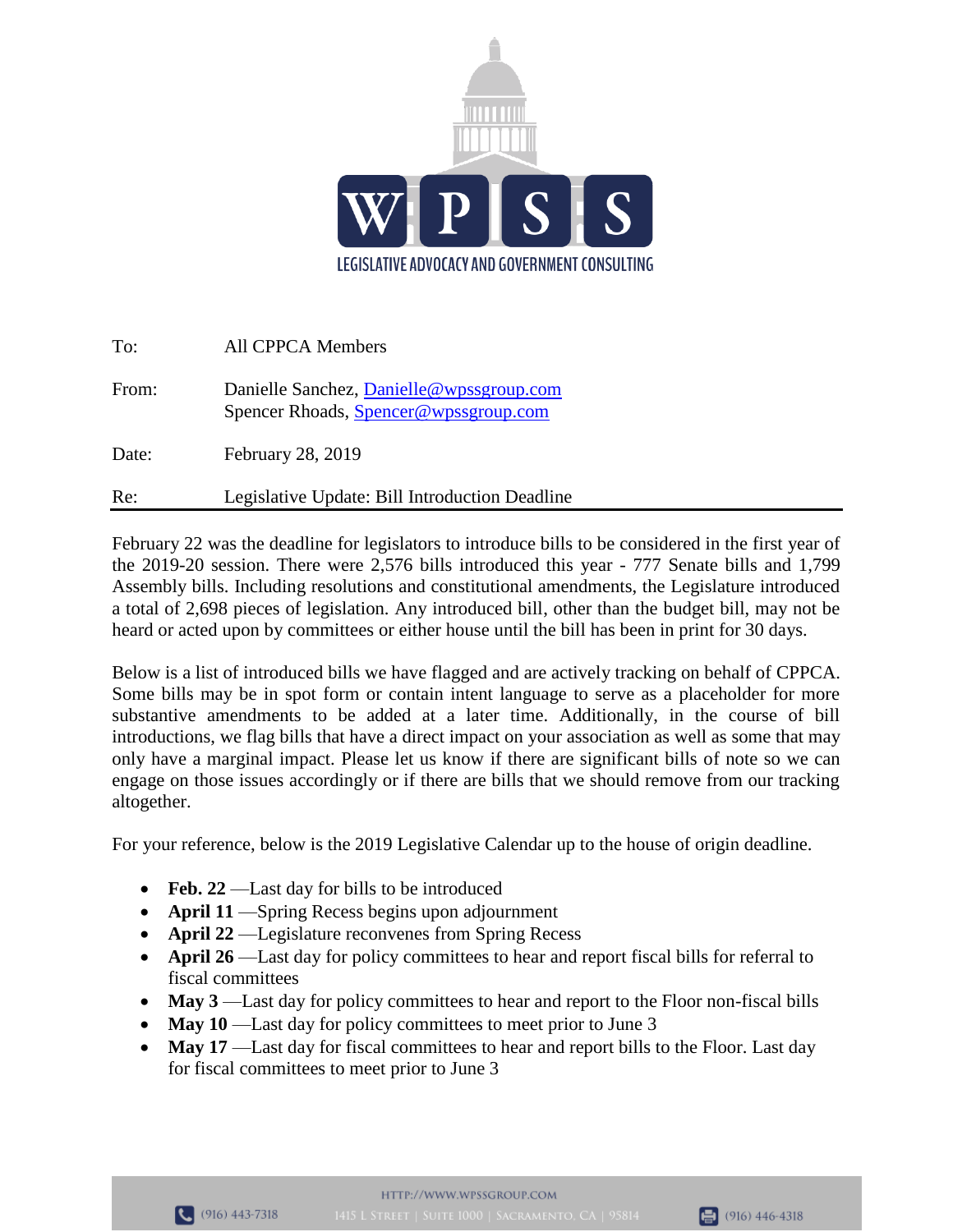WPSS

LEGISLATIVE ADVOCACY AND GOVERNMENT CONSULTING

To: All CPPCA Members

From: Danielle Sanchez, Danielle@wpssgroup.com
Spencer Rhoads, Spencer@wpssgroup.com

Date: February 28, 2019

Re: Legislative Update: Bill Introduction Deadline

---

February 22 was the deadline for legislators to introduce bills to be considered in the first year of the 2019-20 session. There were 2,576 bills introduced this year - 777 Senate bills and 1,799 Assembly bills. Including resolutions and constitutional amendments, the Legislature introduced a total of 2,698 pieces of legislation. Any introduced bill, other than the budget bill, may not be heard or acted upon by committees or either house until the bill has been in print for 30 days.

Below is a list of introduced bills we have flagged and are actively tracking on behalf of CPPCA. Some bills may be in spot form or contain intent language to serve as a placeholder for more substantive amendments to be added at a later time. Additionally, in the course of bill introductions, we flag bills that have a direct impact on your association as well as some that may only have a marginal impact. Please let us know if there are significant bills of note so we can engage on those issues accordingly or if there are bills that we should remove from our tracking altogether.

For your reference, below is the 2019 Legislative Calendar up to the house of origin deadline.

- **Feb. 22** —Last day for bills to be introduced
- **April 11** —Spring Recess begins upon adjournment
- **April 22** —Legislature reconvenes from Spring Recess
- **April 26** —Last day for policy committees to hear and report fiscal bills for referral to fiscal committees
- **May 3** —Last day for policy committees to hear and report to the Floor non-fiscal bills
- **May 10** —Last day for policy committees to meet prior to June 3
- **May 17** —Last day for fiscal committees to hear and report bills to the Floor. Last day for fiscal committees to meet prior to June 3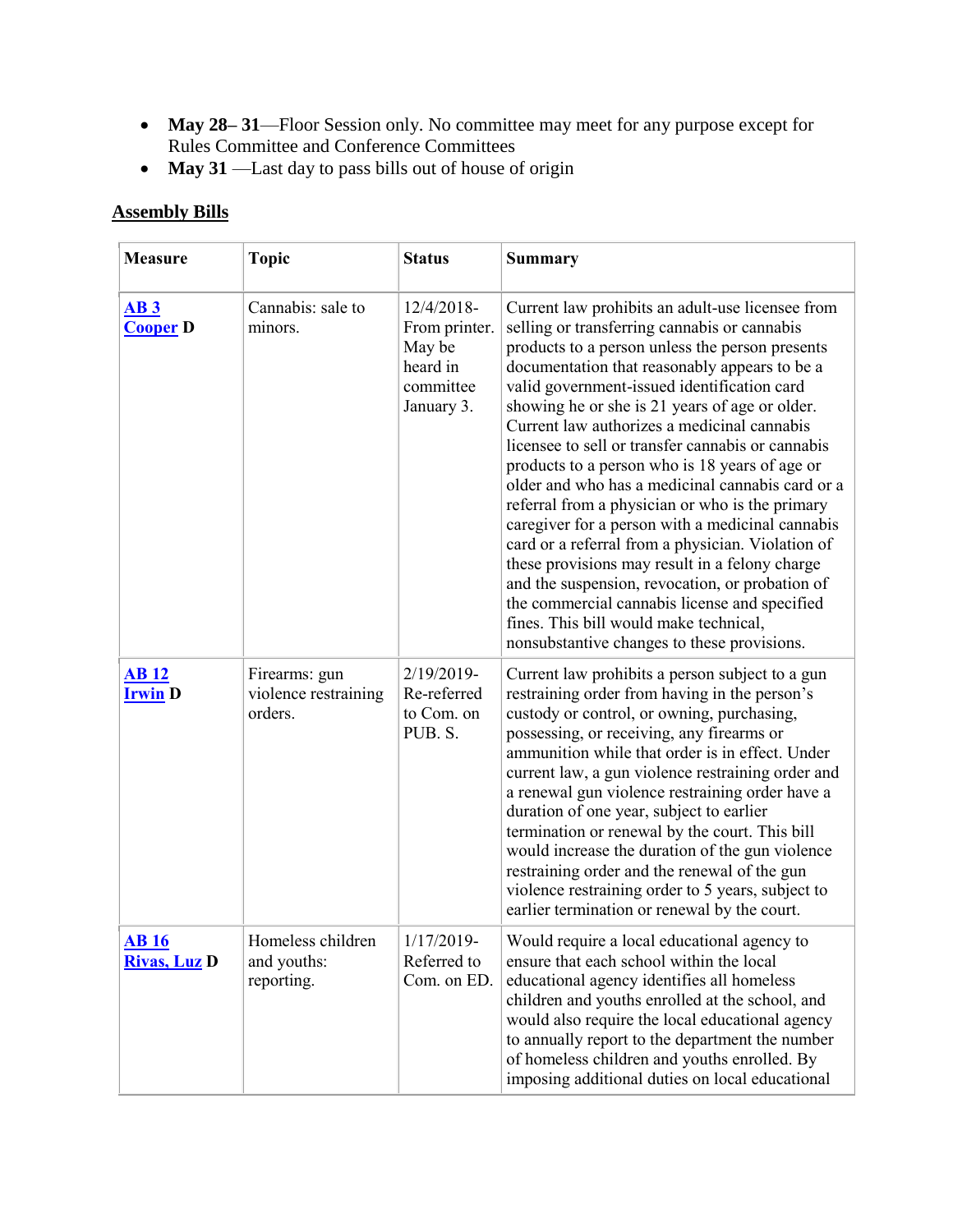- **May 28– 31**—Floor Session only. No committee may meet for any purpose except for Rules Committee and Conference Committees
- **May 31** —Last day to pass bills out of house of origin

## Assembly Bills

| Measure | Topic | Status | Summary |
|---|---|---|---|
| **AB 3 Cooper D** | Cannabis: sale to minors. | 12/4/2018-From printer. May be heard in committee January 3. | Current law prohibits an adult-use licensee from selling or transferring cannabis or cannabis products to a person unless the person presents documentation that reasonably appears to be a valid government-issued identification card showing he or she is 21 years of age or older. Current law authorizes a medicinal cannabis licensee to sell or transfer cannabis or cannabis products to a person who is 18 years of age or older and who has a medicinal cannabis card or a referral from a physician or who is the primary caregiver for a person with a medicinal cannabis card or a referral from a physician. Violation of these provisions may result in a felony charge and the suspension, revocation, or probation of the commercial cannabis license and specified fines. This bill would make technical, nonsubstantive changes to these provisions. |
| **AB 12 Irwin D** | Firearms: gun violence restraining orders. | 2/19/2019-Re-referred to Com. on PUB. S. | Current law prohibits a person subject to a gun restraining order from having in the person's custody or control, or owning, purchasing, possessing, or receiving, any firearms or ammunition while that order is in effect. Under current law, a gun violence restraining order and a renewal gun violence restraining order have a duration of one year, subject to earlier termination or renewal by the court. This bill would increase the duration of the gun violence restraining order and the renewal of the gun violence restraining order to 5 years, subject to earlier termination or renewal by the court. |
| **AB 16 Rivas, Luz D** | Homeless children and youths: reporting. | 1/17/2019-Referred to Com. on ED. | Would require a local educational agency to ensure that each school within the local educational agency identifies all homeless children and youths enrolled at the school, and would also require the local educational agency to annually report to the department the number of homeless children and youths enrolled. By imposing additional duties on local educational |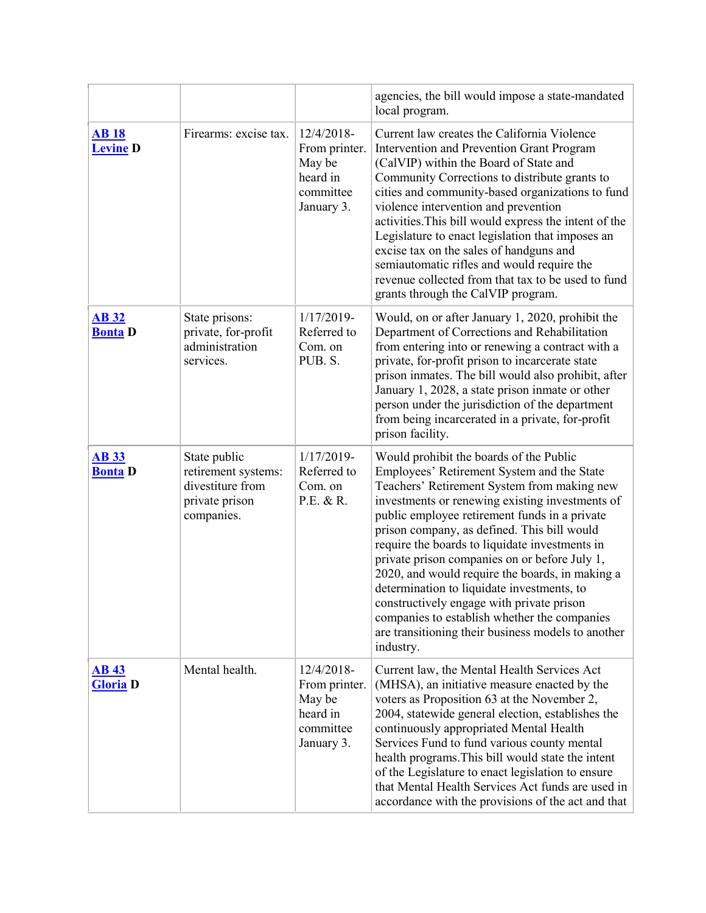| | | | |
|---|---|---|---|
| | | | agencies, the bill would impose a state-mandated local program. |
| **AB 18** **Levine D** | Firearms: excise tax. | 12/4/2018-From printer. May be heard in committee January 3. | Current law creates the California Violence Intervention and Prevention Grant Program (CalVIP) within the Board of State and Community Corrections to distribute grants to cities and community-based organizations to fund violence intervention and prevention activities.This bill would express the intent of the Legislature to enact legislation that imposes an excise tax on the sales of handguns and semiautomatic rifles and would require the revenue collected from that tax to be used to fund grants through the CalVIP program. |
| **AB 32** **Bonta D** | State prisons: private, for-profit administration services. | 1/17/2019-Referred to Com. on PUB. S. | Would, on or after January 1, 2020, prohibit the Department of Corrections and Rehabilitation from entering into or renewing a contract with a private, for-profit prison to incarcerate state prison inmates. The bill would also prohibit, after January 1, 2028, a state prison inmate or other person under the jurisdiction of the department from being incarcerated in a private, for-profit prison facility. |
| **AB 33** **Bonta D** | State public retirement systems: divestiture from private prison companies. | 1/17/2019-Referred to Com. on P.E. & R. | Would prohibit the boards of the Public Employees' Retirement System and the State Teachers' Retirement System from making new investments or renewing existing investments of public employee retirement funds in a private prison company, as defined. This bill would require the boards to liquidate investments in private prison companies on or before July 1, 2020, and would require the boards, in making a determination to liquidate investments, to constructively engage with private prison companies to establish whether the companies are transitioning their business models to another industry. |
| **AB 43** **Gloria D** | Mental health. | 12/4/2018-From printer. May be heard in committee January 3. | Current law, the Mental Health Services Act (MHSA), an initiative measure enacted by the voters as Proposition 63 at the November 2, 2004, statewide general election, establishes the continuously appropriated Mental Health Services Fund to fund various county mental health programs.This bill would state the intent of the Legislature to enact legislation to ensure that Mental Health Services Act funds are used in accordance with the provisions of the act and that |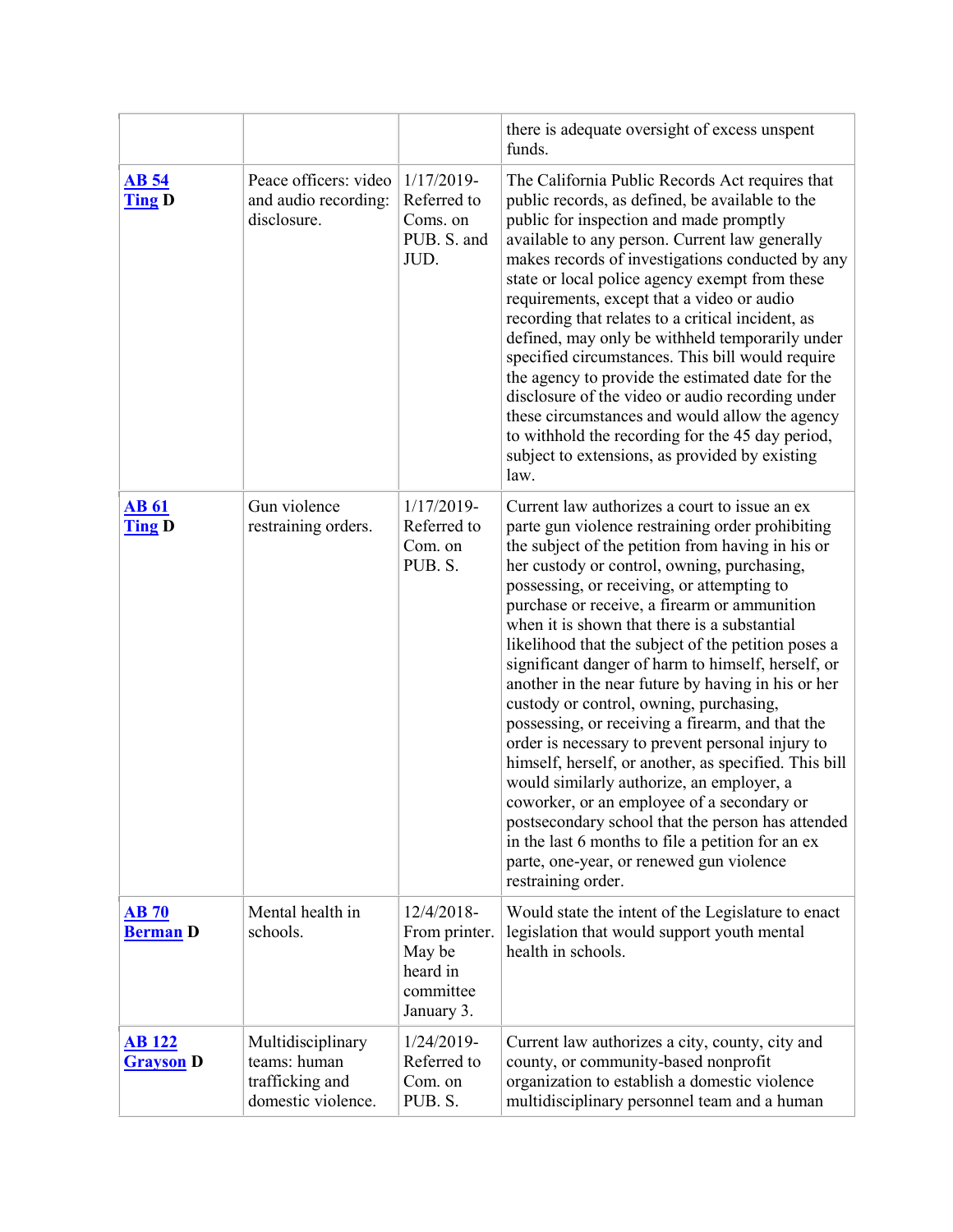| | | | |
|---|---|---|---|
| | | | there is adequate oversight of excess unspent funds. |
| **AB 54** **Ting D** | Peace officers: video and audio recording: disclosure. | 1/17/2019-Referred to Coms. on PUB. S. and JUD. | The California Public Records Act requires that public records, as defined, be available to the public for inspection and made promptly available to any person. Current law generally makes records of investigations conducted by any state or local police agency exempt from these requirements, except that a video or audio recording that relates to a critical incident, as defined, may only be withheld temporarily under specified circumstances. This bill would require the agency to provide the estimated date for the disclosure of the video or audio recording under these circumstances and would allow the agency to withhold the recording for the 45 day period, subject to extensions, as provided by existing law. |
| **AB 61** **Ting D** | Gun violence restraining orders. | 1/17/2019-Referred to Com. on PUB. S. | Current law authorizes a court to issue an ex parte gun violence restraining order prohibiting the subject of the petition from having in his or her custody or control, owning, purchasing, possessing, or receiving, or attempting to purchase or receive, a firearm or ammunition when it is shown that there is a substantial likelihood that the subject of the petition poses a significant danger of harm to himself, herself, or another in the near future by having in his or her custody or control, owning, purchasing, possessing, or receiving a firearm, and that the order is necessary to prevent personal injury to himself, herself, or another, as specified. This bill would similarly authorize, an employer, a coworker, or an employee of a secondary or postsecondary school that the person has attended in the last 6 months to file a petition for an ex parte, one-year, or renewed gun violence restraining order. |
| **AB 70** **Berman D** | Mental health in schools. | 12/4/2018-From printer. May be heard in committee January 3. | Would state the intent of the Legislature to enact legislation that would support youth mental health in schools. |
| **AB 122** **Grayson D** | Multidisciplinary teams: human trafficking and domestic violence. | 1/24/2019-Referred to Com. on PUB. S. | Current law authorizes a city, county, city and county, or community-based nonprofit organization to establish a domestic violence multidisciplinary personnel team and a human |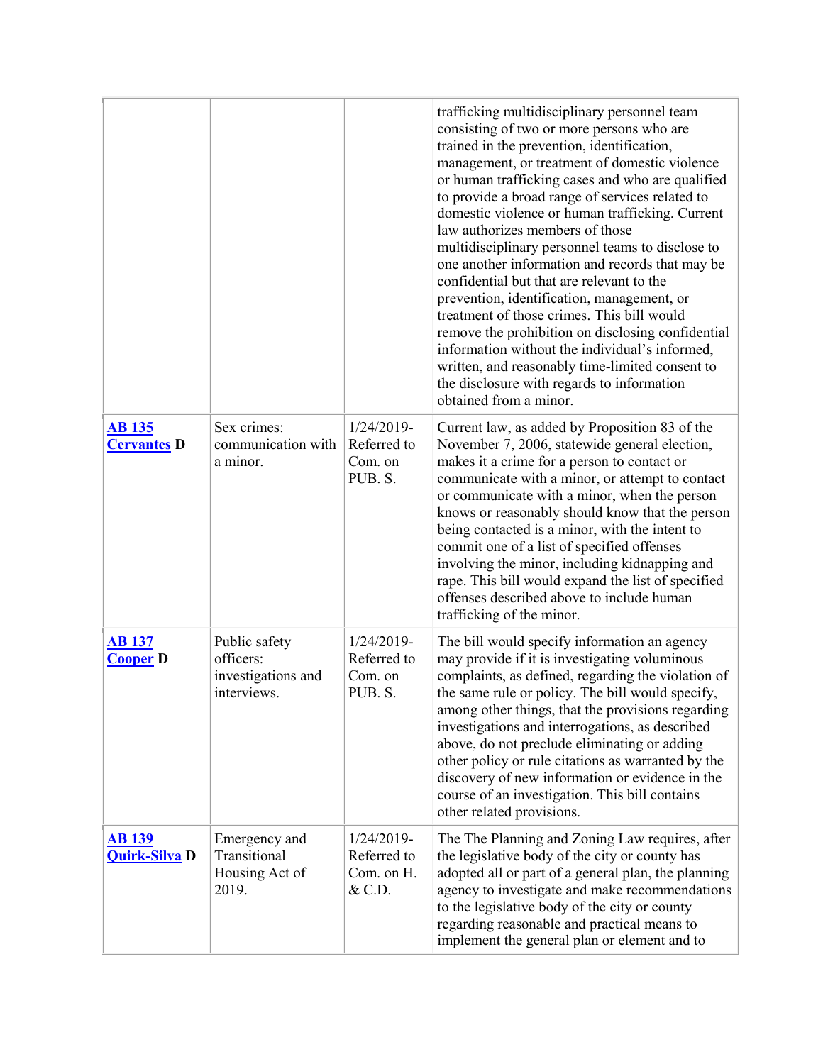| | | | |
|---|---|---|---|
| | | | trafficking multidisciplinary personnel team consisting of two or more persons who are trained in the prevention, identification, management, or treatment of domestic violence or human trafficking cases and who are qualified to provide a broad range of services related to domestic violence or human trafficking. Current law authorizes members of those multidisciplinary personnel teams to disclose to one another information and records that may be confidential but that are relevant to the prevention, identification, management, or treatment of those crimes. This bill would remove the prohibition on disclosing confidential information without the individual's informed, written, and reasonably time-limited consent to the disclosure with regards to information obtained from a minor. |
| **AB 135** **Cervantes D** | Sex crimes: communication with a minor. | 1/24/2019-Referred to Com. on PUB. S. | Current law, as added by Proposition 83 of the November 7, 2006, statewide general election, makes it a crime for a person to contact or communicate with a minor, or attempt to contact or communicate with a minor, when the person knows or reasonably should know that the person being contacted is a minor, with the intent to commit one of a list of specified offenses involving the minor, including kidnapping and rape. This bill would expand the list of specified offenses described above to include human trafficking of the minor. |
| **AB 137** **Cooper D** | Public safety officers: investigations and interviews. | 1/24/2019-Referred to Com. on PUB. S. | The bill would specify information an agency may provide if it is investigating voluminous complaints, as defined, regarding the violation of the same rule or policy. The bill would specify, among other things, that the provisions regarding investigations and interrogations, as described above, do not preclude eliminating or adding other policy or rule citations as warranted by the discovery of new information or evidence in the course of an investigation. This bill contains other related provisions. |
| **AB 139** **Quirk-Silva D** | Emergency and Transitional Housing Act of 2019. | 1/24/2019-Referred to Com. on H. & C.D. | The The Planning and Zoning Law requires, after the legislative body of the city or county has adopted all or part of a general plan, the planning agency to investigate and make recommendations to the legislative body of the city or county regarding reasonable and practical means to implement the general plan or element and to |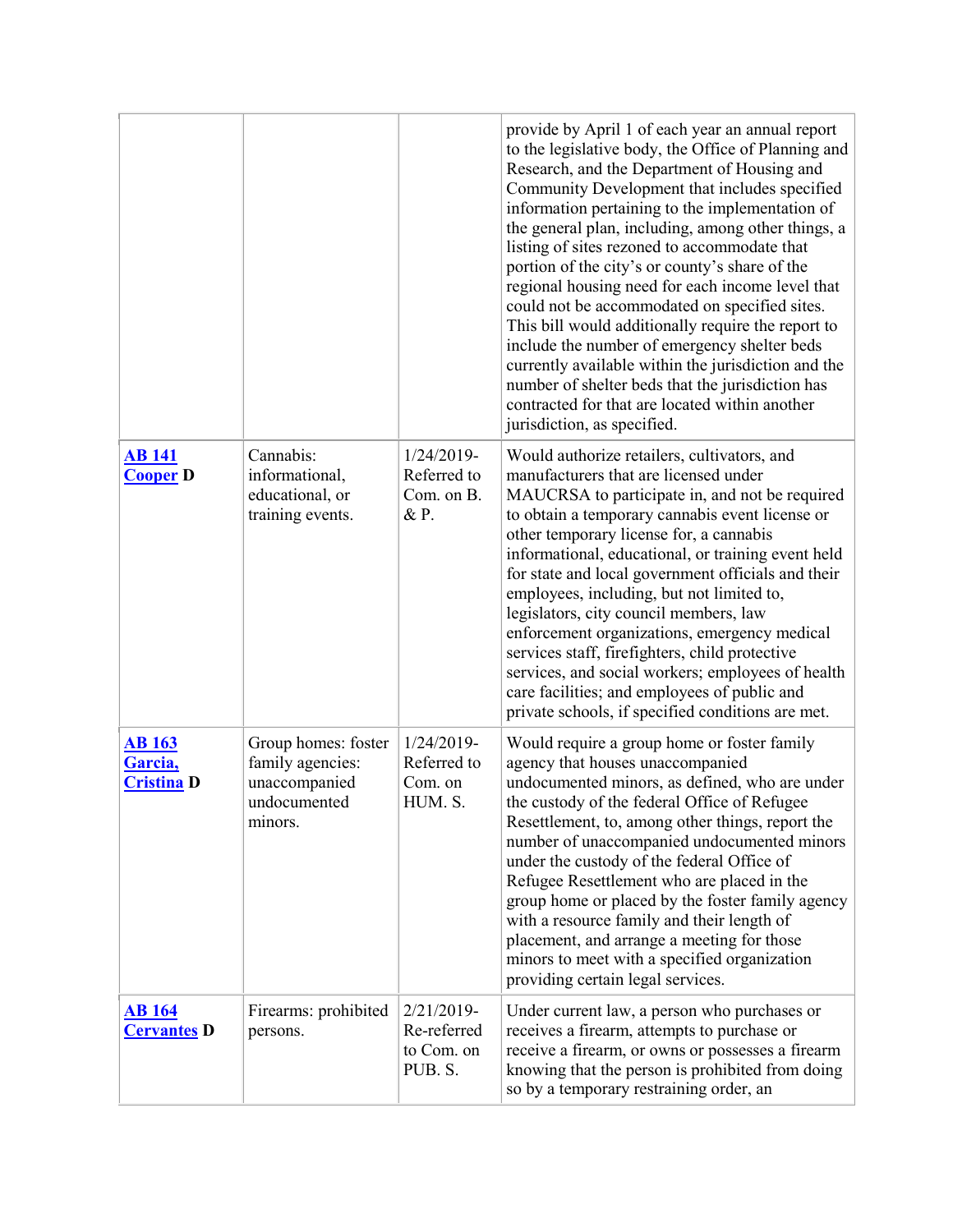| | | | |
|---|---|---|---|
| | | | provide by April 1 of each year an annual report to the legislative body, the Office of Planning and Research, and the Department of Housing and Community Development that includes specified information pertaining to the implementation of the general plan, including, among other things, a listing of sites rezoned to accommodate that portion of the city's or county's share of the regional housing need for each income level that could not be accommodated on specified sites. This bill would additionally require the report to include the number of emergency shelter beds currently available within the jurisdiction and the number of shelter beds that the jurisdiction has contracted for that are located within another jurisdiction, as specified. |
| **AB 141** **Cooper D** | Cannabis: informational, educational, or training events. | 1/24/2019-Referred to Com. on B. & P. | Would authorize retailers, cultivators, and manufacturers that are licensed under MAUCRSA to participate in, and not be required to obtain a temporary cannabis event license or other temporary license for, a cannabis informational, educational, or training event held for state and local government officials and their employees, including, but not limited to, legislators, city council members, law enforcement organizations, emergency medical services staff, firefighters, child protective services, and social workers; employees of health care facilities; and employees of public and private schools, if specified conditions are met. |
| **AB 163** **Garcia, Cristina D** | Group homes: foster family agencies: unaccompanied undocumented minors. | 1/24/2019-Referred to Com. on HUM. S. | Would require a group home or foster family agency that houses unaccompanied undocumented minors, as defined, who are under the custody of the federal Office of Refugee Resettlement, to, among other things, report the number of unaccompanied undocumented minors under the custody of the federal Office of Refugee Resettlement who are placed in the group home or placed by the foster family agency with a resource family and their length of placement, and arrange a meeting for those minors to meet with a specified organization providing certain legal services. |
| **AB 164** **Cervantes D** | Firearms: prohibited persons. | 2/21/2019-Re-referred to Com. on PUB. S. | Under current law, a person who purchases or receives a firearm, attempts to purchase or receive a firearm, or owns or possesses a firearm knowing that the person is prohibited from doing so by a temporary restraining order, an |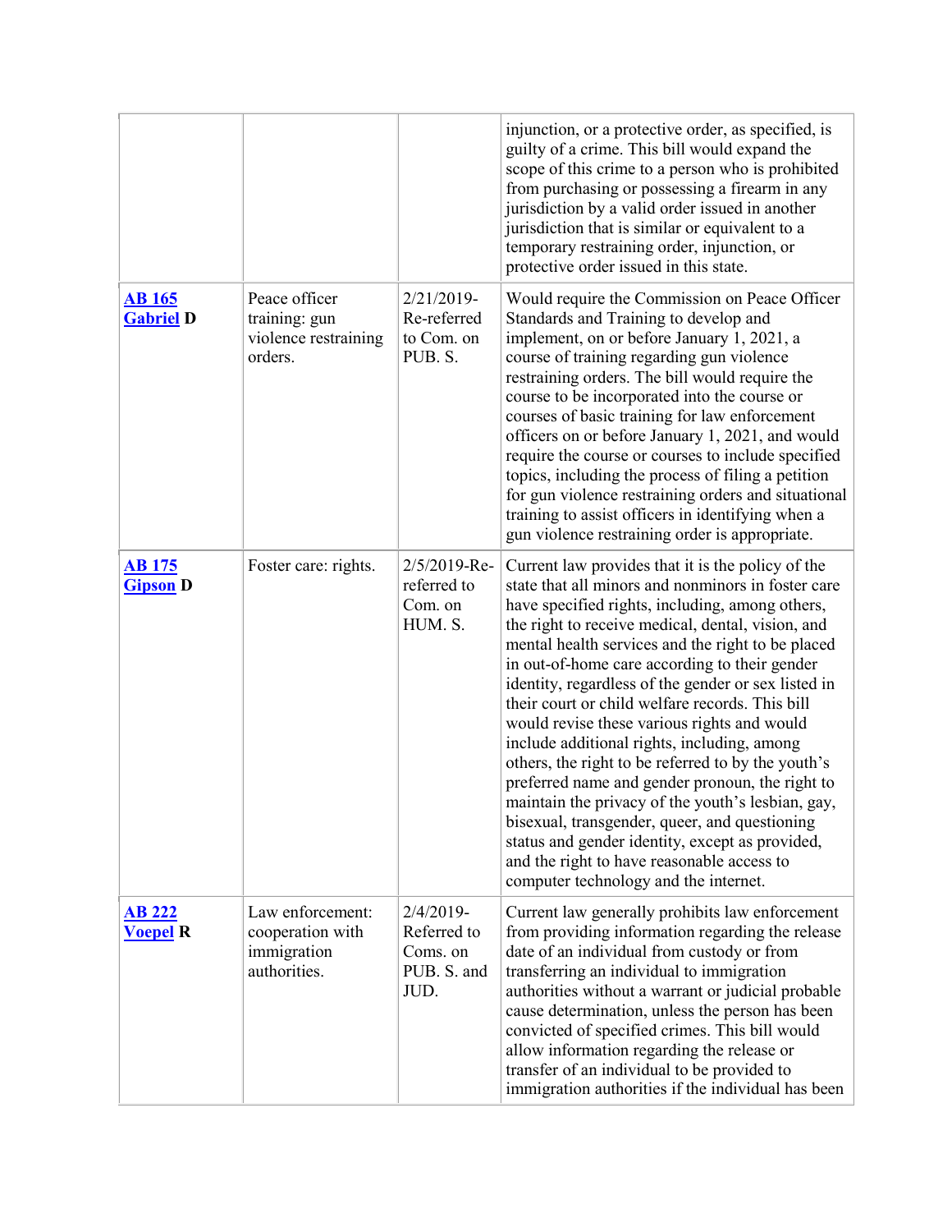| | | | |
|---|---|---|---|
| | | | injunction, or a protective order, as specified, is guilty of a crime. This bill would expand the scope of this crime to a person who is prohibited from purchasing or possessing a firearm in any jurisdiction by a valid order issued in another jurisdiction that is similar or equivalent to a temporary restraining order, injunction, or protective order issued in this state. |
| **AB 165** **Gabriel D** | Peace officer training: gun violence restraining orders. | 2/21/2019-Re-referred to Com. on PUB. S. | Would require the Commission on Peace Officer Standards and Training to develop and implement, on or before January 1, 2021, a course of training regarding gun violence restraining orders. The bill would require the course to be incorporated into the course or courses of basic training for law enforcement officers on or before January 1, 2021, and would require the course or courses to include specified topics, including the process of filing a petition for gun violence restraining orders and situational training to assist officers in identifying when a gun violence restraining order is appropriate. |
| **AB 175** **Gipson D** | Foster care: rights. | 2/5/2019-Re-referred to Com. on HUM. S. | Current law provides that it is the policy of the state that all minors and nonminors in foster care have specified rights, including, among others, the right to receive medical, dental, vision, and mental health services and the right to be placed in out-of-home care according to their gender identity, regardless of the gender or sex listed in their court or child welfare records. This bill would revise these various rights and would include additional rights, including, among others, the right to be referred to by the youth's preferred name and gender pronoun, the right to maintain the privacy of the youth's lesbian, gay, bisexual, transgender, queer, and questioning status and gender identity, except as provided, and the right to have reasonable access to computer technology and the internet. |
| **AB 222** **Voepel R** | Law enforcement: cooperation with immigration authorities. | 2/4/2019-Referred to Coms. on PUB. S. and JUD. | Current law generally prohibits law enforcement from providing information regarding the release date of an individual from custody or from transferring an individual to immigration authorities without a warrant or judicial probable cause determination, unless the person has been convicted of specified crimes. This bill would allow information regarding the release or transfer of an individual to be provided to immigration authorities if the individual has been |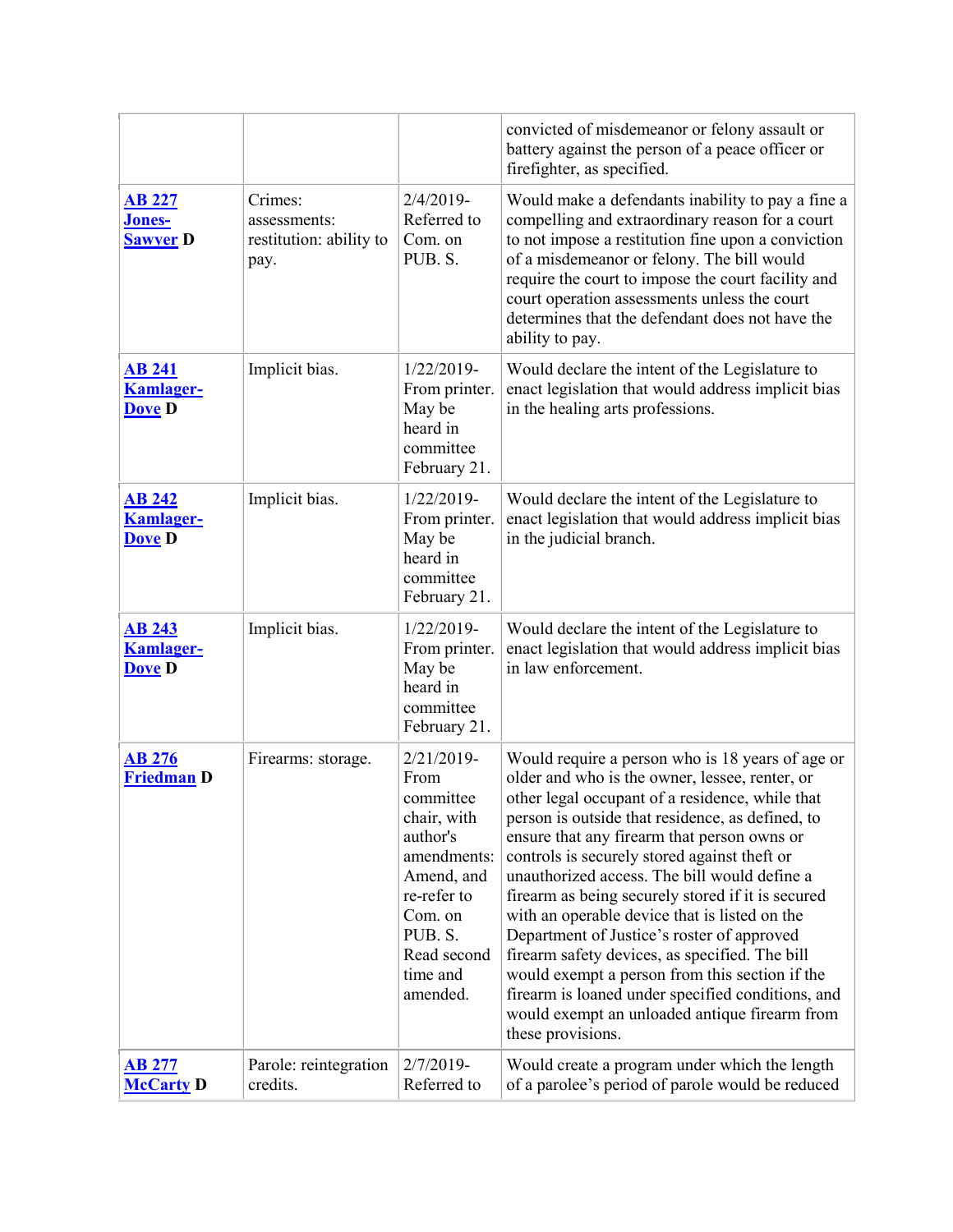| | | | |
|---|---|---|---|
| | | | convicted of misdemeanor or felony assault or battery against the person of a peace officer or firefighter, as specified. |
| **AB 227 Jones-Sawyer D** | Crimes: assessments: restitution: ability to pay. | 2/4/2019-Referred to Com. on PUB. S. | Would make a defendants inability to pay a fine a compelling and extraordinary reason for a court to not impose a restitution fine upon a conviction of a misdemeanor or felony. The bill would require the court to impose the court facility and court operation assessments unless the court determines that the defendant does not have the ability to pay. |
| **AB 241 Kamlager-Dove D** | Implicit bias. | 1/22/2019-From printer. May be heard in committee February 21. | Would declare the intent of the Legislature to enact legislation that would address implicit bias in the healing arts professions. |
| **AB 242 Kamlager-Dove D** | Implicit bias. | 1/22/2019-From printer. May be heard in committee February 21. | Would declare the intent of the Legislature to enact legislation that would address implicit bias in the judicial branch. |
| **AB 243 Kamlager-Dove D** | Implicit bias. | 1/22/2019-From printer. May be heard in committee February 21. | Would declare the intent of the Legislature to enact legislation that would address implicit bias in law enforcement. |
| **AB 276 Friedman D** | Firearms: storage. | 2/21/2019-From committee chair, with author's amendments: Amend, and re-refer to Com. on PUB. S. Read second time and amended. | Would require a person who is 18 years of age or older and who is the owner, lessee, renter, or other legal occupant of a residence, while that person is outside that residence, as defined, to ensure that any firearm that person owns or controls is securely stored against theft or unauthorized access. The bill would define a firearm as being securely stored if it is secured with an operable device that is listed on the Department of Justice's roster of approved firearm safety devices, as specified. The bill would exempt a person from this section if the firearm is loaned under specified conditions, and would exempt an unloaded antique firearm from these provisions. |
| **AB 277 McCarty D** | Parole: reintegration credits. | 2/7/2019-Referred to | Would create a program under which the length of a parolee's period of parole would be reduced |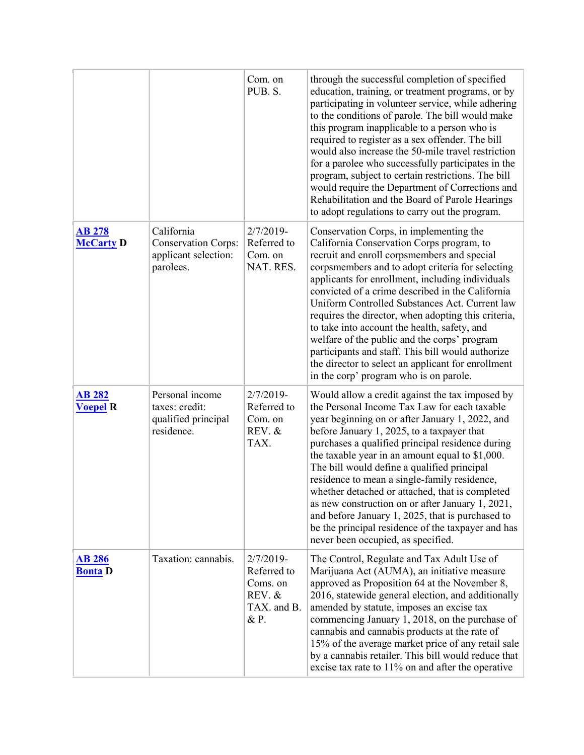| | | | |
|---|---|---|---|
| | | Com. on PUB. S. | through the successful completion of specified education, training, or treatment programs, or by participating in volunteer service, while adhering to the conditions of parole. The bill would make this program inapplicable to a person who is required to register as a sex offender. The bill would also increase the 50-mile travel restriction for a parolee who successfully participates in the program, subject to certain restrictions. The bill would require the Department of Corrections and Rehabilitation and the Board of Parole Hearings to adopt regulations to carry out the program. |
| **AB 278 McCarty D** | California Conservation Corps: applicant selection: parolees. | 2/7/2019-Referred to Com. on NAT. RES. | Conservation Corps, in implementing the California Conservation Corps program, to recruit and enroll corpsmembers and special corpsmembers and to adopt criteria for selecting applicants for enrollment, including individuals convicted of a crime described in the California Uniform Controlled Substances Act. Current law requires the director, when adopting this criteria, to take into account the health, safety, and welfare of the public and the corps' program participants and staff. This bill would authorize the director to select an applicant for enrollment in the corp' program who is on parole. |
| **AB 282 Voepel R** | Personal income taxes: credit: qualified principal residence. | 2/7/2019-Referred to Com. on REV. & TAX. | Would allow a credit against the tax imposed by the Personal Income Tax Law for each taxable year beginning on or after January 1, 2022, and before January 1, 2025, to a taxpayer that purchases a qualified principal residence during the taxable year in an amount equal to $1,000. The bill would define a qualified principal residence to mean a single-family residence, whether detached or attached, that is completed as new construction on or after January 1, 2021, and before January 1, 2025, that is purchased to be the principal residence of the taxpayer and has never been occupied, as specified. |
| **AB 286 Bonta D** | Taxation: cannabis. | 2/7/2019-Referred to Coms. on REV. & TAX. and B. & P. | The Control, Regulate and Tax Adult Use of Marijuana Act (AUMA), an initiative measure approved as Proposition 64 at the November 8, 2016, statewide general election, and additionally amended by statute, imposes an excise tax commencing January 1, 2018, on the purchase of cannabis and cannabis products at the rate of 15% of the average market price of any retail sale by a cannabis retailer. This bill would reduce that excise tax rate to 11% on and after the operative |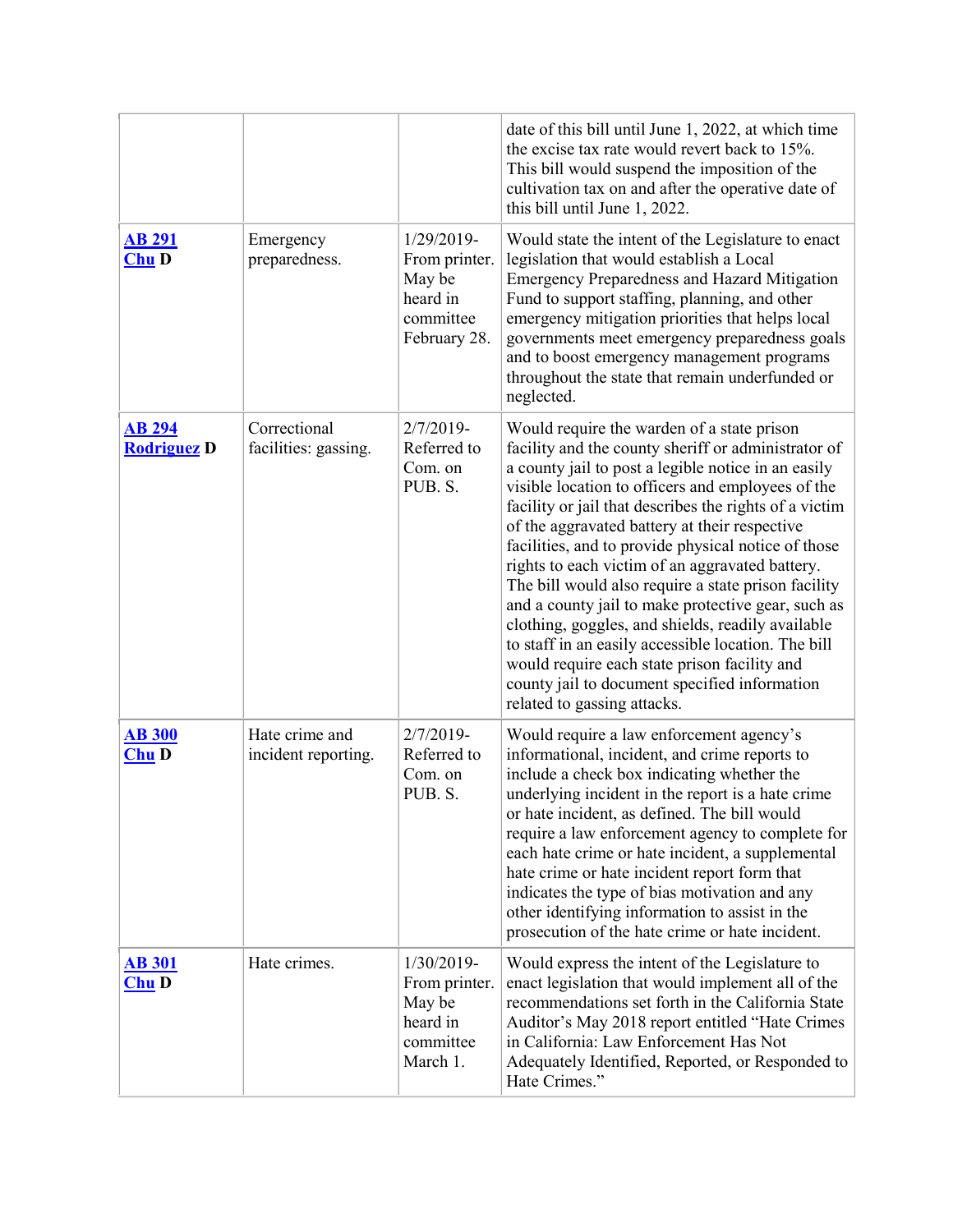| | | | |
|---|---|---|---|
| | | | date of this bill until June 1, 2022, at which time the excise tax rate would revert back to 15%. This bill would suspend the imposition of the cultivation tax on and after the operative date of this bill until June 1, 2022. |
| **AB 291** **Chu D** | Emergency preparedness. | 1/29/2019- From printer. May be heard in committee February 28. | Would state the intent of the Legislature to enact legislation that would establish a Local Emergency Preparedness and Hazard Mitigation Fund to support staffing, planning, and other emergency mitigation priorities that helps local governments meet emergency preparedness goals and to boost emergency management programs throughout the state that remain underfunded or neglected. |
| **AB 294** **Rodriguez D** | Correctional facilities: gassing. | 2/7/2019- Referred to Com. on PUB. S. | Would require the warden of a state prison facility and the county sheriff or administrator of a county jail to post a legible notice in an easily visible location to officers and employees of the facility or jail that describes the rights of a victim of the aggravated battery at their respective facilities, and to provide physical notice of those rights to each victim of an aggravated battery. The bill would also require a state prison facility and a county jail to make protective gear, such as clothing, goggles, and shields, readily available to staff in an easily accessible location. The bill would require each state prison facility and county jail to document specified information related to gassing attacks. |
| **AB 300** **Chu D** | Hate crime and incident reporting. | 2/7/2019- Referred to Com. on PUB. S. | Would require a law enforcement agency's informational, incident, and crime reports to include a check box indicating whether the underlying incident in the report is a hate crime or hate incident, as defined. The bill would require a law enforcement agency to complete for each hate crime or hate incident, a supplemental hate crime or hate incident report form that indicates the type of bias motivation and any other identifying information to assist in the prosecution of the hate crime or hate incident. |
| **AB 301** **Chu D** | Hate crimes. | 1/30/2019- From printer. May be heard in committee March 1. | Would express the intent of the Legislature to enact legislation that would implement all of the recommendations set forth in the California State Auditor's May 2018 report entitled "Hate Crimes in California: Law Enforcement Has Not Adequately Identified, Reported, or Responded to Hate Crimes." |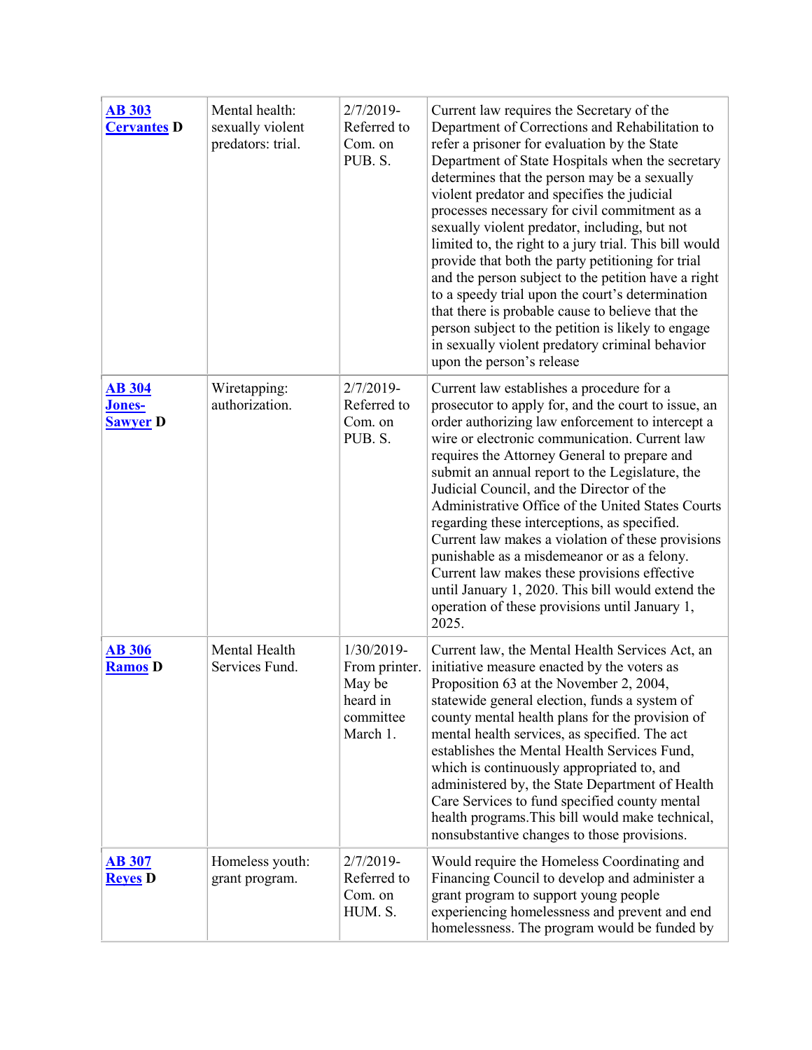| | | | |
|---|---|---|---|
| **AB 303** **Cervantes D** | Mental health: sexually violent predators: trial. | 2/7/2019- Referred to Com. on PUB. S. | Current law requires the Secretary of the Department of Corrections and Rehabilitation to refer a prisoner for evaluation by the State Department of State Hospitals when the secretary determines that the person may be a sexually violent predator and specifies the judicial processes necessary for civil commitment as a sexually violent predator, including, but not limited to, the right to a jury trial. This bill would provide that both the party petitioning for trial and the person subject to the petition have a right to a speedy trial upon the court's determination that there is probable cause to believe that the person subject to the petition is likely to engage in sexually violent predatory criminal behavior upon the person's release |
| **AB 304** **Jones-Sawyer D** | Wiretapping: authorization. | 2/7/2019- Referred to Com. on PUB. S. | Current law establishes a procedure for a prosecutor to apply for, and the court to issue, an order authorizing law enforcement to intercept a wire or electronic communication. Current law requires the Attorney General to prepare and submit an annual report to the Legislature, the Judicial Council, and the Director of the Administrative Office of the United States Courts regarding these interceptions, as specified. Current law makes a violation of these provisions punishable as a misdemeanor or as a felony. Current law makes these provisions effective until January 1, 2020. This bill would extend the operation of these provisions until January 1, 2025. |
| **AB 306** **Ramos D** | Mental Health Services Fund. | 1/30/2019- From printer. May be heard in committee March 1. | Current law, the Mental Health Services Act, an initiative measure enacted by the voters as Proposition 63 at the November 2, 2004, statewide general election, funds a system of county mental health plans for the provision of mental health services, as specified. The act establishes the Mental Health Services Fund, which is continuously appropriated to, and administered by, the State Department of Health Care Services to fund specified county mental health programs.This bill would make technical, nonsubstantive changes to those provisions. |
| **AB 307** **Reyes D** | Homeless youth: grant program. | 2/7/2019- Referred to Com. on HUM. S. | Would require the Homeless Coordinating and Financing Council to develop and administer a grant program to support young people experiencing homelessness and prevent and end homelessness. The program would be funded by |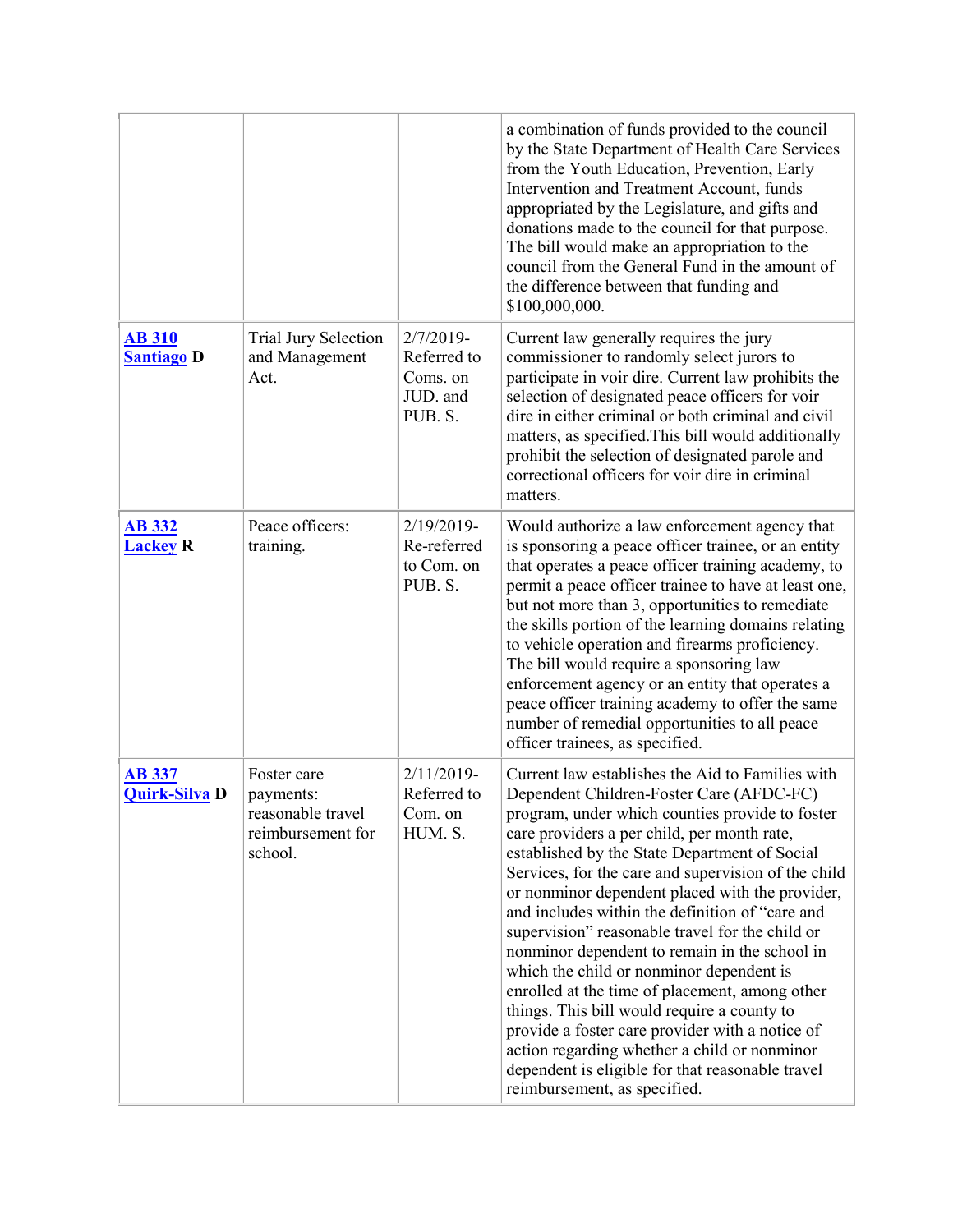| | | | |
|---|---|---|---|
| | | | a combination of funds provided to the council by the State Department of Health Care Services from the Youth Education, Prevention, Early Intervention and Treatment Account, funds appropriated by the Legislature, and gifts and donations made to the council for that purpose. The bill would make an appropriation to the council from the General Fund in the amount of the difference between that funding and $100,000,000. |
| **AB 310** **Santiago D** | Trial Jury Selection and Management Act. | 2/7/2019-Referred to Coms. on JUD. and PUB. S. | Current law generally requires the jury commissioner to randomly select jurors to participate in voir dire. Current law prohibits the selection of designated peace officers for voir dire in either criminal or both criminal and civil matters, as specified.This bill would additionally prohibit the selection of designated parole and correctional officers for voir dire in criminal matters. |
| **AB 332** **Lackey R** | Peace officers: training. | 2/19/2019-Re-referred to Com. on PUB. S. | Would authorize a law enforcement agency that is sponsoring a peace officer trainee, or an entity that operates a peace officer training academy, to permit a peace officer trainee to have at least one, but not more than 3, opportunities to remediate the skills portion of the learning domains relating to vehicle operation and firearms proficiency. The bill would require a sponsoring law enforcement agency or an entity that operates a peace officer training academy to offer the same number of remedial opportunities to all peace officer trainees, as specified. |
| **AB 337** **Quirk-Silva D** | Foster care payments: reasonable travel reimbursement for school. | 2/11/2019-Referred to Com. on HUM. S. | Current law establishes the Aid to Families with Dependent Children-Foster Care (AFDC-FC) program, under which counties provide to foster care providers a per child, per month rate, established by the State Department of Social Services, for the care and supervision of the child or nonminor dependent placed with the provider, and includes within the definition of "care and supervision" reasonable travel for the child or nonminor dependent to remain in the school in which the child or nonminor dependent is enrolled at the time of placement, among other things. This bill would require a county to provide a foster care provider with a notice of action regarding whether a child or nonminor dependent is eligible for that reasonable travel reimbursement, as specified. |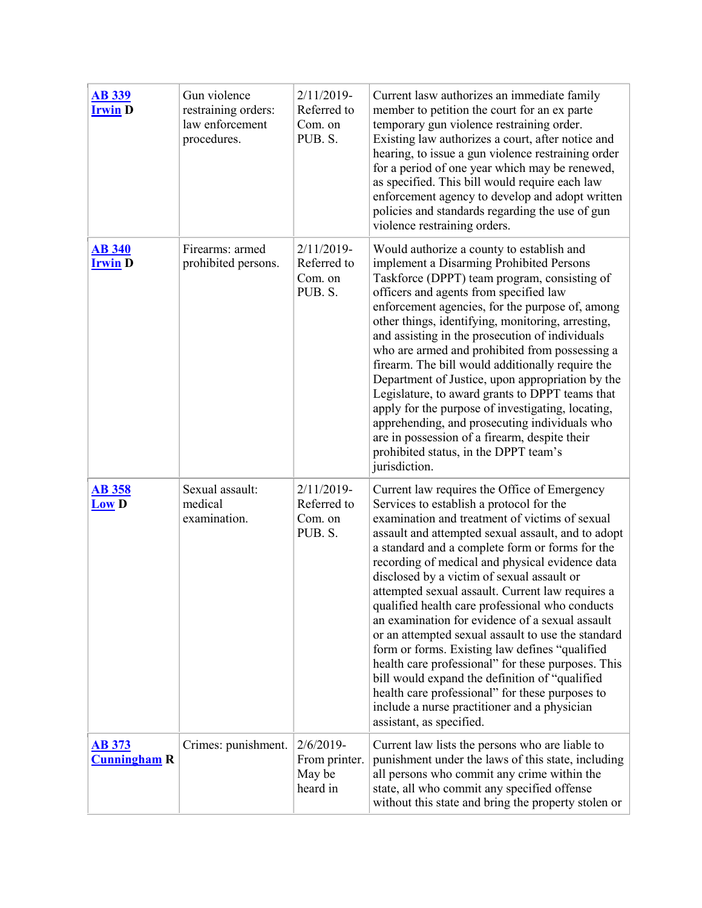| | | | |
|---|---|---|---|
| **[AB 339](#)** **[Irwin](#) D** | Gun violence restraining orders: law enforcement procedures. | 2/11/2019-Referred to Com. on PUB. S. | Current lasw authorizes an immediate family member to petition the court for an ex parte temporary gun violence restraining order. Existing law authorizes a court, after notice and hearing, to issue a gun violence restraining order for a period of one year which may be renewed, as specified. This bill would require each law enforcement agency to develop and adopt written policies and standards regarding the use of gun violence restraining orders. |
| **[AB 340](#)** **[Irwin](#) D** | Firearms: armed prohibited persons. | 2/11/2019-Referred to Com. on PUB. S. | Would authorize a county to establish and implement a Disarming Prohibited Persons Taskforce (DPPT) team program, consisting of officers and agents from specified law enforcement agencies, for the purpose of, among other things, identifying, monitoring, arresting, and assisting in the prosecution of individuals who are armed and prohibited from possessing a firearm. The bill would additionally require the Department of Justice, upon appropriation by the Legislature, to award grants to DPPT teams that apply for the purpose of investigating, locating, apprehending, and prosecuting individuals who are in possession of a firearm, despite their prohibited status, in the DPPT team's jurisdiction. |
| **[AB 358](#)** **[Low](#) D** | Sexual assault: medical examination. | 2/11/2019-Referred to Com. on PUB. S. | Current law requires the Office of Emergency Services to establish a protocol for the examination and treatment of victims of sexual assault and attempted sexual assault, and to adopt a standard and a complete form or forms for the recording of medical and physical evidence data disclosed by a victim of sexual assault or attempted sexual assault. Current law requires a qualified health care professional who conducts an examination for evidence of a sexual assault or an attempted sexual assault to use the standard form or forms. Existing law defines "qualified health care professional" for these purposes. This bill would expand the definition of "qualified health care professional" for these purposes to include a nurse practitioner and a physician assistant, as specified. |
| **[AB 373](#)** **[Cunningham](#) R** | Crimes: punishment. | 2/6/2019-From printer. May be heard in | Current law lists the persons who are liable to punishment under the laws of this state, including all persons who commit any crime within the state, all who commit any specified offense without this state and bring the property stolen or |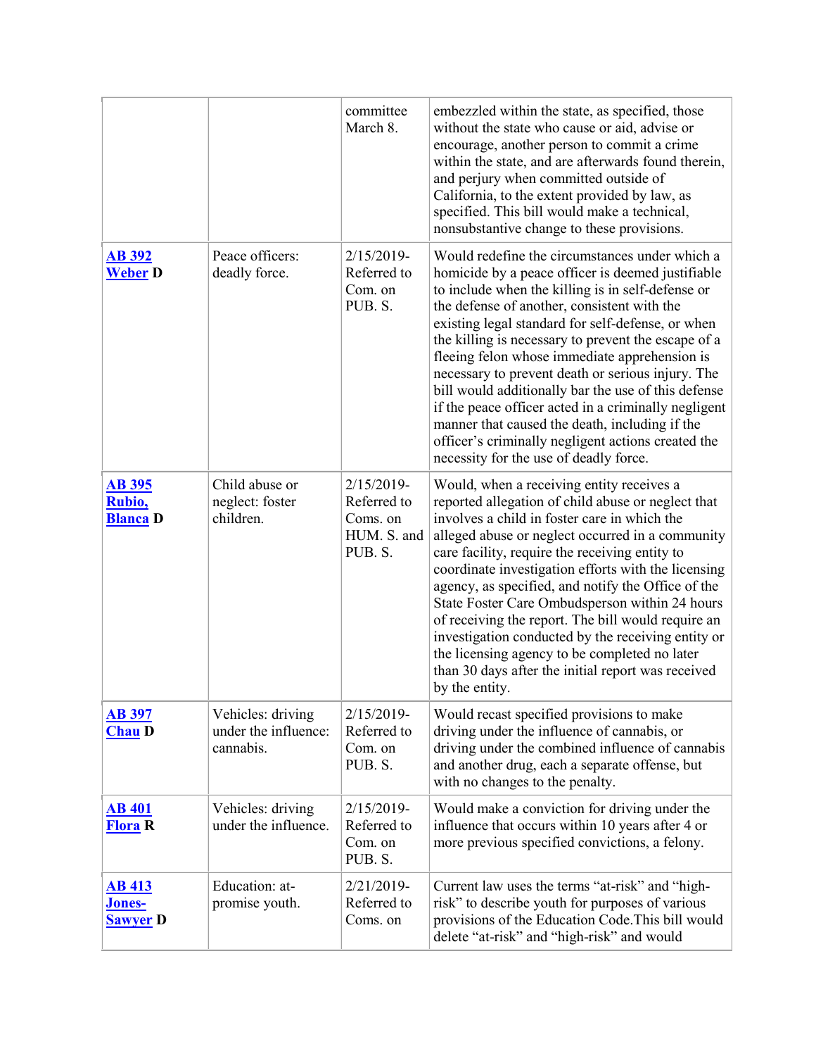| | | | |
|---|---|---|---|
| | | committee March 8. | embezzled within the state, as specified, those without the state who cause or aid, advise or encourage, another person to commit a crime within the state, and are afterwards found therein, and perjury when committed outside of California, to the extent provided by law, as specified. This bill would make a technical, nonsubstantive change to these provisions. |
| **AB 392** **Weber D** | Peace officers: deadly force. | 2/15/2019- Referred to Com. on PUB. S. | Would redefine the circumstances under which a homicide by a peace officer is deemed justifiable to include when the killing is in self-defense or the defense of another, consistent with the existing legal standard for self-defense, or when the killing is necessary to prevent the escape of a fleeing felon whose immediate apprehension is necessary to prevent death or serious injury. The bill would additionally bar the use of this defense if the peace officer acted in a criminally negligent manner that caused the death, including if the officer's criminally negligent actions created the necessity for the use of deadly force. |
| **AB 395** **Rubio, Blanca D** | Child abuse or neglect: foster children. | 2/15/2019- Referred to Coms. on HUM. S. and PUB. S. | Would, when a receiving entity receives a reported allegation of child abuse or neglect that involves a child in foster care in which the alleged abuse or neglect occurred in a community care facility, require the receiving entity to coordinate investigation efforts with the licensing agency, as specified, and notify the Office of the State Foster Care Ombudsperson within 24 hours of receiving the report. The bill would require an investigation conducted by the receiving entity or the licensing agency to be completed no later than 30 days after the initial report was received by the entity. |
| **AB 397** **Chau D** | Vehicles: driving under the influence: cannabis. | 2/15/2019- Referred to Com. on PUB. S. | Would recast specified provisions to make driving under the influence of cannabis, or driving under the combined influence of cannabis and another drug, each a separate offense, but with no changes to the penalty. |
| **AB 401** **Flora R** | Vehicles: driving under the influence. | 2/15/2019- Referred to Com. on PUB. S. | Would make a conviction for driving under the influence that occurs within 10 years after 4 or more previous specified convictions, a felony. |
| **AB 413** **Jones-Sawyer D** | Education: at-promise youth. | 2/21/2019- Referred to Coms. on | Current law uses the terms "at-risk" and "high-risk" to describe youth for purposes of various provisions of the Education Code.This bill would delete "at-risk" and "high-risk" and would |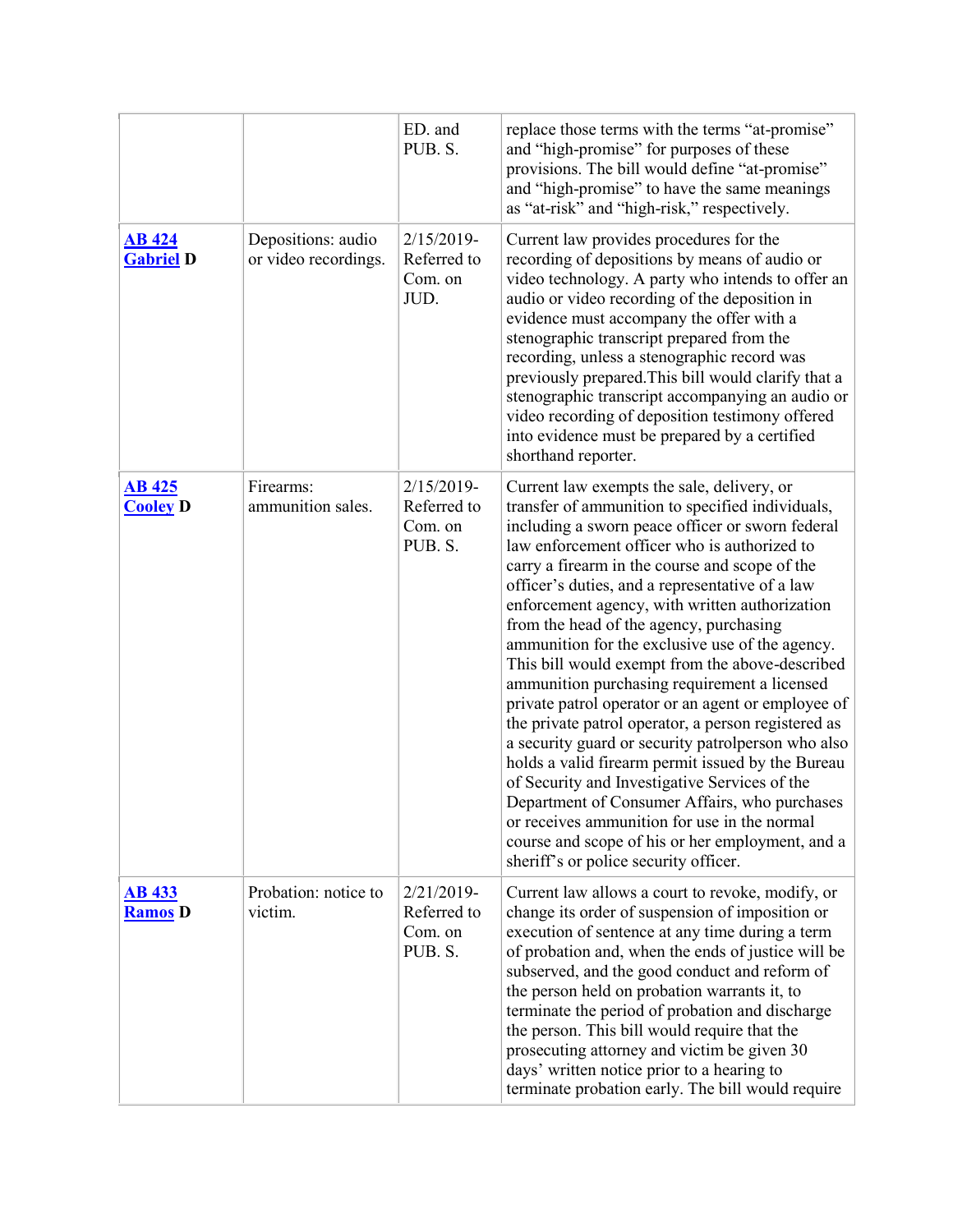| | | | |
|---|---|---|---|
| | | ED. and PUB. S. | replace those terms with the terms “at-promise” and “high-promise” for purposes of these provisions. The bill would define “at-promise” and “high-promise” to have the same meanings as “at-risk” and “high-risk,” respectively. |
| **AB 424** **Gabriel D** | Depositions: audio or video recordings. | 2/15/2019- Referred to Com. on JUD. | Current law provides procedures for the recording of depositions by means of audio or video technology. A party who intends to offer an audio or video recording of the deposition in evidence must accompany the offer with a stenographic transcript prepared from the recording, unless a stenographic record was previously prepared.This bill would clarify that a stenographic transcript accompanying an audio or video recording of deposition testimony offered into evidence must be prepared by a certified shorthand reporter. |
| **AB 425** **Cooley D** | Firearms: ammunition sales. | 2/15/2019- Referred to Com. on PUB. S. | Current law exempts the sale, delivery, or transfer of ammunition to specified individuals, including a sworn peace officer or sworn federal law enforcement officer who is authorized to carry a firearm in the course and scope of the officer’s duties, and a representative of a law enforcement agency, with written authorization from the head of the agency, purchasing ammunition for the exclusive use of the agency. This bill would exempt from the above-described ammunition purchasing requirement a licensed private patrol operator or an agent or employee of the private patrol operator, a person registered as a security guard or security patrolperson who also holds a valid firearm permit issued by the Bureau of Security and Investigative Services of the Department of Consumer Affairs, who purchases or receives ammunition for use in the normal course and scope of his or her employment, and a sheriff’s or police security officer. |
| **AB 433** **Ramos D** | Probation: notice to victim. | 2/21/2019- Referred to Com. on PUB. S. | Current law allows a court to revoke, modify, or change its order of suspension of imposition or execution of sentence at any time during a term of probation and, when the ends of justice will be subserved, and the good conduct and reform of the person held on probation warrants it, to terminate the period of probation and discharge the person. This bill would require that the prosecuting attorney and victim be given 30 days’ written notice prior to a hearing to terminate probation early. The bill would require |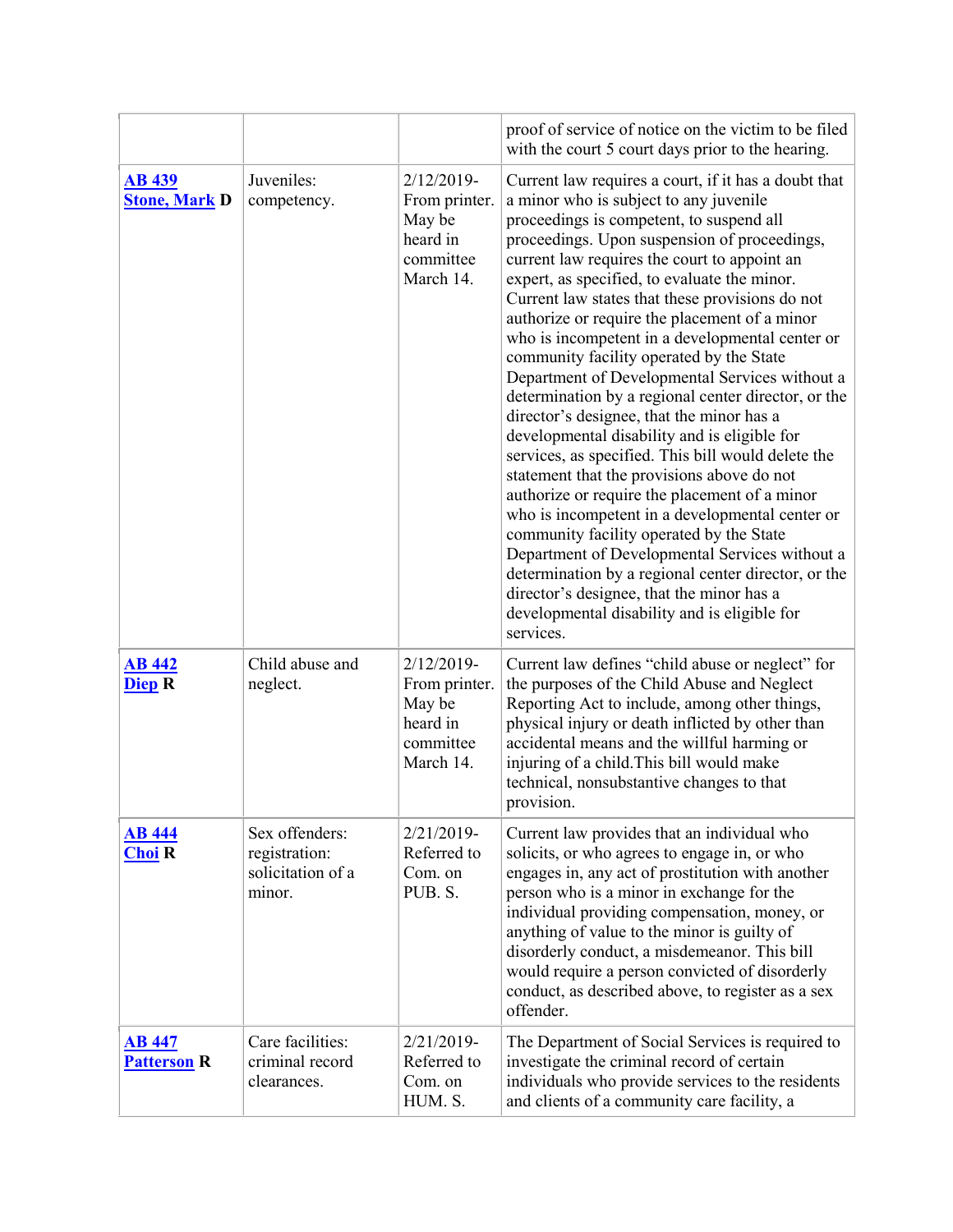| | | | |
|---|---|---|---|
| | | | proof of service of notice on the victim to be filed with the court 5 court days prior to the hearing. |
| **AB 439**<br>**Stone, Mark D** | Juveniles: competency. | 2/12/2019-From printer. May be heard in committee March 14. | Current law requires a court, if it has a doubt that a minor who is subject to any juvenile proceedings is competent, to suspend all proceedings. Upon suspension of proceedings, current law requires the court to appoint an expert, as specified, to evaluate the minor. Current law states that these provisions do not authorize or require the placement of a minor who is incompetent in a developmental center or community facility operated by the State Department of Developmental Services without a determination by a regional center director, or the director's designee, that the minor has a developmental disability and is eligible for services, as specified. This bill would delete the statement that the provisions above do not authorize or require the placement of a minor who is incompetent in a developmental center or community facility operated by the State Department of Developmental Services without a determination by a regional center director, or the director's designee, that the minor has a developmental disability and is eligible for services. |
| **AB 442**<br>**Diep R** | Child abuse and neglect. | 2/12/2019-From printer. May be heard in committee March 14. | Current law defines "child abuse or neglect" for the purposes of the Child Abuse and Neglect Reporting Act to include, among other things, physical injury or death inflicted by other than accidental means and the willful harming or injuring of a child.This bill would make technical, nonsubstantive changes to that provision. |
| **AB 444**<br>**Choi R** | Sex offenders: registration: solicitation of a minor. | 2/21/2019-Referred to Com. on PUB. S. | Current law provides that an individual who solicits, or who agrees to engage in, or who engages in, any act of prostitution with another person who is a minor in exchange for the individual providing compensation, money, or anything of value to the minor is guilty of disorderly conduct, a misdemeanor. This bill would require a person convicted of disorderly conduct, as described above, to register as a sex offender. |
| **AB 447**<br>**Patterson R** | Care facilities: criminal record clearances. | 2/21/2019-Referred to Com. on HUM. S. | The Department of Social Services is required to investigate the criminal record of certain individuals who provide services to the residents and clients of a community care facility, a |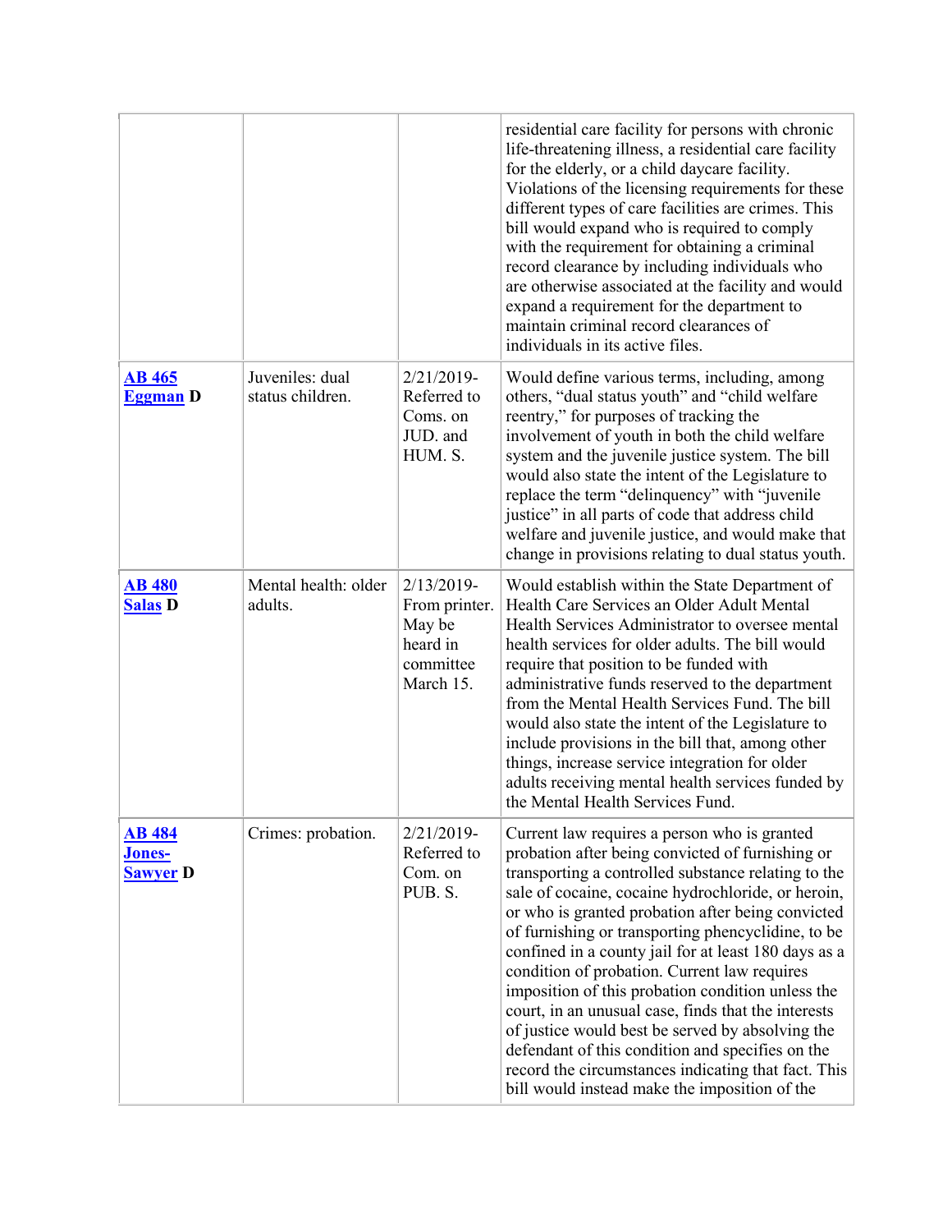| | | | residential care facility for persons with chronic life-threatening illness, a residential care facility for the elderly, or a child daycare facility. Violations of the licensing requirements for these different types of care facilities are crimes. This bill would expand who is required to comply with the requirement for obtaining a criminal record clearance by including individuals who are otherwise associated at the facility and would expand a requirement for the department to maintain criminal record clearances of individuals in its active files. |
|---|---|---|---|
| **AB 465** **Eggman D** | Juveniles: dual status children. | 2/21/2019- Referred to Coms. on JUD. and HUM. S. | Would define various terms, including, among others, "dual status youth" and "child welfare reentry," for purposes of tracking the involvement of youth in both the child welfare system and the juvenile justice system. The bill would also state the intent of the Legislature to replace the term "delinquency" with "juvenile justice" in all parts of code that address child welfare and juvenile justice, and would make that change in provisions relating to dual status youth. |
| **AB 480** **Salas D** | Mental health: older adults. | 2/13/2019- From printer. May be heard in committee March 15. | Would establish within the State Department of Health Care Services an Older Adult Mental Health Services Administrator to oversee mental health services for older adults. The bill would require that position to be funded with administrative funds reserved to the department from the Mental Health Services Fund. The bill would also state the intent of the Legislature to include provisions in the bill that, among other things, increase service integration for older adults receiving mental health services funded by the Mental Health Services Fund. |
| **AB 484** **Jones-Sawyer D** | Crimes: probation. | 2/21/2019- Referred to Com. on PUB. S. | Current law requires a person who is granted probation after being convicted of furnishing or transporting a controlled substance relating to the sale of cocaine, cocaine hydrochloride, or heroin, or who is granted probation after being convicted of furnishing or transporting phencyclidine, to be confined in a county jail for at least 180 days as a condition of probation. Current law requires imposition of this probation condition unless the court, in an unusual case, finds that the interests of justice would best be served by absolving the defendant of this condition and specifies on the record the circumstances indicating that fact. This bill would instead make the imposition of the |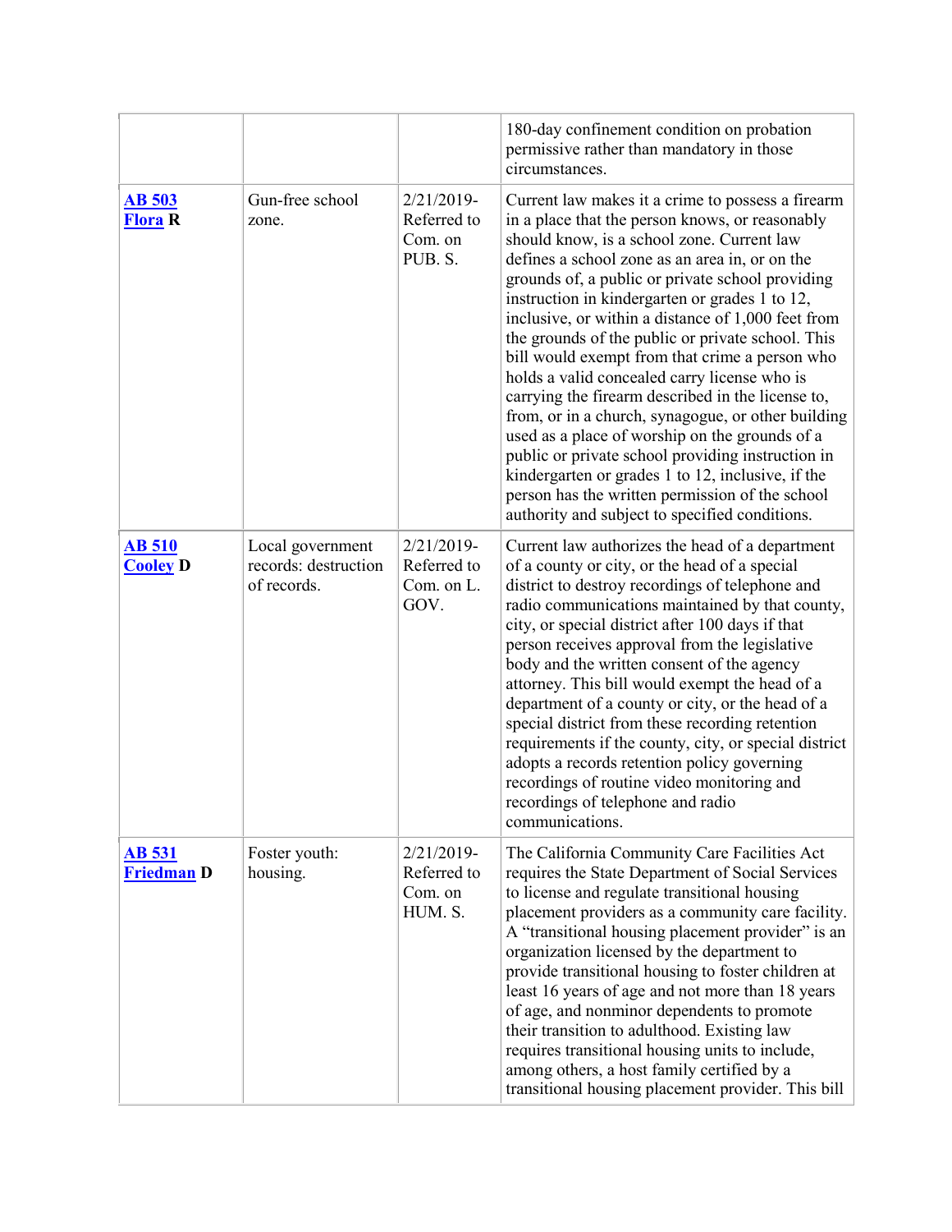| | | | |
|---|---|---|---|
| | | | 180-day confinement condition on probation permissive rather than mandatory in those circumstances. |
| **AB 503** **Flora R** | Gun-free school zone. | 2/21/2019-Referred to Com. on PUB. S. | Current law makes it a crime to possess a firearm in a place that the person knows, or reasonably should know, is a school zone. Current law defines a school zone as an area in, or on the grounds of, a public or private school providing instruction in kindergarten or grades 1 to 12, inclusive, or within a distance of 1,000 feet from the grounds of the public or private school. This bill would exempt from that crime a person who holds a valid concealed carry license who is carrying the firearm described in the license to, from, or in a church, synagogue, or other building used as a place of worship on the grounds of a public or private school providing instruction in kindergarten or grades 1 to 12, inclusive, if the person has the written permission of the school authority and subject to specified conditions. |
| **AB 510** **Cooley D** | Local government records: destruction of records. | 2/21/2019-Referred to Com. on L. GOV. | Current law authorizes the head of a department of a county or city, or the head of a special district to destroy recordings of telephone and radio communications maintained by that county, city, or special district after 100 days if that person receives approval from the legislative body and the written consent of the agency attorney. This bill would exempt the head of a department of a county or city, or the head of a special district from these recording retention requirements if the county, city, or special district adopts a records retention policy governing recordings of routine video monitoring and recordings of telephone and radio communications. |
| **AB 531** **Friedman D** | Foster youth: housing. | 2/21/2019-Referred to Com. on HUM. S. | The California Community Care Facilities Act requires the State Department of Social Services to license and regulate transitional housing placement providers as a community care facility. A "transitional housing placement provider" is an organization licensed by the department to provide transitional housing to foster children at least 16 years of age and not more than 18 years of age, and nonminor dependents to promote their transition to adulthood. Existing law requires transitional housing units to include, among others, a host family certified by a transitional housing placement provider. This bill |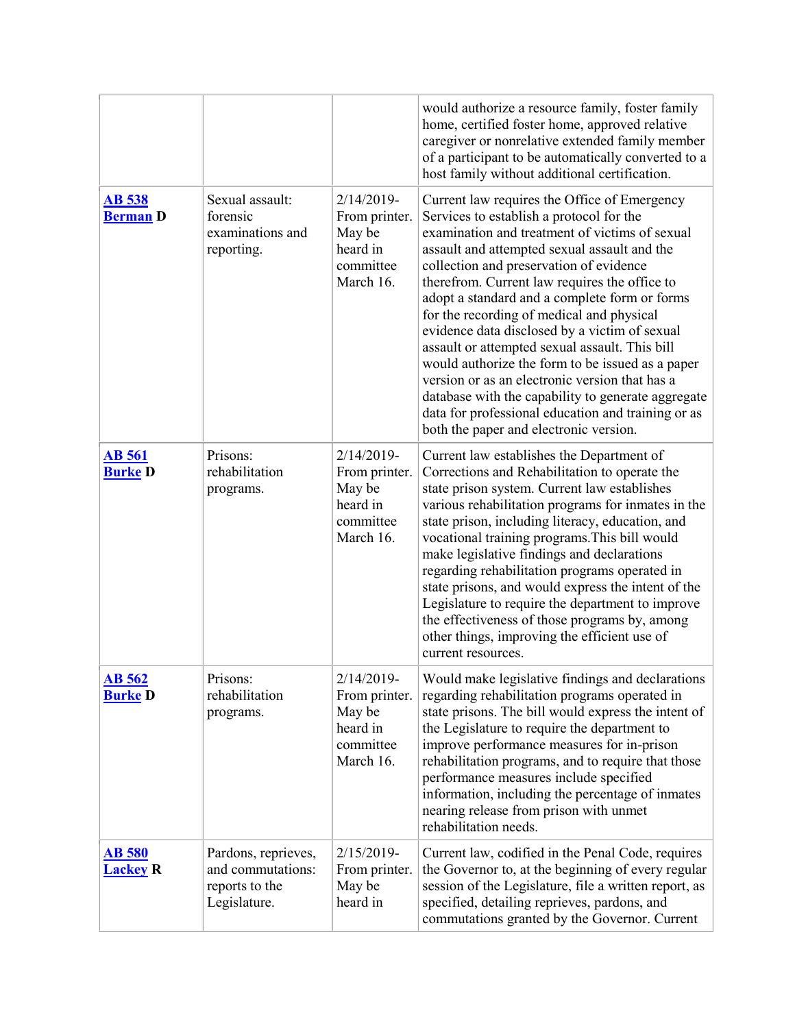| | | | |
|---|---|---|---|
| | | | would authorize a resource family, foster family home, certified foster home, approved relative caregiver or nonrelative extended family member of a participant to be automatically converted to a host family without additional certification. |
| **AB 538** **Berman D** | Sexual assault: forensic examinations and reporting. | 2/14/2019-From printer. May be heard in committee March 16. | Current law requires the Office of Emergency Services to establish a protocol for the examination and treatment of victims of sexual assault and attempted sexual assault and the collection and preservation of evidence therefrom. Current law requires the office to adopt a standard and a complete form or forms for the recording of medical and physical evidence data disclosed by a victim of sexual assault or attempted sexual assault. This bill would authorize the form to be issued as a paper version or as an electronic version that has a database with the capability to generate aggregate data for professional education and training or as both the paper and electronic version. |
| **AB 561** **Burke D** | Prisons: rehabilitation programs. | 2/14/2019-From printer. May be heard in committee March 16. | Current law establishes the Department of Corrections and Rehabilitation to operate the state prison system. Current law establishes various rehabilitation programs for inmates in the state prison, including literacy, education, and vocational training programs.This bill would make legislative findings and declarations regarding rehabilitation programs operated in state prisons, and would express the intent of the Legislature to require the department to improve the effectiveness of those programs by, among other things, improving the efficient use of current resources. |
| **AB 562** **Burke D** | Prisons: rehabilitation programs. | 2/14/2019-From printer. May be heard in committee March 16. | Would make legislative findings and declarations regarding rehabilitation programs operated in state prisons. The bill would express the intent of the Legislature to require the department to improve performance measures for in-prison rehabilitation programs, and to require that those performance measures include specified information, including the percentage of inmates nearing release from prison with unmet rehabilitation needs. |
| **AB 580** **Lackey R** | Pardons, reprieves, and commutations: reports to the Legislature. | 2/15/2019-From printer. May be heard in | Current law, codified in the Penal Code, requires the Governor to, at the beginning of every regular session of the Legislature, file a written report, as specified, detailing reprieves, pardons, and commutations granted by the Governor. Current |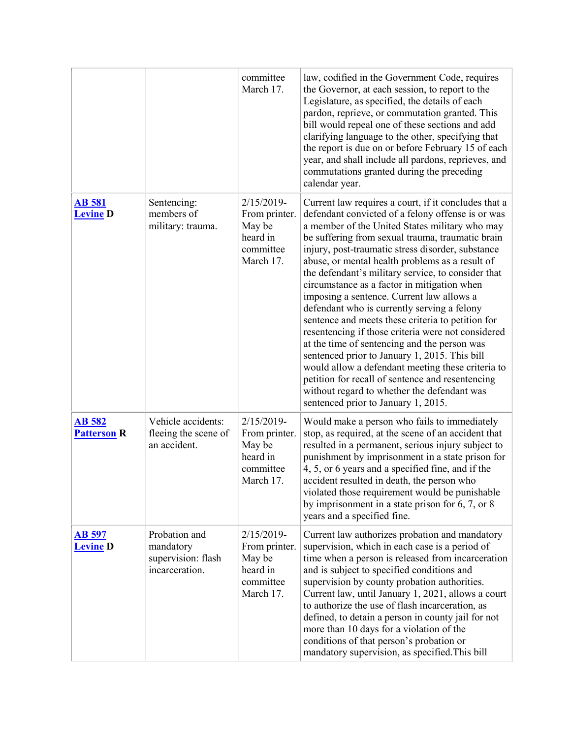| | | | |
|---|---|---|---|
| | | committee March 17. | law, codified in the Government Code, requires the Governor, at each session, to report to the Legislature, as specified, the details of each pardon, reprieve, or commutation granted. This bill would repeal one of these sections and add clarifying language to the other, specifying that the report is due on or before February 15 of each year, and shall include all pardons, reprieves, and commutations granted during the preceding calendar year. |
| **AB 581** **Levine D** | Sentencing: members of military: trauma. | 2/15/2019- From printer. May be heard in committee March 17. | Current law requires a court, if it concludes that a defendant convicted of a felony offense is or was a member of the United States military who may be suffering from sexual trauma, traumatic brain injury, post-traumatic stress disorder, substance abuse, or mental health problems as a result of the defendant's military service, to consider that circumstance as a factor in mitigation when imposing a sentence. Current law allows a defendant who is currently serving a felony sentence and meets these criteria to petition for resentencing if those criteria were not considered at the time of sentencing and the person was sentenced prior to January 1, 2015. This bill would allow a defendant meeting these criteria to petition for recall of sentence and resentencing without regard to whether the defendant was sentenced prior to January 1, 2015. |
| **AB 582** **Patterson R** | Vehicle accidents: fleeing the scene of an accident. | 2/15/2019- From printer. May be heard in committee March 17. | Would make a person who fails to immediately stop, as required, at the scene of an accident that resulted in a permanent, serious injury subject to punishment by imprisonment in a state prison for 4, 5, or 6 years and a specified fine, and if the accident resulted in death, the person who violated those requirement would be punishable by imprisonment in a state prison for 6, 7, or 8 years and a specified fine. |
| **AB 597** **Levine D** | Probation and mandatory supervision: flash incarceration. | 2/15/2019- From printer. May be heard in committee March 17. | Current law authorizes probation and mandatory supervision, which in each case is a period of time when a person is released from incarceration and is subject to specified conditions and supervision by county probation authorities. Current law, until January 1, 2021, allows a court to authorize the use of flash incarceration, as defined, to detain a person in county jail for not more than 10 days for a violation of the conditions of that person's probation or mandatory supervision, as specified.This bill |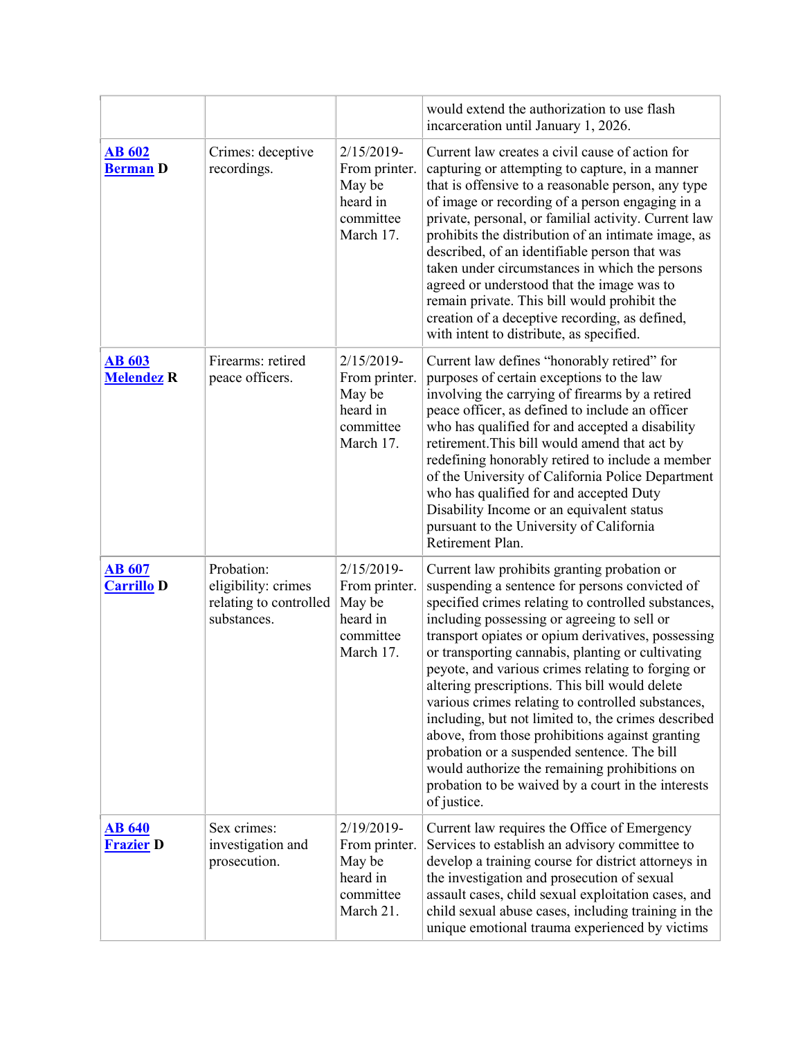| | | | |
|---|---|---|---|
| | | | would extend the authorization to use flash incarceration until January 1, 2026. |
| **AB 602** **Berman D** | Crimes: deceptive recordings. | 2/15/2019- From printer. May be heard in committee March 17. | Current law creates a civil cause of action for capturing or attempting to capture, in a manner that is offensive to a reasonable person, any type of image or recording of a person engaging in a private, personal, or familial activity. Current law prohibits the distribution of an intimate image, as described, of an identifiable person that was taken under circumstances in which the persons agreed or understood that the image was to remain private. This bill would prohibit the creation of a deceptive recording, as defined, with intent to distribute, as specified. |
| **AB 603** **Melendez R** | Firearms: retired peace officers. | 2/15/2019- From printer. May be heard in committee March 17. | Current law defines "honorably retired" for purposes of certain exceptions to the law involving the carrying of firearms by a retired peace officer, as defined to include an officer who has qualified for and accepted a disability retirement.This bill would amend that act by redefining honorably retired to include a member of the University of California Police Department who has qualified for and accepted Duty Disability Income or an equivalent status pursuant to the University of California Retirement Plan. |
| **AB 607** **Carrillo D** | Probation: eligibility: crimes relating to controlled substances. | 2/15/2019- From printer. May be heard in committee March 17. | Current law prohibits granting probation or suspending a sentence for persons convicted of specified crimes relating to controlled substances, including possessing or agreeing to sell or transport opiates or opium derivatives, possessing or transporting cannabis, planting or cultivating peyote, and various crimes relating to forging or altering prescriptions. This bill would delete various crimes relating to controlled substances, including, but not limited to, the crimes described above, from those prohibitions against granting probation or a suspended sentence. The bill would authorize the remaining prohibitions on probation to be waived by a court in the interests of justice. |
| **AB 640** **Frazier D** | Sex crimes: investigation and prosecution. | 2/19/2019- From printer. May be heard in committee March 21. | Current law requires the Office of Emergency Services to establish an advisory committee to develop a training course for district attorneys in the investigation and prosecution of sexual assault cases, child sexual exploitation cases, and child sexual abuse cases, including training in the unique emotional trauma experienced by victims |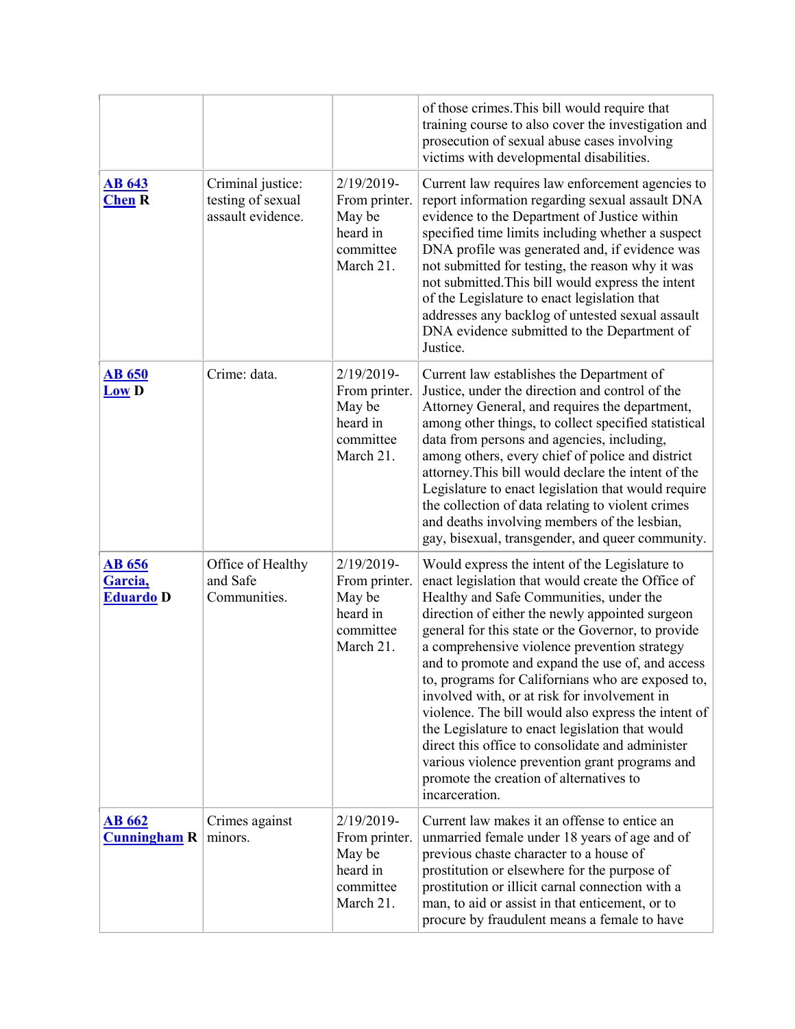| | | | |
|---|---|---|---|
| | | | of those crimes.This bill would require that training course to also cover the investigation and prosecution of sexual abuse cases involving victims with developmental disabilities. |
| **AB 643** **Chen R** | Criminal justice: testing of sexual assault evidence. | 2/19/2019-From printer. May be heard in committee March 21. | Current law requires law enforcement agencies to report information regarding sexual assault DNA evidence to the Department of Justice within specified time limits including whether a suspect DNA profile was generated and, if evidence was not submitted for testing, the reason why it was not submitted.This bill would express the intent of the Legislature to enact legislation that addresses any backlog of untested sexual assault DNA evidence submitted to the Department of Justice. |
| **AB 650** **Low D** | Crime: data. | 2/19/2019-From printer. May be heard in committee March 21. | Current law establishes the Department of Justice, under the direction and control of the Attorney General, and requires the department, among other things, to collect specified statistical data from persons and agencies, including, among others, every chief of police and district attorney.This bill would declare the intent of the Legislature to enact legislation that would require the collection of data relating to violent crimes and deaths involving members of the lesbian, gay, bisexual, transgender, and queer community. |
| **AB 656** **Garcia, Eduardo D** | Office of Healthy and Safe Communities. | 2/19/2019-From printer. May be heard in committee March 21. | Would express the intent of the Legislature to enact legislation that would create the Office of Healthy and Safe Communities, under the direction of either the newly appointed surgeon general for this state or the Governor, to provide a comprehensive violence prevention strategy and to promote and expand the use of, and access to, programs for Californians who are exposed to, involved with, or at risk for involvement in violence. The bill would also express the intent of the Legislature to enact legislation that would direct this office to consolidate and administer various violence prevention grant programs and promote the creation of alternatives to incarceration. |
| **AB 662** **Cunningham R** | Crimes against minors. | 2/19/2019-From printer. May be heard in committee March 21. | Current law makes it an offense to entice an unmarried female under 18 years of age and of previous chaste character to a house of prostitution or elsewhere for the purpose of prostitution or illicit carnal connection with a man, to aid or assist in that enticement, or to procure by fraudulent means a female to have |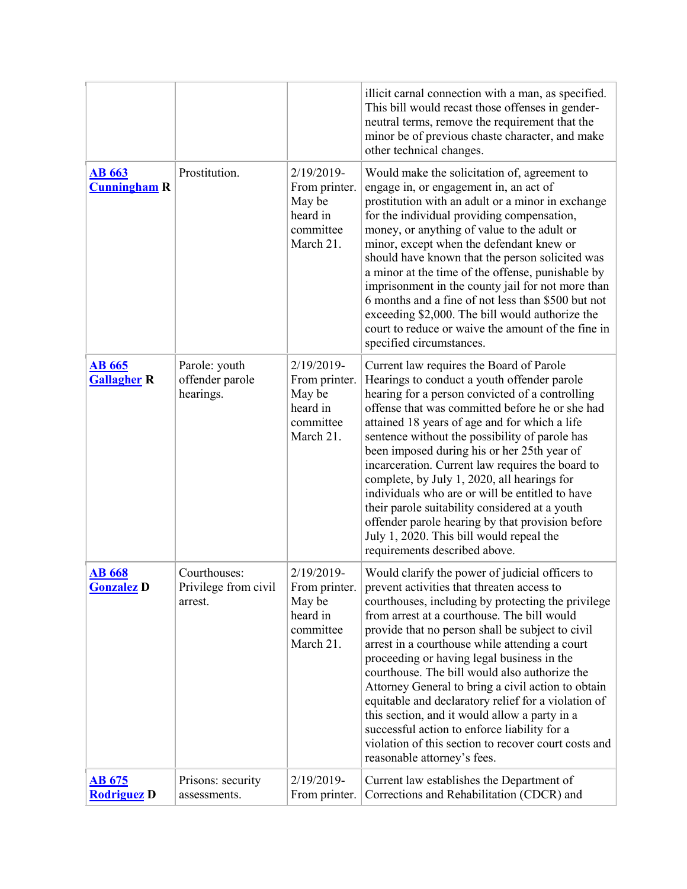| | | | |
|---|---|---|---|
| | | | illicit carnal connection with a man, as specified. This bill would recast those offenses in gender-neutral terms, remove the requirement that the minor be of previous chaste character, and make other technical changes. |
| **AB 663** **Cunningham R** | Prostitution. | 2/19/2019-From printer. May be heard in committee March 21. | Would make the solicitation of, agreement to engage in, or engagement in, an act of prostitution with an adult or a minor in exchange for the individual providing compensation, money, or anything of value to the adult or minor, except when the defendant knew or should have known that the person solicited was a minor at the time of the offense, punishable by imprisonment in the county jail for not more than 6 months and a fine of not less than $500 but not exceeding $2,000. The bill would authorize the court to reduce or waive the amount of the fine in specified circumstances. |
| **AB 665** **Gallagher R** | Parole: youth offender parole hearings. | 2/19/2019-From printer. May be heard in committee March 21. | Current law requires the Board of Parole Hearings to conduct a youth offender parole hearing for a person convicted of a controlling offense that was committed before he or she had attained 18 years of age and for which a life sentence without the possibility of parole has been imposed during his or her 25th year of incarceration. Current law requires the board to complete, by July 1, 2020, all hearings for individuals who are or will be entitled to have their parole suitability considered at a youth offender parole hearing by that provision before July 1, 2020. This bill would repeal the requirements described above. |
| **AB 668** **Gonzalez D** | Courthouses: Privilege from civil arrest. | 2/19/2019-From printer. May be heard in committee March 21. | Would clarify the power of judicial officers to prevent activities that threaten access to courthouses, including by protecting the privilege from arrest at a courthouse. The bill would provide that no person shall be subject to civil arrest in a courthouse while attending a court proceeding or having legal business in the courthouse. The bill would also authorize the Attorney General to bring a civil action to obtain equitable and declaratory relief for a violation of this section, and it would allow a party in a successful action to enforce liability for a violation of this section to recover court costs and reasonable attorney's fees. |
| **AB 675** **Rodriguez D** | Prisons: security assessments. | 2/19/2019-From printer. | Current law establishes the Department of Corrections and Rehabilitation (CDCR) and |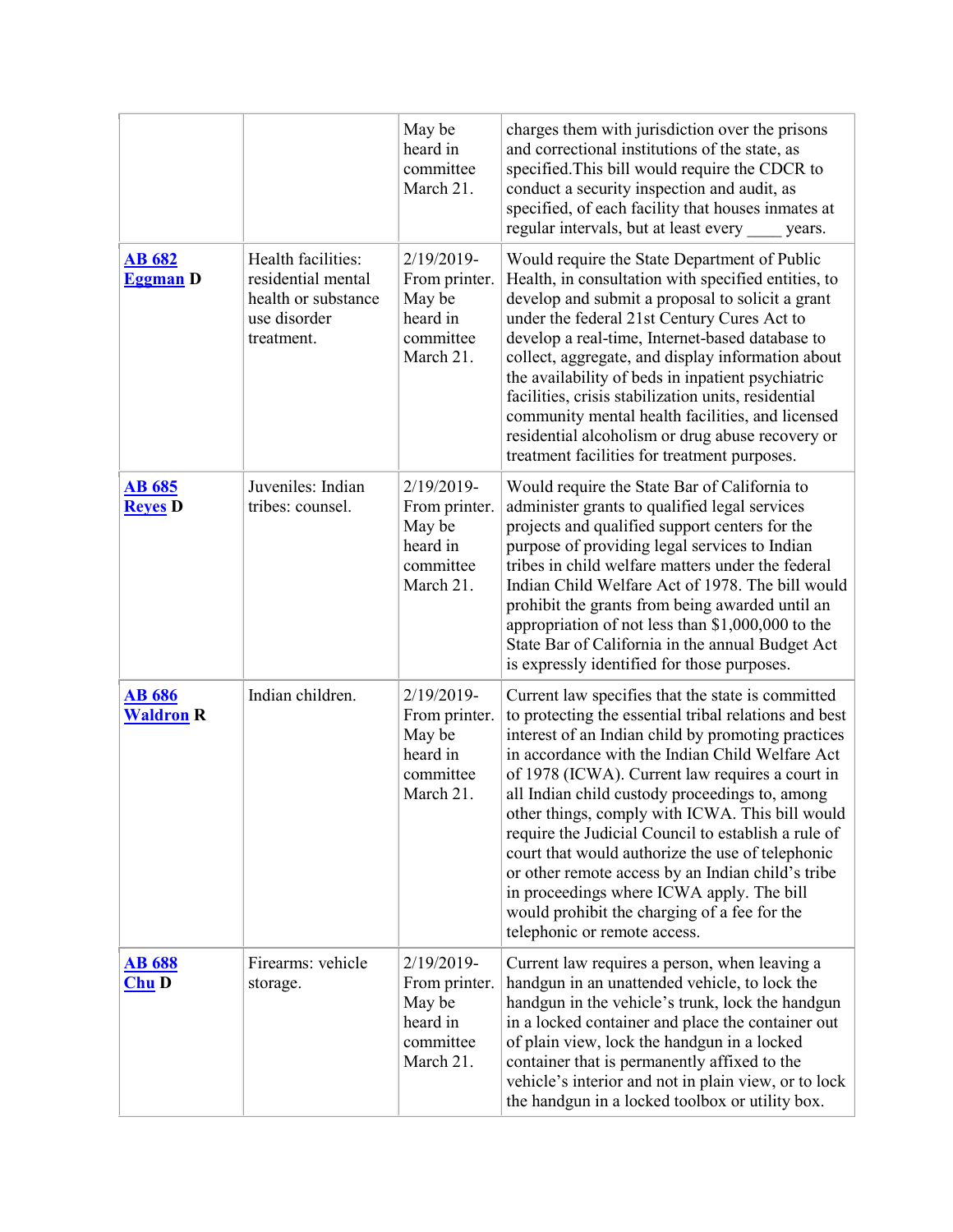| | | | |
|---|---|---|---|
| | | May be heard in committee March 21. | charges them with jurisdiction over the prisons and correctional institutions of the state, as specified.This bill would require the CDCR to conduct a security inspection and audit, as specified, of each facility that houses inmates at regular intervals, but at least every ____ years. |
| **AB 682** **Eggman D** | Health facilities: residential mental health or substance use disorder treatment. | 2/19/2019- From printer. May be heard in committee March 21. | Would require the State Department of Public Health, in consultation with specified entities, to develop and submit a proposal to solicit a grant under the federal 21st Century Cures Act to develop a real-time, Internet-based database to collect, aggregate, and display information about the availability of beds in inpatient psychiatric facilities, crisis stabilization units, residential community mental health facilities, and licensed residential alcoholism or drug abuse recovery or treatment facilities for treatment purposes. |
| **AB 685** **Reyes D** | Juveniles: Indian tribes: counsel. | 2/19/2019- From printer. May be heard in committee March 21. | Would require the State Bar of California to administer grants to qualified legal services projects and qualified support centers for the purpose of providing legal services to Indian tribes in child welfare matters under the federal Indian Child Welfare Act of 1978. The bill would prohibit the grants from being awarded until an appropriation of not less than $1,000,000 to the State Bar of California in the annual Budget Act is expressly identified for those purposes. |
| **AB 686** **Waldron R** | Indian children. | 2/19/2019- From printer. May be heard in committee March 21. | Current law specifies that the state is committed to protecting the essential tribal relations and best interest of an Indian child by promoting practices in accordance with the Indian Child Welfare Act of 1978 (ICWA). Current law requires a court in all Indian child custody proceedings to, among other things, comply with ICWA. This bill would require the Judicial Council to establish a rule of court that would authorize the use of telephonic or other remote access by an Indian child's tribe in proceedings where ICWA apply. The bill would prohibit the charging of a fee for the telephonic or remote access. |
| **AB 688** **Chu D** | Firearms: vehicle storage. | 2/19/2019- From printer. May be heard in committee March 21. | Current law requires a person, when leaving a handgun in an unattended vehicle, to lock the handgun in the vehicle's trunk, lock the handgun in a locked container and place the container out of plain view, lock the handgun in a locked container that is permanently affixed to the vehicle's interior and not in plain view, or to lock the handgun in a locked toolbox or utility box. |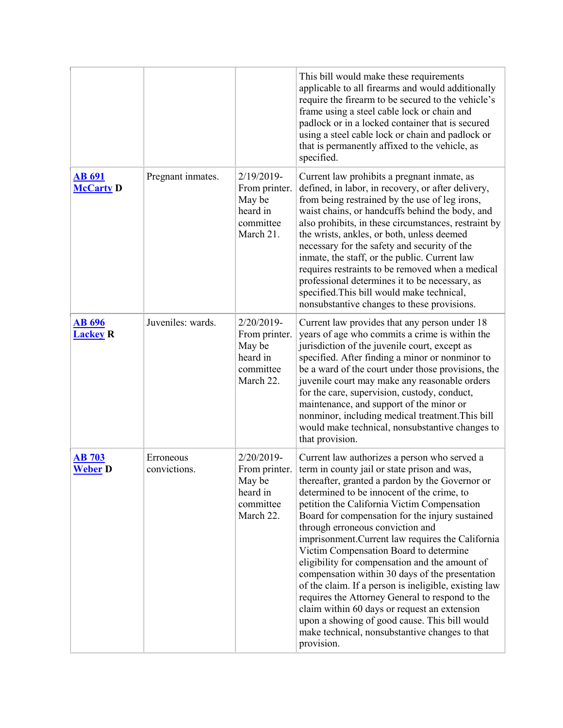| | | | |
|---|---|---|---|
| | | | This bill would make these requirements applicable to all firearms and would additionally require the firearm to be secured to the vehicle's frame using a steel cable lock or chain and padlock or in a locked container that is secured using a steel cable lock or chain and padlock or that is permanently affixed to the vehicle, as specified. |
| **AB 691 McCarty D** | Pregnant inmates. | 2/19/2019- From printer. May be heard in committee March 21. | Current law prohibits a pregnant inmate, as defined, in labor, in recovery, or after delivery, from being restrained by the use of leg irons, waist chains, or handcuffs behind the body, and also prohibits, in these circumstances, restraint by the wrists, ankles, or both, unless deemed necessary for the safety and security of the inmate, the staff, or the public. Current law requires restraints to be removed when a medical professional determines it to be necessary, as specified.This bill would make technical, nonsubstantive changes to these provisions. |
| **AB 696 Lackey R** | Juveniles: wards. | 2/20/2019- From printer. May be heard in committee March 22. | Current law provides that any person under 18 years of age who commits a crime is within the jurisdiction of the juvenile court, except as specified. After finding a minor or nonminor to be a ward of the court under those provisions, the juvenile court may make any reasonable orders for the care, supervision, custody, conduct, maintenance, and support of the minor or nonminor, including medical treatment.This bill would make technical, nonsubstantive changes to that provision. |
| **AB 703 Weber D** | Erroneous convictions. | 2/20/2019- From printer. May be heard in committee March 22. | Current law authorizes a person who served a term in county jail or state prison and was, thereafter, granted a pardon by the Governor or determined to be innocent of the crime, to petition the California Victim Compensation Board for compensation for the injury sustained through erroneous conviction and imprisonment.Current law requires the California Victim Compensation Board to determine eligibility for compensation and the amount of compensation within 30 days of the presentation of the claim. If a person is ineligible, existing law requires the Attorney General to respond to the claim within 60 days or request an extension upon a showing of good cause. This bill would make technical, nonsubstantive changes to that provision. |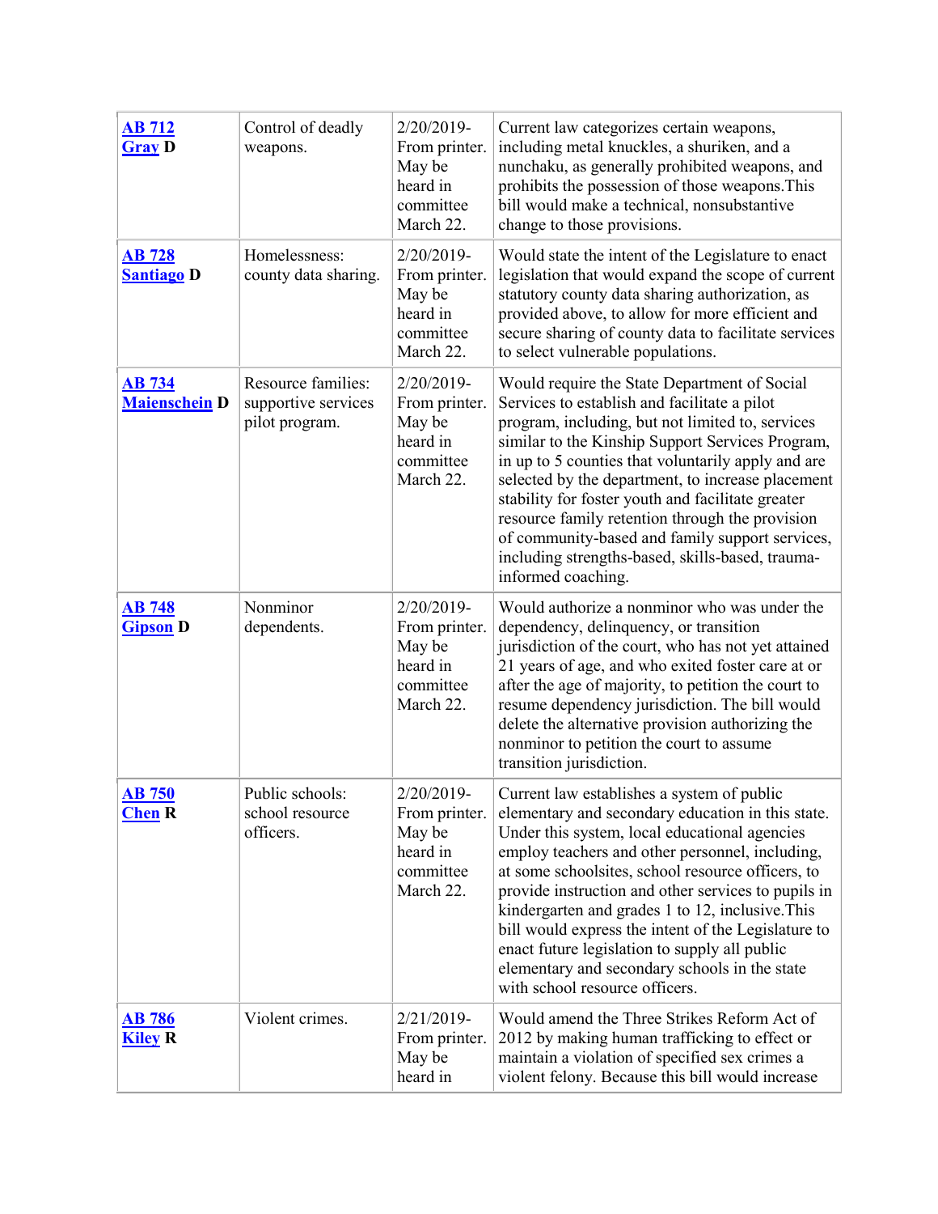| | | | |
|---|---|---|---|
| **AB 712** **Gray D** | Control of deadly weapons. | 2/20/2019-From printer. May be heard in committee March 22. | Current law categorizes certain weapons, including metal knuckles, a shuriken, and a nunchaku, as generally prohibited weapons, and prohibits the possession of those weapons.This bill would make a technical, nonsubstantive change to those provisions. |
| **AB 728** **Santiago D** | Homelessness: county data sharing. | 2/20/2019-From printer. May be heard in committee March 22. | Would state the intent of the Legislature to enact legislation that would expand the scope of current statutory county data sharing authorization, as provided above, to allow for more efficient and secure sharing of county data to facilitate services to select vulnerable populations. |
| **AB 734** **Maienschein D** | Resource families: supportive services pilot program. | 2/20/2019-From printer. May be heard in committee March 22. | Would require the State Department of Social Services to establish and facilitate a pilot program, including, but not limited to, services similar to the Kinship Support Services Program, in up to 5 counties that voluntarily apply and are selected by the department, to increase placement stability for foster youth and facilitate greater resource family retention through the provision of community-based and family support services, including strengths-based, skills-based, trauma-informed coaching. |
| **AB 748** **Gipson D** | Nonminor dependents. | 2/20/2019-From printer. May be heard in committee March 22. | Would authorize a nonminor who was under the dependency, delinquency, or transition jurisdiction of the court, who has not yet attained 21 years of age, and who exited foster care at or after the age of majority, to petition the court to resume dependency jurisdiction. The bill would delete the alternative provision authorizing the nonminor to petition the court to assume transition jurisdiction. |
| **AB 750** **Chen R** | Public schools: school resource officers. | 2/20/2019-From printer. May be heard in committee March 22. | Current law establishes a system of public elementary and secondary education in this state. Under this system, local educational agencies employ teachers and other personnel, including, at some schoolsites, school resource officers, to provide instruction and other services to pupils in kindergarten and grades 1 to 12, inclusive.This bill would express the intent of the Legislature to enact future legislation to supply all public elementary and secondary schools in the state with school resource officers. |
| **AB 786** **Kiley R** | Violent crimes. | 2/21/2019-From printer. May be heard in | Would amend the Three Strikes Reform Act of 2012 by making human trafficking to effect or maintain a violation of specified sex crimes a violent felony. Because this bill would increase |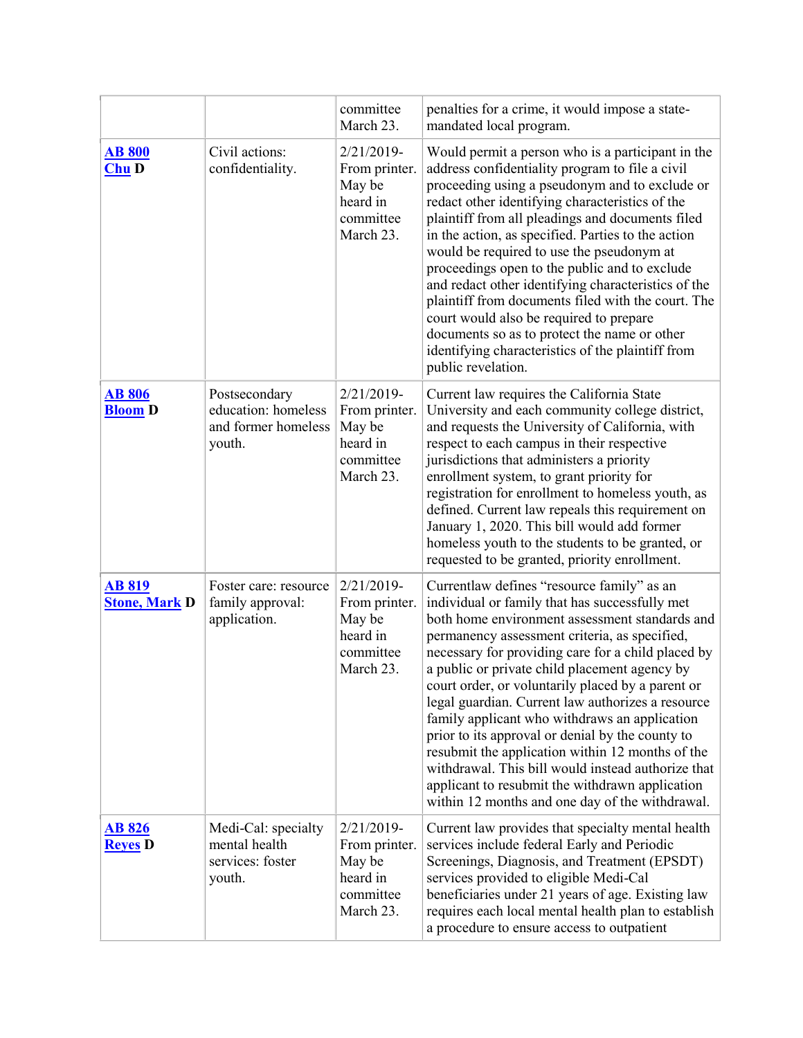| | | committee March 23. | penalties for a crime, it would impose a state-mandated local program. |
|---|---|---|---|
| **AB 800** **Chu D** | Civil actions: confidentiality. | 2/21/2019-From printer. May be heard in committee March 23. | Would permit a person who is a participant in the address confidentiality program to file a civil proceeding using a pseudonym and to exclude or redact other identifying characteristics of the plaintiff from all pleadings and documents filed in the action, as specified. Parties to the action would be required to use the pseudonym at proceedings open to the public and to exclude and redact other identifying characteristics of the plaintiff from documents filed with the court. The court would also be required to prepare documents so as to protect the name or other identifying characteristics of the plaintiff from public revelation. |
| **AB 806** **Bloom D** | Postsecondary education: homeless and former homeless youth. | 2/21/2019-From printer. May be heard in committee March 23. | Current law requires the California State University and each community college district, and requests the University of California, with respect to each campus in their respective jurisdictions that administers a priority enrollment system, to grant priority for registration for enrollment to homeless youth, as defined. Current law repeals this requirement on January 1, 2020. This bill would add former homeless youth to the students to be granted, or requested to be granted, priority enrollment. |
| **AB 819** **Stone, Mark D** | Foster care: resource family approval: application. | 2/21/2019-From printer. May be heard in committee March 23. | Currentlaw defines "resource family" as an individual or family that has successfully met both home environment assessment standards and permanency assessment criteria, as specified, necessary for providing care for a child placed by a public or private child placement agency by court order, or voluntarily placed by a parent or legal guardian. Current law authorizes a resource family applicant who withdraws an application prior to its approval or denial by the county to resubmit the application within 12 months of the withdrawal. This bill would instead authorize that applicant to resubmit the withdrawn application within 12 months and one day of the withdrawal. |
| **AB 826** **Reyes D** | Medi-Cal: specialty mental health services: foster youth. | 2/21/2019-From printer. May be heard in committee March 23. | Current law provides that specialty mental health services include federal Early and Periodic Screenings, Diagnosis, and Treatment (EPSDT) services provided to eligible Medi-Cal beneficiaries under 21 years of age. Existing law requires each local mental health plan to establish a procedure to ensure access to outpatient |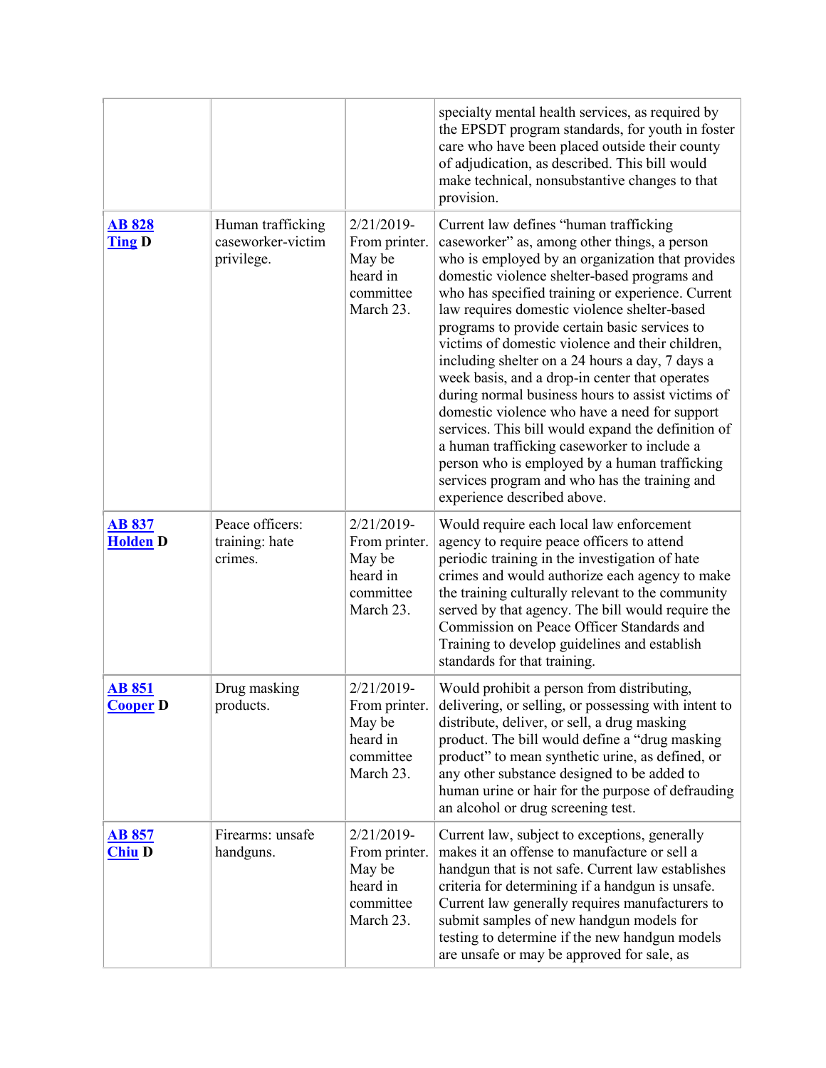| | | | |
|---|---|---|---|
| | | | specialty mental health services, as required by the EPSDT program standards, for youth in foster care who have been placed outside their county of adjudication, as described. This bill would make technical, nonsubstantive changes to that provision. |
| **AB 828** **Ting D** | Human trafficking caseworker-victim privilege. | 2/21/2019-From printer. May be heard in committee March 23. | Current law defines "human trafficking caseworker" as, among other things, a person who is employed by an organization that provides domestic violence shelter-based programs and who has specified training or experience. Current law requires domestic violence shelter-based programs to provide certain basic services to victims of domestic violence and their children, including shelter on a 24 hours a day, 7 days a week basis, and a drop-in center that operates during normal business hours to assist victims of domestic violence who have a need for support services. This bill would expand the definition of a human trafficking caseworker to include a person who is employed by a human trafficking services program and who has the training and experience described above. |
| **AB 837** **Holden D** | Peace officers: training: hate crimes. | 2/21/2019-From printer. May be heard in committee March 23. | Would require each local law enforcement agency to require peace officers to attend periodic training in the investigation of hate crimes and would authorize each agency to make the training culturally relevant to the community served by that agency. The bill would require the Commission on Peace Officer Standards and Training to develop guidelines and establish standards for that training. |
| **AB 851** **Cooper D** | Drug masking products. | 2/21/2019-From printer. May be heard in committee March 23. | Would prohibit a person from distributing, delivering, or selling, or possessing with intent to distribute, deliver, or sell, a drug masking product. The bill would define a "drug masking product" to mean synthetic urine, as defined, or any other substance designed to be added to human urine or hair for the purpose of defrauding an alcohol or drug screening test. |
| **AB 857** **Chiu D** | Firearms: unsafe handguns. | 2/21/2019-From printer. May be heard in committee March 23. | Current law, subject to exceptions, generally makes it an offense to manufacture or sell a handgun that is not safe. Current law establishes criteria for determining if a handgun is unsafe. Current law generally requires manufacturers to submit samples of new handgun models for testing to determine if the new handgun models are unsafe or may be approved for sale, as |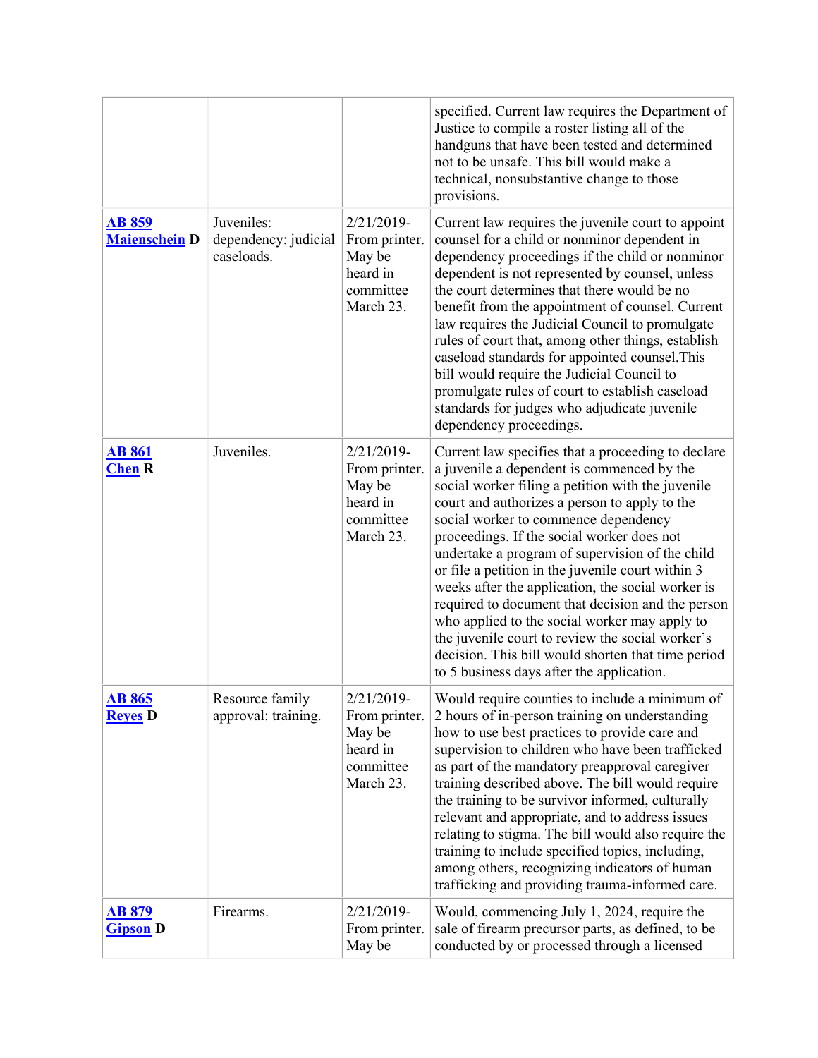| | | | |
|---|---|---|---|
| | | | specified. Current law requires the Department of Justice to compile a roster listing all of the handguns that have been tested and determined not to be unsafe. This bill would make a technical, nonsubstantive change to those provisions. |
| **AB 859** **Maienschein D** | Juveniles: dependency: judicial caseloads. | 2/21/2019-From printer. May be heard in committee March 23. | Current law requires the juvenile court to appoint counsel for a child or nonminor dependent in dependency proceedings if the child or nonminor dependent is not represented by counsel, unless the court determines that there would be no benefit from the appointment of counsel. Current law requires the Judicial Council to promulgate rules of court that, among other things, establish caseload standards for appointed counsel.This bill would require the Judicial Council to promulgate rules of court to establish caseload standards for judges who adjudicate juvenile dependency proceedings. |
| **AB 861** **Chen R** | Juveniles. | 2/21/2019-From printer. May be heard in committee March 23. | Current law specifies that a proceeding to declare a juvenile a dependent is commenced by the social worker filing a petition with the juvenile court and authorizes a person to apply to the social worker to commence dependency proceedings. If the social worker does not undertake a program of supervision of the child or file a petition in the juvenile court within 3 weeks after the application, the social worker is required to document that decision and the person who applied to the social worker may apply to the juvenile court to review the social worker's decision. This bill would shorten that time period to 5 business days after the application. |
| **AB 865** **Reyes D** | Resource family approval: training. | 2/21/2019-From printer. May be heard in committee March 23. | Would require counties to include a minimum of 2 hours of in-person training on understanding how to use best practices to provide care and supervision to children who have been trafficked as part of the mandatory preapproval caregiver training described above. The bill would require the training to be survivor informed, culturally relevant and appropriate, and to address issues relating to stigma. The bill would also require the training to include specified topics, including, among others, recognizing indicators of human trafficking and providing trauma-informed care. |
| **AB 879** **Gipson D** | Firearms. | 2/21/2019-From printer. May be | Would, commencing July 1, 2024, require the sale of firearm precursor parts, as defined, to be conducted by or processed through a licensed |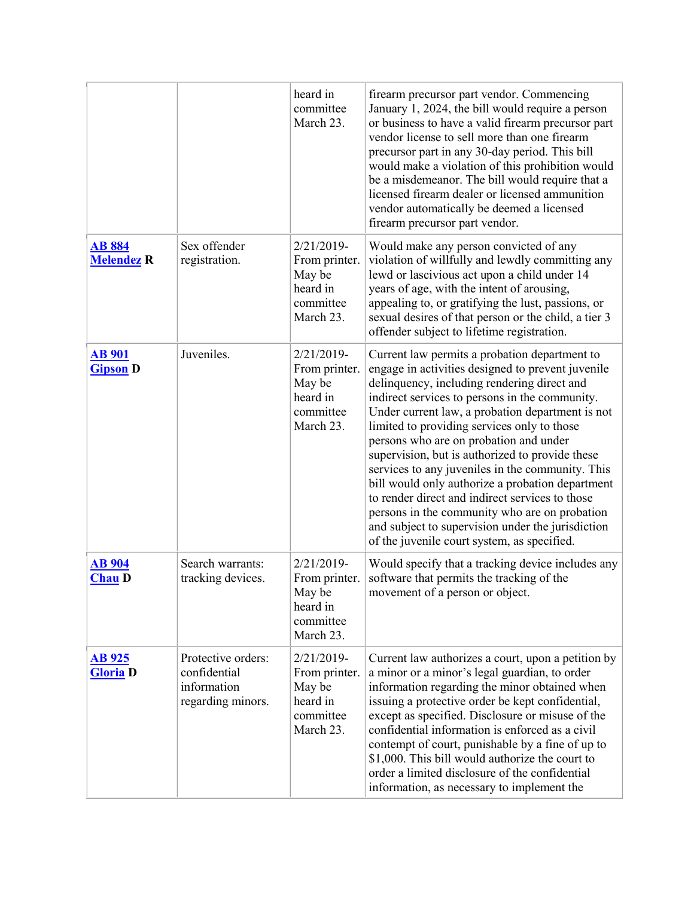| | | heard in committee March 23. | firearm precursor part vendor. Commencing January 1, 2024, the bill would require a person or business to have a valid firearm precursor part vendor license to sell more than one firearm precursor part in any 30-day period. This bill would make a violation of this prohibition would be a misdemeanor. The bill would require that a licensed firearm dealer or licensed ammunition vendor automatically be deemed a licensed firearm precursor part vendor. |
|---|---|---|---|
| **AB 884 Melendez R** | Sex offender registration. | 2/21/2019-From printer. May be heard in committee March 23. | Would make any person convicted of any violation of willfully and lewdly committing any lewd or lascivious act upon a child under 14 years of age, with the intent of arousing, appealing to, or gratifying the lust, passions, or sexual desires of that person or the child, a tier 3 offender subject to lifetime registration. |
| **AB 901 Gipson D** | Juveniles. | 2/21/2019-From printer. May be heard in committee March 23. | Current law permits a probation department to engage in activities designed to prevent juvenile delinquency, including rendering direct and indirect services to persons in the community. Under current law, a probation department is not limited to providing services only to those persons who are on probation and under supervision, but is authorized to provide these services to any juveniles in the community. This bill would only authorize a probation department to render direct and indirect services to those persons in the community who are on probation and subject to supervision under the jurisdiction of the juvenile court system, as specified. |
| **AB 904 Chau D** | Search warrants: tracking devices. | 2/21/2019-From printer. May be heard in committee March 23. | Would specify that a tracking device includes any software that permits the tracking of the movement of a person or object. |
| **AB 925 Gloria D** | Protective orders: confidential information regarding minors. | 2/21/2019-From printer. May be heard in committee March 23. | Current law authorizes a court, upon a petition by a minor or a minor's legal guardian, to order information regarding the minor obtained when issuing a protective order be kept confidential, except as specified. Disclosure or misuse of the confidential information is enforced as a civil contempt of court, punishable by a fine of up to $1,000. This bill would authorize the court to order a limited disclosure of the confidential information, as necessary to implement the |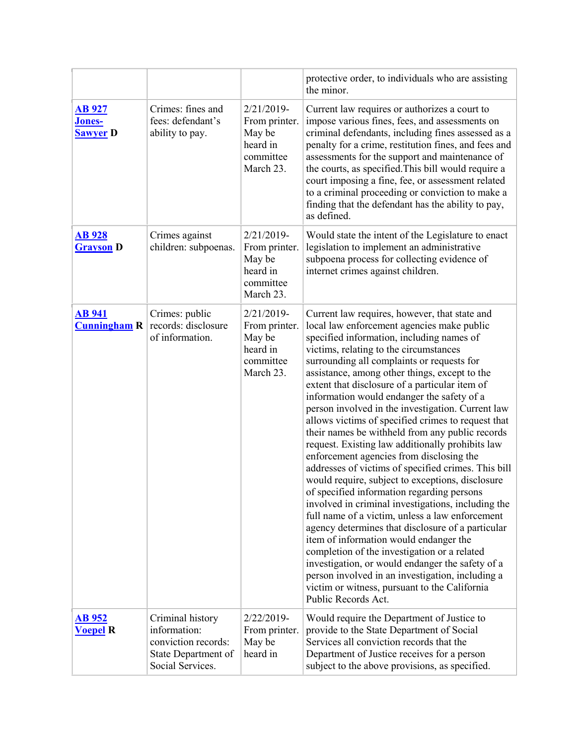| | | | |
|---|---|---|---|
| | | | protective order, to individuals who are assisting the minor. |
| **AB 927 Jones-Sawyer D** | Crimes: fines and fees: defendant's ability to pay. | 2/21/2019-From printer. May be heard in committee March 23. | Current law requires or authorizes a court to impose various fines, fees, and assessments on criminal defendants, including fines assessed as a penalty for a crime, restitution fines, and fees and assessments for the support and maintenance of the courts, as specified.This bill would require a court imposing a fine, fee, or assessment related to a criminal proceeding or conviction to make a finding that the defendant has the ability to pay, as defined. |
| **AB 928 Grayson D** | Crimes against children: subpoenas. | 2/21/2019-From printer. May be heard in committee March 23. | Would state the intent of the Legislature to enact legislation to implement an administrative subpoena process for collecting evidence of internet crimes against children. |
| **AB 941 Cunningham R** | Crimes: public records: disclosure of information. | 2/21/2019-From printer. May be heard in committee March 23. | Current law requires, however, that state and local law enforcement agencies make public specified information, including names of victims, relating to the circumstances surrounding all complaints or requests for assistance, among other things, except to the extent that disclosure of a particular item of information would endanger the safety of a person involved in the investigation. Current law allows victims of specified crimes to request that their names be withheld from any public records request. Existing law additionally prohibits law enforcement agencies from disclosing the addresses of victims of specified crimes. This bill would require, subject to exceptions, disclosure of specified information regarding persons involved in criminal investigations, including the full name of a victim, unless a law enforcement agency determines that disclosure of a particular item of information would endanger the completion of the investigation or a related investigation, or would endanger the safety of a person involved in an investigation, including a victim or witness, pursuant to the California Public Records Act. |
| **AB 952 Voepel R** | Criminal history information: conviction records: State Department of Social Services. | 2/22/2019-From printer. May be heard in | Would require the Department of Justice to provide to the State Department of Social Services all conviction records that the Department of Justice receives for a person subject to the above provisions, as specified. |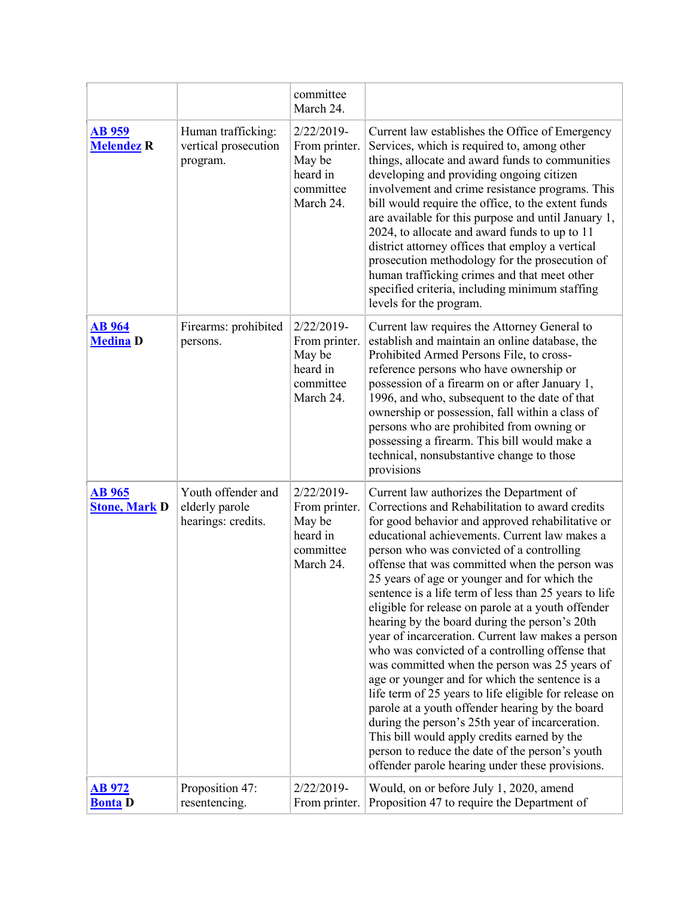| | | committee March 24. | |
|---|---|---|---|
| **AB 959 Melendez R** | Human trafficking: vertical prosecution program. | 2/22/2019-From printer. May be heard in committee March 24. | Current law establishes the Office of Emergency Services, which is required to, among other things, allocate and award funds to communities developing and providing ongoing citizen involvement and crime resistance programs. This bill would require the office, to the extent funds are available for this purpose and until January 1, 2024, to allocate and award funds to up to 11 district attorney offices that employ a vertical prosecution methodology for the prosecution of human trafficking crimes and that meet other specified criteria, including minimum staffing levels for the program. |
| **AB 964 Medina D** | Firearms: prohibited persons. | 2/22/2019-From printer. May be heard in committee March 24. | Current law requires the Attorney General to establish and maintain an online database, the Prohibited Armed Persons File, to cross-reference persons who have ownership or possession of a firearm on or after January 1, 1996, and who, subsequent to the date of that ownership or possession, fall within a class of persons who are prohibited from owning or possessing a firearm. This bill would make a technical, nonsubstantive change to those provisions |
| **AB 965 Stone, Mark D** | Youth offender and elderly parole hearings: credits. | 2/22/2019-From printer. May be heard in committee March 24. | Current law authorizes the Department of Corrections and Rehabilitation to award credits for good behavior and approved rehabilitative or educational achievements. Current law makes a person who was convicted of a controlling offense that was committed when the person was 25 years of age or younger and for which the sentence is a life term of less than 25 years to life eligible for release on parole at a youth offender hearing by the board during the person's 20th year of incarceration. Current law makes a person who was convicted of a controlling offense that was committed when the person was 25 years of age or younger and for which the sentence is a life term of 25 years to life eligible for release on parole at a youth offender hearing by the board during the person's 25th year of incarceration. This bill would apply credits earned by the person to reduce the date of the person's youth offender parole hearing under these provisions. |
| **AB 972 Bonta D** | Proposition 47: resentencing. | 2/22/2019-From printer. | Would, on or before July 1, 2020, amend Proposition 47 to require the Department of |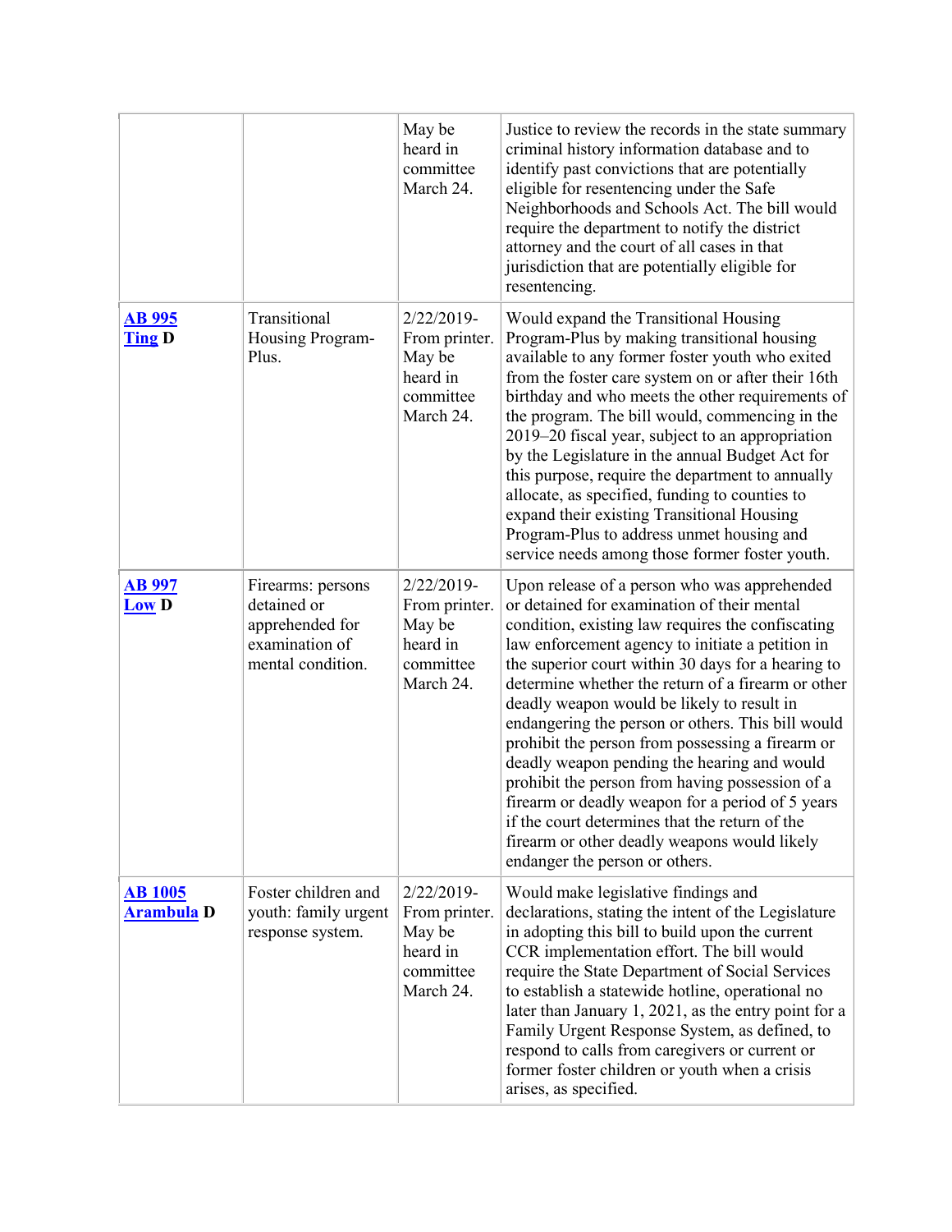| | | | |
|---|---|---|---|
| | | May be heard in committee March 24. | Justice to review the records in the state summary criminal history information database and to identify past convictions that are potentially eligible for resentencing under the Safe Neighborhoods and Schools Act. The bill would require the department to notify the district attorney and the court of all cases in that jurisdiction that are potentially eligible for resentencing. |
| **AB 995** **Ting D** | Transitional Housing Program-Plus. | 2/22/2019-From printer. May be heard in committee March 24. | Would expand the Transitional Housing Program-Plus by making transitional housing available to any former foster youth who exited from the foster care system on or after their 16th birthday and who meets the other requirements of the program. The bill would, commencing in the 2019–20 fiscal year, subject to an appropriation by the Legislature in the annual Budget Act for this purpose, require the department to annually allocate, as specified, funding to counties to expand their existing Transitional Housing Program-Plus to address unmet housing and service needs among those former foster youth. |
| **AB 997** **Low D** | Firearms: persons detained or apprehended for examination of mental condition. | 2/22/2019-From printer. May be heard in committee March 24. | Upon release of a person who was apprehended or detained for examination of their mental condition, existing law requires the confiscating law enforcement agency to initiate a petition in the superior court within 30 days for a hearing to determine whether the return of a firearm or other deadly weapon would be likely to result in endangering the person or others. This bill would prohibit the person from possessing a firearm or deadly weapon pending the hearing and would prohibit the person from having possession of a firearm or deadly weapon for a period of 5 years if the court determines that the return of the firearm or other deadly weapons would likely endanger the person or others. |
| **AB 1005** **Arambula D** | Foster children and youth: family urgent response system. | 2/22/2019-From printer. May be heard in committee March 24. | Would make legislative findings and declarations, stating the intent of the Legislature in adopting this bill to build upon the current CCR implementation effort. The bill would require the State Department of Social Services to establish a statewide hotline, operational no later than January 1, 2021, as the entry point for a Family Urgent Response System, as defined, to respond to calls from caregivers or current or former foster children or youth when a crisis arises, as specified. |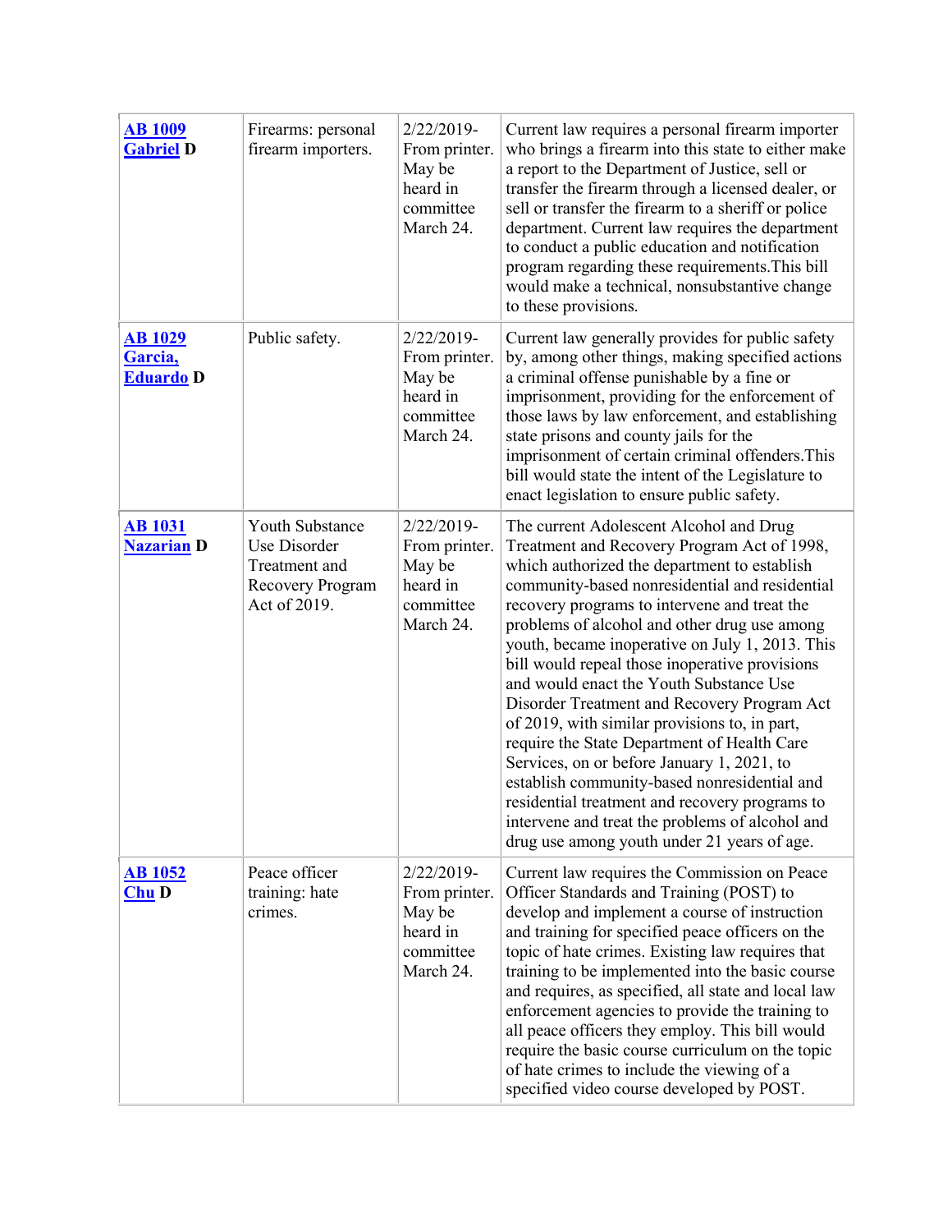| | | | |
|---|---|---|---|
| **AB 1009**<br>**Gabriel D** | Firearms: personal firearm importers. | 2/22/2019-From printer. May be heard in committee March 24. | Current law requires a personal firearm importer who brings a firearm into this state to either make a report to the Department of Justice, sell or transfer the firearm through a licensed dealer, or sell or transfer the firearm to a sheriff or police department. Current law requires the department to conduct a public education and notification program regarding these requirements.This bill would make a technical, nonsubstantive change to these provisions. |
| **AB 1029**<br>**Garcia, Eduardo D** | Public safety. | 2/22/2019-From printer. May be heard in committee March 24. | Current law generally provides for public safety by, among other things, making specified actions a criminal offense punishable by a fine or imprisonment, providing for the enforcement of those laws by law enforcement, and establishing state prisons and county jails for the imprisonment of certain criminal offenders.This bill would state the intent of the Legislature to enact legislation to ensure public safety. |
| **AB 1031**<br>**Nazarian D** | Youth Substance Use Disorder Treatment and Recovery Program Act of 2019. | 2/22/2019-From printer. May be heard in committee March 24. | The current Adolescent Alcohol and Drug Treatment and Recovery Program Act of 1998, which authorized the department to establish community-based nonresidential and residential recovery programs to intervene and treat the problems of alcohol and other drug use among youth, became inoperative on July 1, 2013. This bill would repeal those inoperative provisions and would enact the Youth Substance Use Disorder Treatment and Recovery Program Act of 2019, with similar provisions to, in part, require the State Department of Health Care Services, on or before January 1, 2021, to establish community-based nonresidential and residential treatment and recovery programs to intervene and treat the problems of alcohol and drug use among youth under 21 years of age. |
| **AB 1052**<br>**Chu D** | Peace officer training: hate crimes. | 2/22/2019-From printer. May be heard in committee March 24. | Current law requires the Commission on Peace Officer Standards and Training (POST) to develop and implement a course of instruction and training for specified peace officers on the topic of hate crimes. Existing law requires that training to be implemented into the basic course and requires, as specified, all state and local law enforcement agencies to provide the training to all peace officers they employ. This bill would require the basic course curriculum on the topic of hate crimes to include the viewing of a specified video course developed by POST. |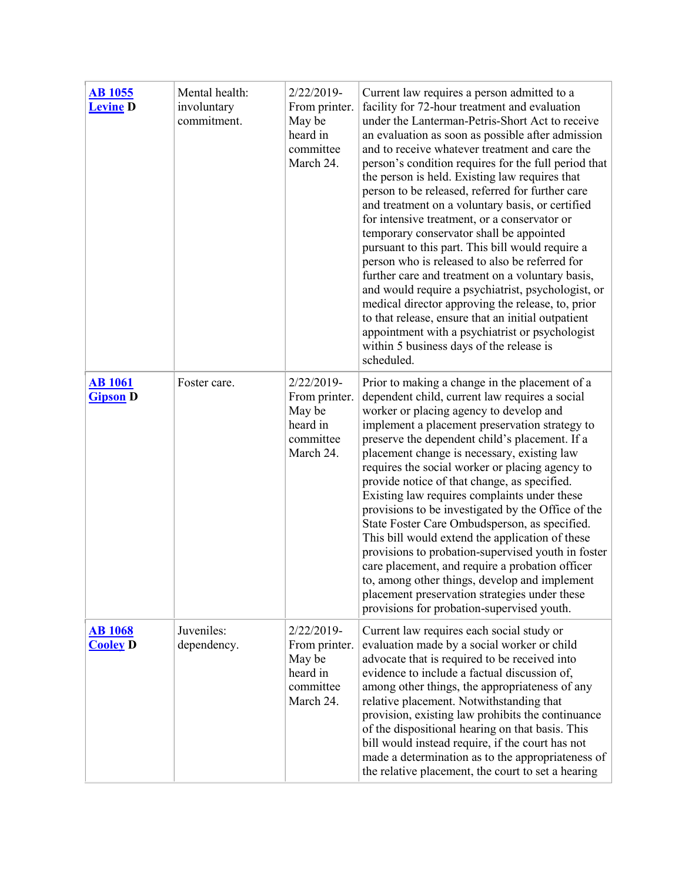| | | | |
|---|---|---|---|
| **AB 1055** **Levine D** | Mental health: involuntary commitment. | 2/22/2019- From printer. May be heard in committee March 24. | Current law requires a person admitted to a facility for 72-hour treatment and evaluation under the Lanterman-Petris-Short Act to receive an evaluation as soon as possible after admission and to receive whatever treatment and care the person's condition requires for the full period that the person is held. Existing law requires that person to be released, referred for further care and treatment on a voluntary basis, or certified for intensive treatment, or a conservator or temporary conservator shall be appointed pursuant to this part. This bill would require a person who is released to also be referred for further care and treatment on a voluntary basis, and would require a psychiatrist, psychologist, or medical director approving the release, to, prior to that release, ensure that an initial outpatient appointment with a psychiatrist or psychologist within 5 business days of the release is scheduled. |
| **AB 1061** **Gipson D** | Foster care. | 2/22/2019- From printer. May be heard in committee March 24. | Prior to making a change in the placement of a dependent child, current law requires a social worker or placing agency to develop and implement a placement preservation strategy to preserve the dependent child's placement. If a placement change is necessary, existing law requires the social worker or placing agency to provide notice of that change, as specified. Existing law requires complaints under these provisions to be investigated by the Office of the State Foster Care Ombudsperson, as specified. This bill would extend the application of these provisions to probation-supervised youth in foster care placement, and require a probation officer to, among other things, develop and implement placement preservation strategies under these provisions for probation-supervised youth. |
| **AB 1068** **Cooley D** | Juveniles: dependency. | 2/22/2019- From printer. May be heard in committee March 24. | Current law requires each social study or evaluation made by a social worker or child advocate that is required to be received into evidence to include a factual discussion of, among other things, the appropriateness of any relative placement. Notwithstanding that provision, existing law prohibits the continuance of the dispositional hearing on that basis. This bill would instead require, if the court has not made a determination as to the appropriateness of the relative placement, the court to set a hearing |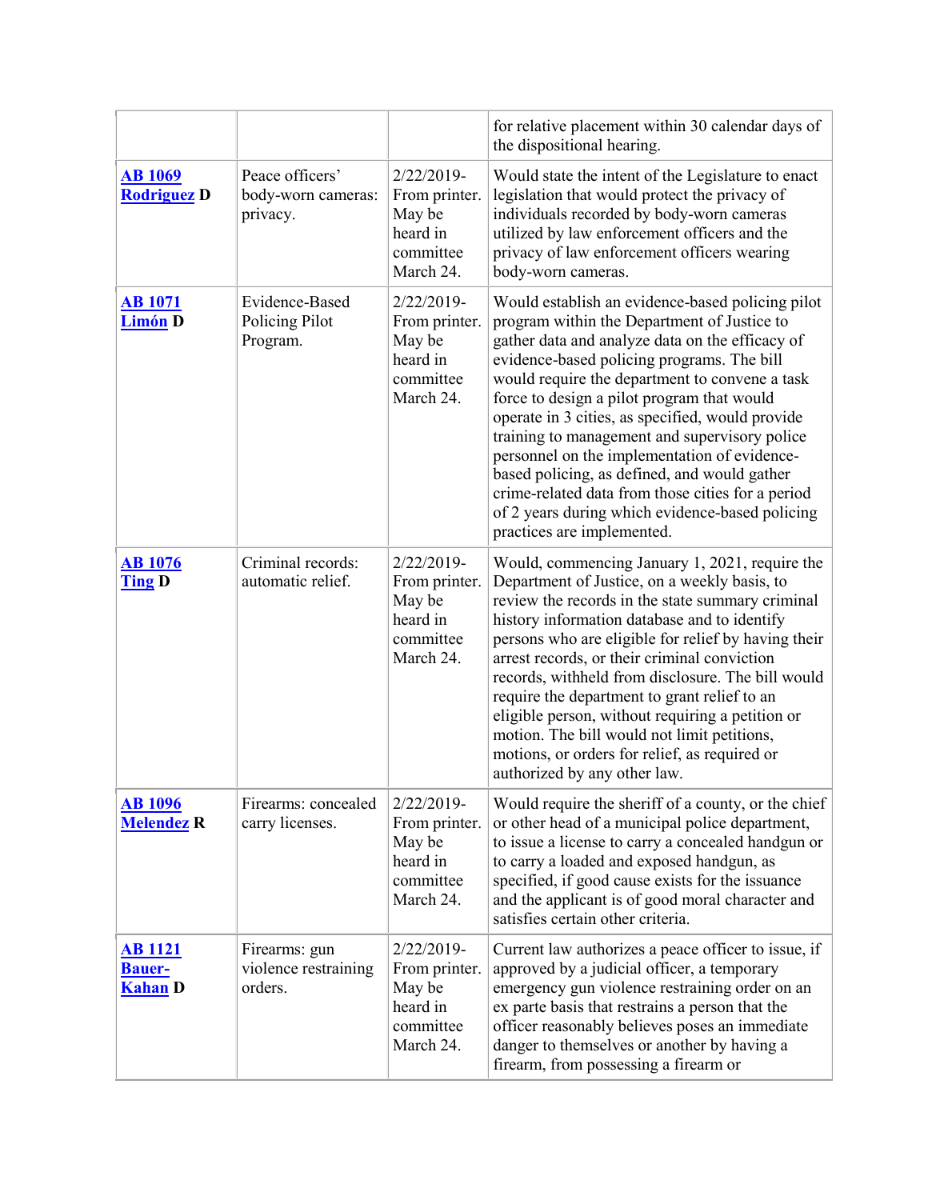| | | | for relative placement within 30 calendar days of the dispositional hearing. |
|---|---|---|---|
| **AB 1069 Rodriguez D** | Peace officers' body-worn cameras: privacy. | 2/22/2019- From printer. May be heard in committee March 24. | Would state the intent of the Legislature to enact legislation that would protect the privacy of individuals recorded by body-worn cameras utilized by law enforcement officers and the privacy of law enforcement officers wearing body-worn cameras. |
| **AB 1071 Limón D** | Evidence-Based Policing Pilot Program. | 2/22/2019- From printer. May be heard in committee March 24. | Would establish an evidence-based policing pilot program within the Department of Justice to gather data and analyze data on the efficacy of evidence-based policing programs. The bill would require the department to convene a task force to design a pilot program that would operate in 3 cities, as specified, would provide training to management and supervisory police personnel on the implementation of evidence-based policing, as defined, and would gather crime-related data from those cities for a period of 2 years during which evidence-based policing practices are implemented. |
| **AB 1076 Ting D** | Criminal records: automatic relief. | 2/22/2019- From printer. May be heard in committee March 24. | Would, commencing January 1, 2021, require the Department of Justice, on a weekly basis, to review the records in the state summary criminal history information database and to identify persons who are eligible for relief by having their arrest records, or their criminal conviction records, withheld from disclosure. The bill would require the department to grant relief to an eligible person, without requiring a petition or motion. The bill would not limit petitions, motions, or orders for relief, as required or authorized by any other law. |
| **AB 1096 Melendez R** | Firearms: concealed carry licenses. | 2/22/2019- From printer. May be heard in committee March 24. | Would require the sheriff of a county, or the chief or other head of a municipal police department, to issue a license to carry a concealed handgun or to carry a loaded and exposed handgun, as specified, if good cause exists for the issuance and the applicant is of good moral character and satisfies certain other criteria. |
| **AB 1121 Bauer-Kahan D** | Firearms: gun violence restraining orders. | 2/22/2019- From printer. May be heard in committee March 24. | Current law authorizes a peace officer to issue, if approved by a judicial officer, a temporary emergency gun violence restraining order on an ex parte basis that restrains a person that the officer reasonably believes poses an immediate danger to themselves or another by having a firearm, from possessing a firearm or |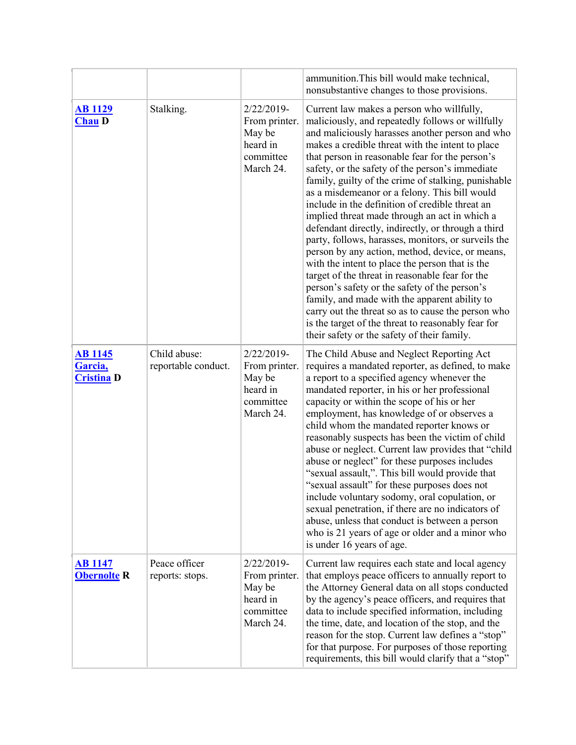| | | | |
|---|---|---|---|
| | | | ammunition.This bill would make technical, nonsubstantive changes to those provisions. |
| **AB 1129 Chau D** | Stalking. | 2/22/2019-From printer. May be heard in committee March 24. | Current law makes a person who willfully, maliciously, and repeatedly follows or willfully and maliciously harasses another person and who makes a credible threat with the intent to place that person in reasonable fear for the person's safety, or the safety of the person's immediate family, guilty of the crime of stalking, punishable as a misdemeanor or a felony. This bill would include in the definition of credible threat an implied threat made through an act in which a defendant directly, indirectly, or through a third party, follows, harasses, monitors, or surveils the person by any action, method, device, or means, with the intent to place the person that is the target of the threat in reasonable fear for the person's safety or the safety of the person's family, and made with the apparent ability to carry out the threat so as to cause the person who is the target of the threat to reasonably fear for their safety or the safety of their family. |
| **AB 1145 Garcia, Cristina D** | Child abuse: reportable conduct. | 2/22/2019-From printer. May be heard in committee March 24. | The Child Abuse and Neglect Reporting Act requires a mandated reporter, as defined, to make a report to a specified agency whenever the mandated reporter, in his or her professional capacity or within the scope of his or her employment, has knowledge of or observes a child whom the mandated reporter knows or reasonably suspects has been the victim of child abuse or neglect. Current law provides that "child abuse or neglect" for these purposes includes "sexual assault,". This bill would provide that "sexual assault" for these purposes does not include voluntary sodomy, oral copulation, or sexual penetration, if there are no indicators of abuse, unless that conduct is between a person who is 21 years of age or older and a minor who is under 16 years of age. |
| **AB 1147 Obernolte R** | Peace officer reports: stops. | 2/22/2019-From printer. May be heard in committee March 24. | Current law requires each state and local agency that employs peace officers to annually report to the Attorney General data on all stops conducted by the agency's peace officers, and requires that data to include specified information, including the time, date, and location of the stop, and the reason for the stop. Current law defines a "stop" for that purpose. For purposes of those reporting requirements, this bill would clarify that a "stop" |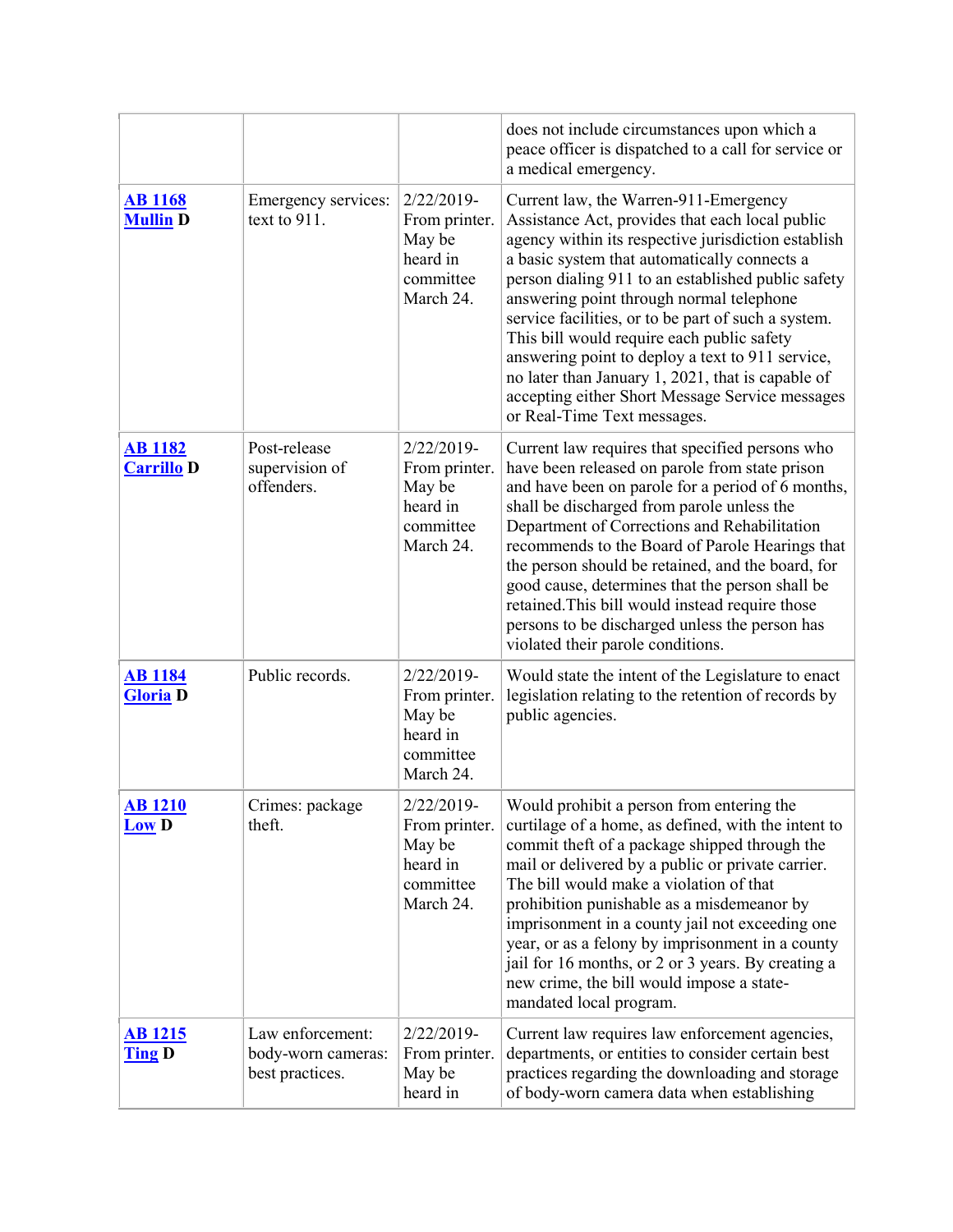| | | | |
|---|---|---|---|
| | | | does not include circumstances upon which a peace officer is dispatched to a call for service or a medical emergency. |
| **AB 1168 Mullin D** | Emergency services: text to 911. | 2/22/2019-From printer. May be heard in committee March 24. | Current law, the Warren-911-Emergency Assistance Act, provides that each local public agency within its respective jurisdiction establish a basic system that automatically connects a person dialing 911 to an established public safety answering point through normal telephone service facilities, or to be part of such a system. This bill would require each public safety answering point to deploy a text to 911 service, no later than January 1, 2021, that is capable of accepting either Short Message Service messages or Real-Time Text messages. |
| **AB 1182 Carrillo D** | Post-release supervision of offenders. | 2/22/2019-From printer. May be heard in committee March 24. | Current law requires that specified persons who have been released on parole from state prison and have been on parole for a period of 6 months, shall be discharged from parole unless the Department of Corrections and Rehabilitation recommends to the Board of Parole Hearings that the person should be retained, and the board, for good cause, determines that the person shall be retained.This bill would instead require those persons to be discharged unless the person has violated their parole conditions. |
| **AB 1184 Gloria D** | Public records. | 2/22/2019-From printer. May be heard in committee March 24. | Would state the intent of the Legislature to enact legislation relating to the retention of records by public agencies. |
| **AB 1210 Low D** | Crimes: package theft. | 2/22/2019-From printer. May be heard in committee March 24. | Would prohibit a person from entering the curtilage of a home, as defined, with the intent to commit theft of a package shipped through the mail or delivered by a public or private carrier. The bill would make a violation of that prohibition punishable as a misdemeanor by imprisonment in a county jail not exceeding one year, or as a felony by imprisonment in a county jail for 16 months, or 2 or 3 years. By creating a new crime, the bill would impose a state-mandated local program. |
| **AB 1215 Ting D** | Law enforcement: body-worn cameras: best practices. | 2/22/2019-From printer. May be heard in | Current law requires law enforcement agencies, departments, or entities to consider certain best practices regarding the downloading and storage of body-worn camera data when establishing |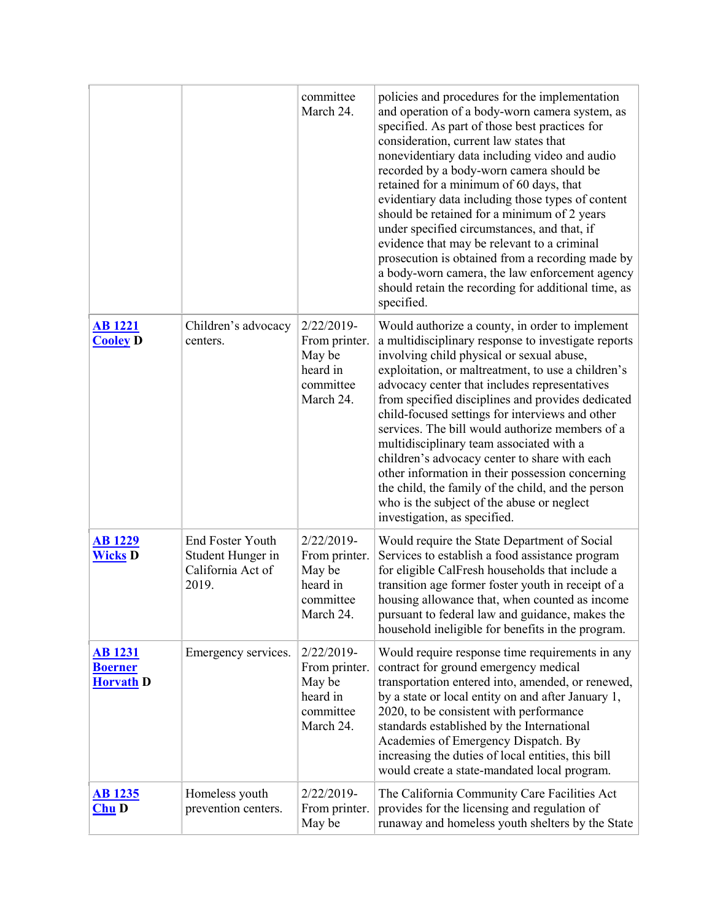| | | committee March 24. | policies and procedures for the implementation and operation of a body-worn camera system, as specified. As part of those best practices for consideration, current law states that nonevidentiary data including video and audio recorded by a body-worn camera should be retained for a minimum of 60 days, that evidentiary data including those types of content should be retained for a minimum of 2 years under specified circumstances, and that, if evidence that may be relevant to a criminal prosecution is obtained from a recording made by a body-worn camera, the law enforcement agency should retain the recording for additional time, as specified. |
|---|---|---|---|
| **AB 1221** **Cooley D** | Children's advocacy centers. | 2/22/2019- From printer. May be heard in committee March 24. | Would authorize a county, in order to implement a multidisciplinary response to investigate reports involving child physical or sexual abuse, exploitation, or maltreatment, to use a children's advocacy center that includes representatives from specified disciplines and provides dedicated child-focused settings for interviews and other services. The bill would authorize members of a multidisciplinary team associated with a children's advocacy center to share with each other information in their possession concerning the child, the family of the child, and the person who is the subject of the abuse or neglect investigation, as specified. |
| **AB 1229** **Wicks D** | End Foster Youth Student Hunger in California Act of 2019. | 2/22/2019- From printer. May be heard in committee March 24. | Would require the State Department of Social Services to establish a food assistance program for eligible CalFresh households that include a transition age former foster youth in receipt of a housing allowance that, when counted as income pursuant to federal law and guidance, makes the household ineligible for benefits in the program. |
| **AB 1231** **Boerner Horvath D** | Emergency services. | 2/22/2019- From printer. May be heard in committee March 24. | Would require response time requirements in any contract for ground emergency medical transportation entered into, amended, or renewed, by a state or local entity on and after January 1, 2020, to be consistent with performance standards established by the International Academies of Emergency Dispatch. By increasing the duties of local entities, this bill would create a state-mandated local program. |
| **AB 1235** **Chu D** | Homeless youth prevention centers. | 2/22/2019- From printer. May be | The California Community Care Facilities Act provides for the licensing and regulation of runaway and homeless youth shelters by the State |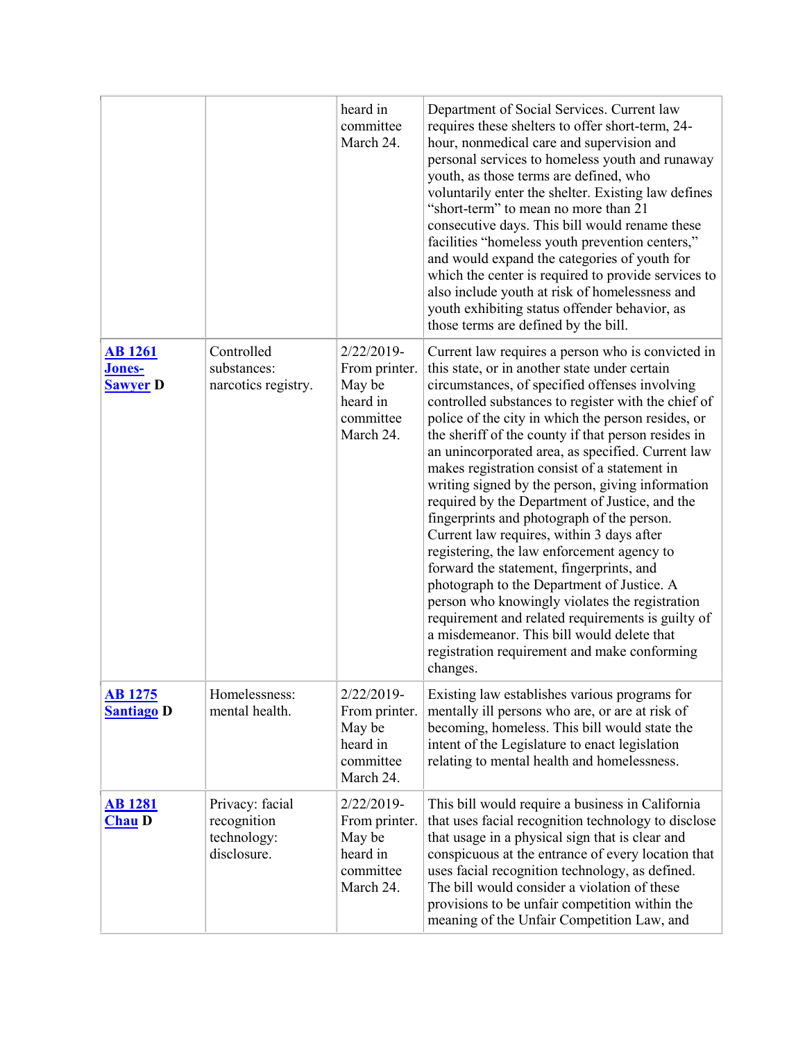| | | | |
|---|---|---|---|
| | | heard in committee March 24. | Department of Social Services. Current law requires these shelters to offer short-term, 24-hour, nonmedical care and supervision and personal services to homeless youth and runaway youth, as those terms are defined, who voluntarily enter the shelter. Existing law defines "short-term" to mean no more than 21 consecutive days. This bill would rename these facilities "homeless youth prevention centers," and would expand the categories of youth for which the center is required to provide services to also include youth at risk of homelessness and youth exhibiting status offender behavior, as those terms are defined by the bill. |
| **AB 1261** **Jones-Sawyer D** | Controlled substances: narcotics registry. | 2/22/2019-From printer. May be heard in committee March 24. | Current law requires a person who is convicted in this state, or in another state under certain circumstances, of specified offenses involving controlled substances to register with the chief of police of the city in which the person resides, or the sheriff of the county if that person resides in an unincorporated area, as specified. Current law makes registration consist of a statement in writing signed by the person, giving information required by the Department of Justice, and the fingerprints and photograph of the person. Current law requires, within 3 days after registering, the law enforcement agency to forward the statement, fingerprints, and photograph to the Department of Justice. A person who knowingly violates the registration requirement and related requirements is guilty of a misdemeanor. This bill would delete that registration requirement and make conforming changes. |
| **AB 1275** **Santiago D** | Homelessness: mental health. | 2/22/2019-From printer. May be heard in committee March 24. | Existing law establishes various programs for mentally ill persons who are, or are at risk of becoming, homeless. This bill would state the intent of the Legislature to enact legislation relating to mental health and homelessness. |
| **AB 1281** **Chau D** | Privacy: facial recognition technology: disclosure. | 2/22/2019-From printer. May be heard in committee March 24. | This bill would require a business in California that uses facial recognition technology to disclose that usage in a physical sign that is clear and conspicuous at the entrance of every location that uses facial recognition technology, as defined. The bill would consider a violation of these provisions to be unfair competition within the meaning of the Unfair Competition Law, and |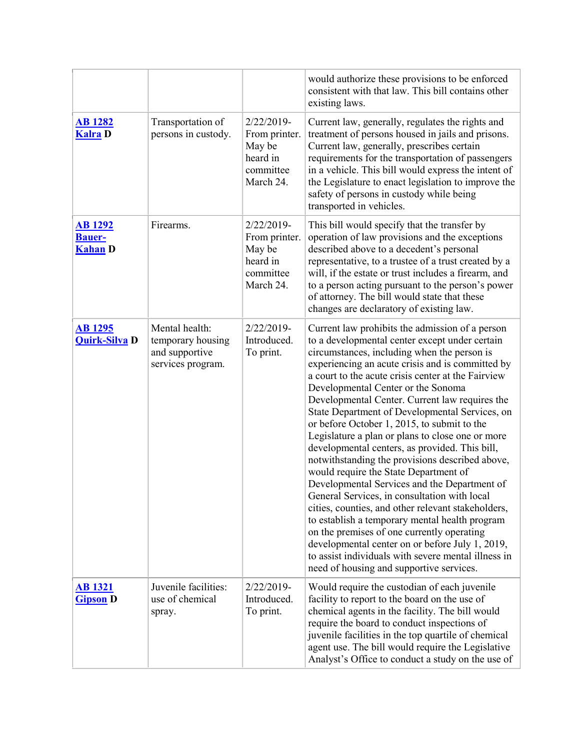| | | | |
|---|---|---|---|
| | | | would authorize these provisions to be enforced consistent with that law. This bill contains other existing laws. |
| **AB 1282** **Kalra D** | Transportation of persons in custody. | 2/22/2019-From printer. May be heard in committee March 24. | Current law, generally, regulates the rights and treatment of persons housed in jails and prisons. Current law, generally, prescribes certain requirements for the transportation of passengers in a vehicle. This bill would express the intent of the Legislature to enact legislation to improve the safety of persons in custody while being transported in vehicles. |
| **AB 1292** **Bauer-Kahan D** | Firearms. | 2/22/2019-From printer. May be heard in committee March 24. | This bill would specify that the transfer by operation of law provisions and the exceptions described above to a decedent's personal representative, to a trustee of a trust created by a will, if the estate or trust includes a firearm, and to a person acting pursuant to the person's power of attorney. The bill would state that these changes are declaratory of existing law. |
| **AB 1295** **Quirk-Silva D** | Mental health: temporary housing and supportive services program. | 2/22/2019-Introduced. To print. | Current law prohibits the admission of a person to a developmental center except under certain circumstances, including when the person is experiencing an acute crisis and is committed by a court to the acute crisis center at the Fairview Developmental Center or the Sonoma Developmental Center. Current law requires the State Department of Developmental Services, on or before October 1, 2015, to submit to the Legislature a plan or plans to close one or more developmental centers, as provided. This bill, notwithstanding the provisions described above, would require the State Department of Developmental Services and the Department of General Services, in consultation with local cities, counties, and other relevant stakeholders, to establish a temporary mental health program on the premises of one currently operating developmental center on or before July 1, 2019, to assist individuals with severe mental illness in need of housing and supportive services. |
| **AB 1321** **Gipson D** | Juvenile facilities: use of chemical spray. | 2/22/2019-Introduced. To print. | Would require the custodian of each juvenile facility to report to the board on the use of chemical agents in the facility. The bill would require the board to conduct inspections of juvenile facilities in the top quartile of chemical agent use. The bill would require the Legislative Analyst's Office to conduct a study on the use of |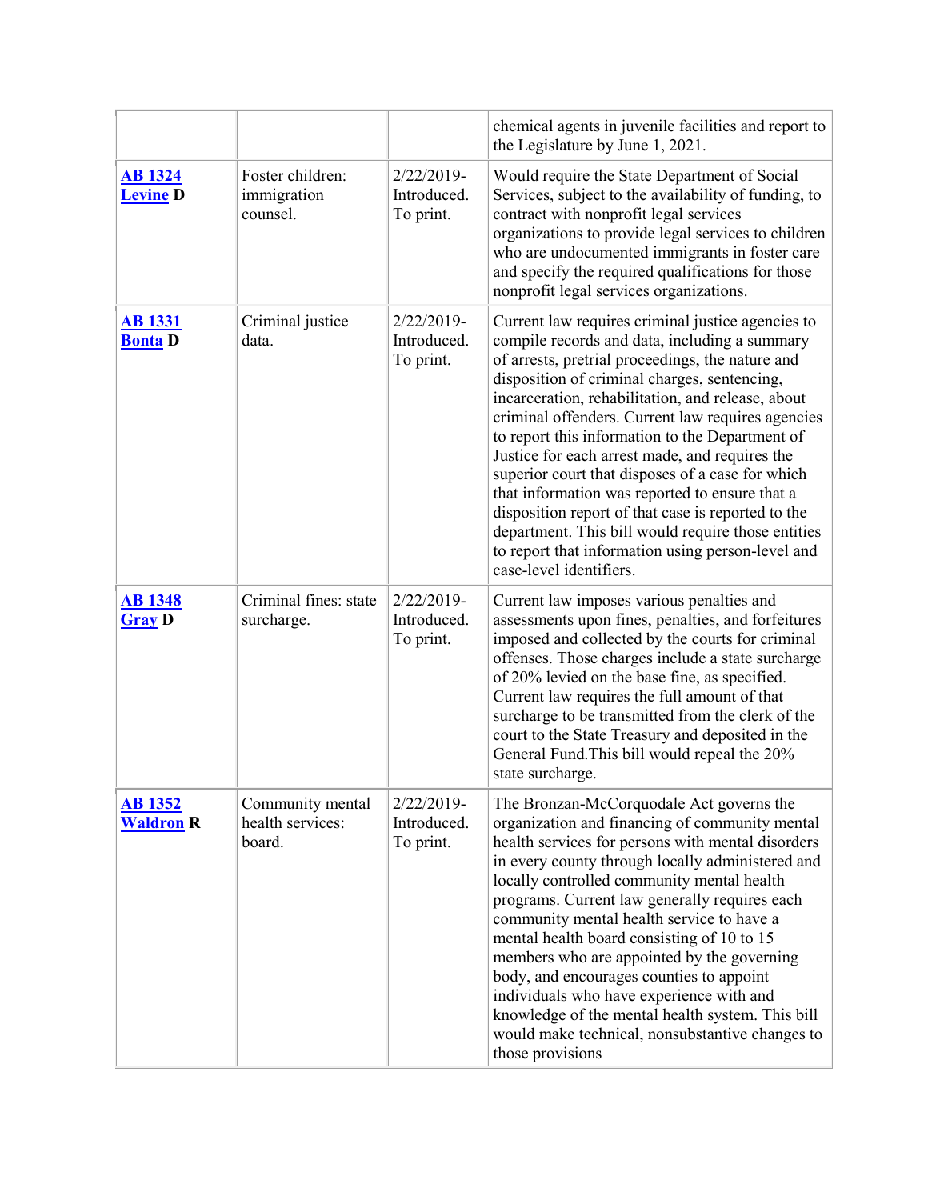| | | | |
|---|---|---|---|
| | | | chemical agents in juvenile facilities and report to the Legislature by June 1, 2021. |
| **AB 1324** **Levine D** | Foster children: immigration counsel. | 2/22/2019-Introduced. To print. | Would require the State Department of Social Services, subject to the availability of funding, to contract with nonprofit legal services organizations to provide legal services to children who are undocumented immigrants in foster care and specify the required qualifications for those nonprofit legal services organizations. |
| **AB 1331** **Bonta D** | Criminal justice data. | 2/22/2019-Introduced. To print. | Current law requires criminal justice agencies to compile records and data, including a summary of arrests, pretrial proceedings, the nature and disposition of criminal charges, sentencing, incarceration, rehabilitation, and release, about criminal offenders. Current law requires agencies to report this information to the Department of Justice for each arrest made, and requires the superior court that disposes of a case for which that information was reported to ensure that a disposition report of that case is reported to the department. This bill would require those entities to report that information using person-level and case-level identifiers. |
| **AB 1348** **Gray D** | Criminal fines: state surcharge. | 2/22/2019-Introduced. To print. | Current law imposes various penalties and assessments upon fines, penalties, and forfeitures imposed and collected by the courts for criminal offenses. Those charges include a state surcharge of 20% levied on the base fine, as specified. Current law requires the full amount of that surcharge to be transmitted from the clerk of the court to the State Treasury and deposited in the General Fund.This bill would repeal the 20% state surcharge. |
| **AB 1352** **Waldron R** | Community mental health services: board. | 2/22/2019-Introduced. To print. | The Bronzan-McCorquodale Act governs the organization and financing of community mental health services for persons with mental disorders in every county through locally administered and locally controlled community mental health programs. Current law generally requires each community mental health service to have a mental health board consisting of 10 to 15 members who are appointed by the governing body, and encourages counties to appoint individuals who have experience with and knowledge of the mental health system. This bill would make technical, nonsubstantive changes to those provisions |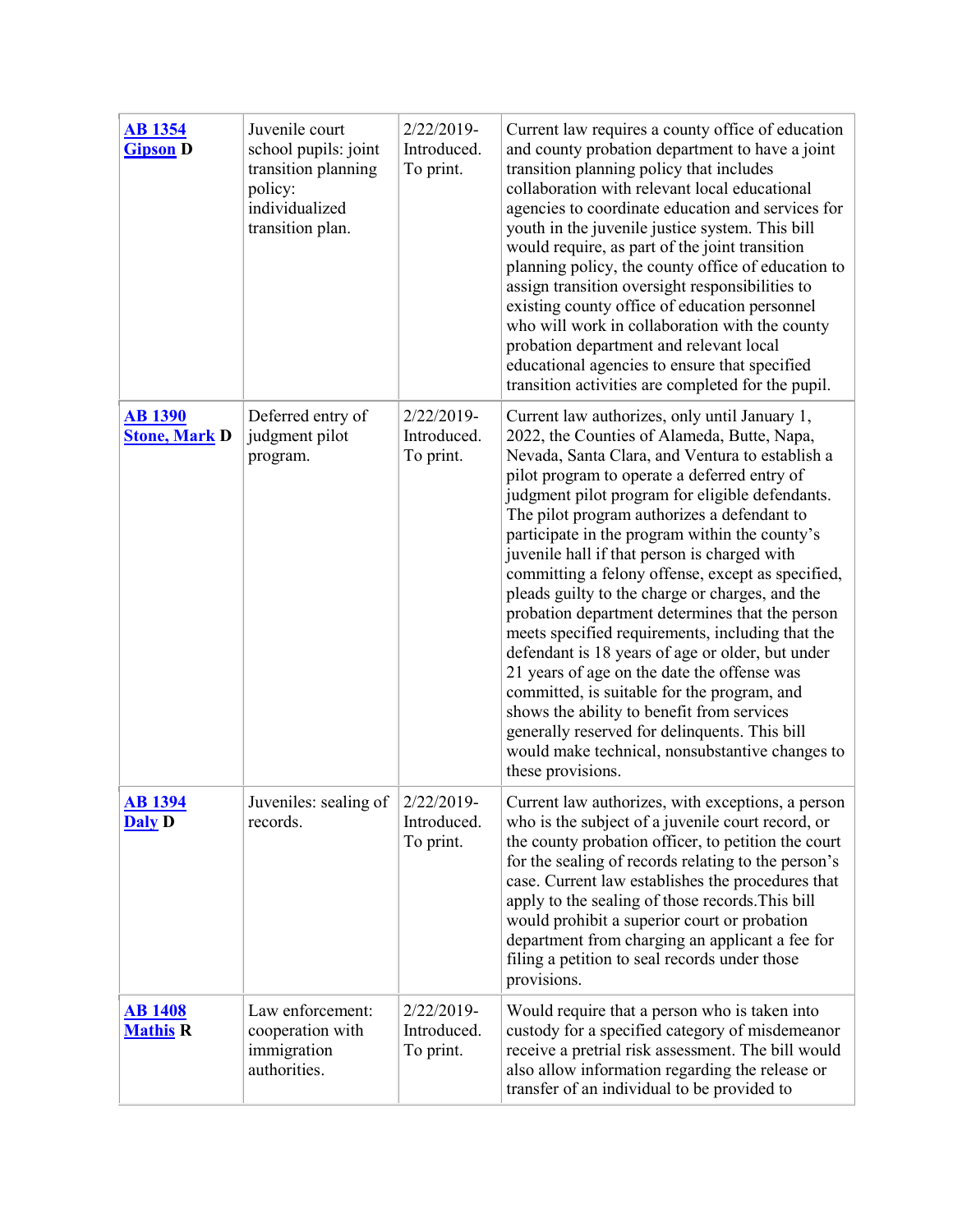| | | | |
|---|---|---|---|
| **AB 1354** **Gipson D** | Juvenile court school pupils: joint transition planning policy: individualized transition plan. | 2/22/2019-Introduced. To print. | Current law requires a county office of education and county probation department to have a joint transition planning policy that includes collaboration with relevant local educational agencies to coordinate education and services for youth in the juvenile justice system. This bill would require, as part of the joint transition planning policy, the county office of education to assign transition oversight responsibilities to existing county office of education personnel who will work in collaboration with the county probation department and relevant local educational agencies to ensure that specified transition activities are completed for the pupil. |
| **AB 1390** **Stone, Mark D** | Deferred entry of judgment pilot program. | 2/22/2019-Introduced. To print. | Current law authorizes, only until January 1, 2022, the Counties of Alameda, Butte, Napa, Nevada, Santa Clara, and Ventura to establish a pilot program to operate a deferred entry of judgment pilot program for eligible defendants. The pilot program authorizes a defendant to participate in the program within the county's juvenile hall if that person is charged with committing a felony offense, except as specified, pleads guilty to the charge or charges, and the probation department determines that the person meets specified requirements, including that the defendant is 18 years of age or older, but under 21 years of age on the date the offense was committed, is suitable for the program, and shows the ability to benefit from services generally reserved for delinquents. This bill would make technical, nonsubstantive changes to these provisions. |
| **AB 1394** **Daly D** | Juveniles: sealing of records. | 2/22/2019-Introduced. To print. | Current law authorizes, with exceptions, a person who is the subject of a juvenile court record, or the county probation officer, to petition the court for the sealing of records relating to the person's case. Current law establishes the procedures that apply to the sealing of those records.This bill would prohibit a superior court or probation department from charging an applicant a fee for filing a petition to seal records under those provisions. |
| **AB 1408** **Mathis R** | Law enforcement: cooperation with immigration authorities. | 2/22/2019-Introduced. To print. | Would require that a person who is taken into custody for a specified category of misdemeanor receive a pretrial risk assessment. The bill would also allow information regarding the release or transfer of an individual to be provided to |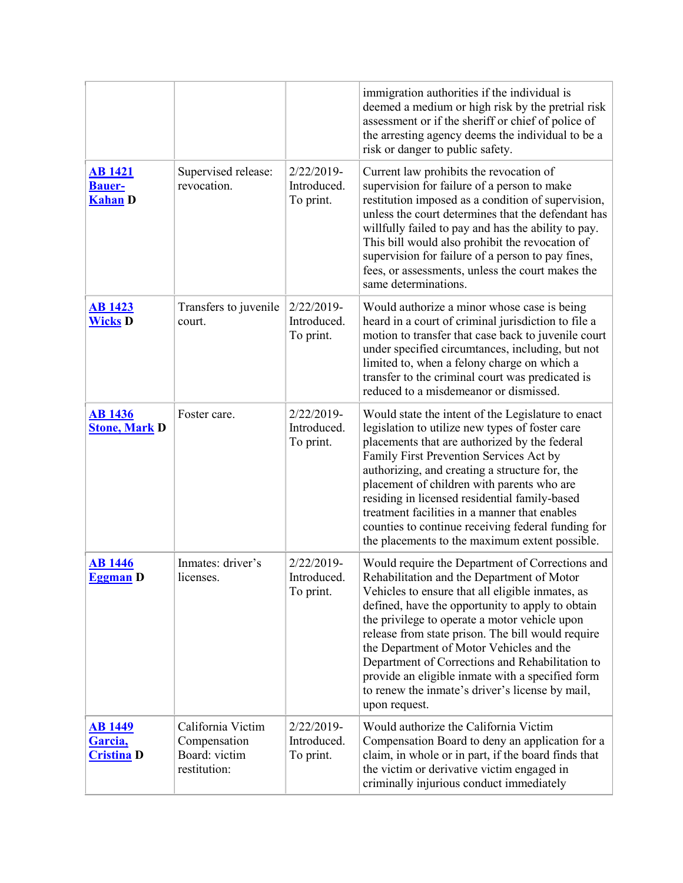| | | | |
|---|---|---|---|
| | | | immigration authorities if the individual is deemed a medium or high risk by the pretrial risk assessment or if the sheriff or chief of police of the arresting agency deems the individual to be a risk or danger to public safety. |
| **AB 1421** **Bauer-Kahan D** | Supervised release: revocation. | 2/22/2019-Introduced. To print. | Current law prohibits the revocation of supervision for failure of a person to make restitution imposed as a condition of supervision, unless the court determines that the defendant has willfully failed to pay and has the ability to pay. This bill would also prohibit the revocation of supervision for failure of a person to pay fines, fees, or assessments, unless the court makes the same determinations. |
| **AB 1423** **Wicks D** | Transfers to juvenile court. | 2/22/2019-Introduced. To print. | Would authorize a minor whose case is being heard in a court of criminal jurisdiction to file a motion to transfer that case back to juvenile court under specified circumtances, including, but not limited to, when a felony charge on which a transfer to the criminal court was predicated is reduced to a misdemeanor or dismissed. |
| **AB 1436** **Stone, Mark D** | Foster care. | 2/22/2019-Introduced. To print. | Would state the intent of the Legislature to enact legislation to utilize new types of foster care placements that are authorized by the federal Family First Prevention Services Act by authorizing, and creating a structure for, the placement of children with parents who are residing in licensed residential family-based treatment facilities in a manner that enables counties to continue receiving federal funding for the placements to the maximum extent possible. |
| **AB 1446** **Eggman D** | Inmates: driver's licenses. | 2/22/2019-Introduced. To print. | Would require the Department of Corrections and Rehabilitation and the Department of Motor Vehicles to ensure that all eligible inmates, as defined, have the opportunity to apply to obtain the privilege to operate a motor vehicle upon release from state prison. The bill would require the Department of Motor Vehicles and the Department of Corrections and Rehabilitation to provide an eligible inmate with a specified form to renew the inmate's driver's license by mail, upon request. |
| **AB 1449** **Garcia, Cristina D** | California Victim Compensation Board: victim restitution: | 2/22/2019-Introduced. To print. | Would authorize the California Victim Compensation Board to deny an application for a claim, in whole or in part, if the board finds that the victim or derivative victim engaged in criminally injurious conduct immediately |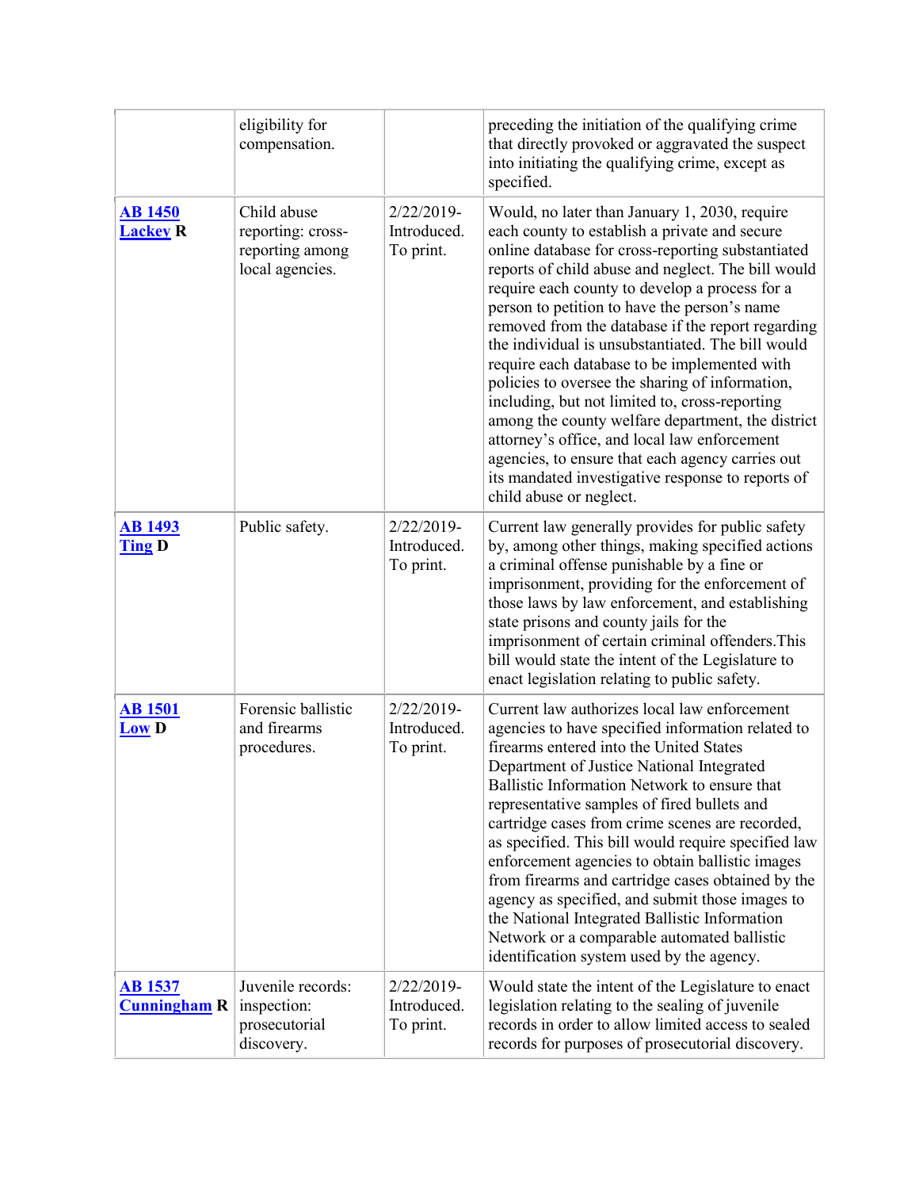| | | | |
|---|---|---|---|
| | eligibility for compensation. | | preceding the initiation of the qualifying crime that directly provoked or aggravated the suspect into initiating the qualifying crime, except as specified. |
| **AB 1450** **Lackey R** | Child abuse reporting: cross-reporting among local agencies. | 2/22/2019-Introduced. To print. | Would, no later than January 1, 2030, require each county to establish a private and secure online database for cross-reporting substantiated reports of child abuse and neglect. The bill would require each county to develop a process for a person to petition to have the person's name removed from the database if the report regarding the individual is unsubstantiated. The bill would require each database to be implemented with policies to oversee the sharing of information, including, but not limited to, cross-reporting among the county welfare department, the district attorney's office, and local law enforcement agencies, to ensure that each agency carries out its mandated investigative response to reports of child abuse or neglect. |
| **AB 1493** **Ting D** | Public safety. | 2/22/2019-Introduced. To print. | Current law generally provides for public safety by, among other things, making specified actions a criminal offense punishable by a fine or imprisonment, providing for the enforcement of those laws by law enforcement, and establishing state prisons and county jails for the imprisonment of certain criminal offenders.This bill would state the intent of the Legislature to enact legislation relating to public safety. |
| **AB 1501** **Low D** | Forensic ballistic and firearms procedures. | 2/22/2019-Introduced. To print. | Current law authorizes local law enforcement agencies to have specified information related to firearms entered into the United States Department of Justice National Integrated Ballistic Information Network to ensure that representative samples of fired bullets and cartridge cases from crime scenes are recorded, as specified. This bill would require specified law enforcement agencies to obtain ballistic images from firearms and cartridge cases obtained by the agency as specified, and submit those images to the National Integrated Ballistic Information Network or a comparable automated ballistic identification system used by the agency. |
| **AB 1537** **Cunningham R** | Juvenile records: inspection: prosecutorial discovery. | 2/22/2019-Introduced. To print. | Would state the intent of the Legislature to enact legislation relating to the sealing of juvenile records in order to allow limited access to sealed records for purposes of prosecutorial discovery. |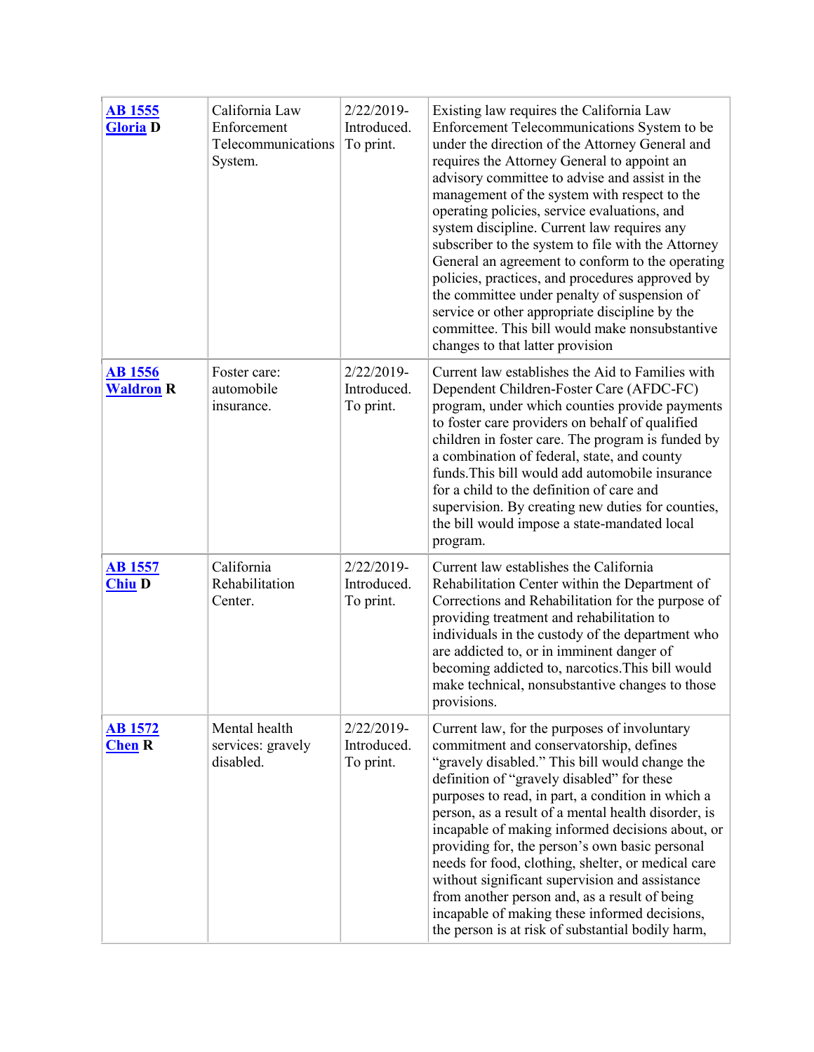| | | | |
|---|---|---|---|
| **AB 1555**<br>**Gloria D** | California Law Enforcement Telecommunications System. | 2/22/2019-Introduced. To print. | Existing law requires the California Law Enforcement Telecommunications System to be under the direction of the Attorney General and requires the Attorney General to appoint an advisory committee to advise and assist in the management of the system with respect to the operating policies, service evaluations, and system discipline. Current law requires any subscriber to the system to file with the Attorney General an agreement to conform to the operating policies, practices, and procedures approved by the committee under penalty of suspension of service or other appropriate discipline by the committee. This bill would make nonsubstantive changes to that latter provision |
| **AB 1556**<br>**Waldron R** | Foster care: automobile insurance. | 2/22/2019-Introduced. To print. | Current law establishes the Aid to Families with Dependent Children-Foster Care (AFDC-FC) program, under which counties provide payments to foster care providers on behalf of qualified children in foster care. The program is funded by a combination of federal, state, and county funds.This bill would add automobile insurance for a child to the definition of care and supervision. By creating new duties for counties, the bill would impose a state-mandated local program. |
| **AB 1557**<br>**Chiu D** | California Rehabilitation Center. | 2/22/2019-Introduced. To print. | Current law establishes the California Rehabilitation Center within the Department of Corrections and Rehabilitation for the purpose of providing treatment and rehabilitation to individuals in the custody of the department who are addicted to, or in imminent danger of becoming addicted to, narcotics.This bill would make technical, nonsubstantive changes to those provisions. |
| **AB 1572**<br>**Chen R** | Mental health services: gravely disabled. | 2/22/2019-Introduced. To print. | Current law, for the purposes of involuntary commitment and conservatorship, defines “gravely disabled.” This bill would change the definition of “gravely disabled” for these purposes to read, in part, a condition in which a person, as a result of a mental health disorder, is incapable of making informed decisions about, or providing for, the person’s own basic personal needs for food, clothing, shelter, or medical care without significant supervision and assistance from another person and, as a result of being incapable of making these informed decisions, the person is at risk of substantial bodily harm, |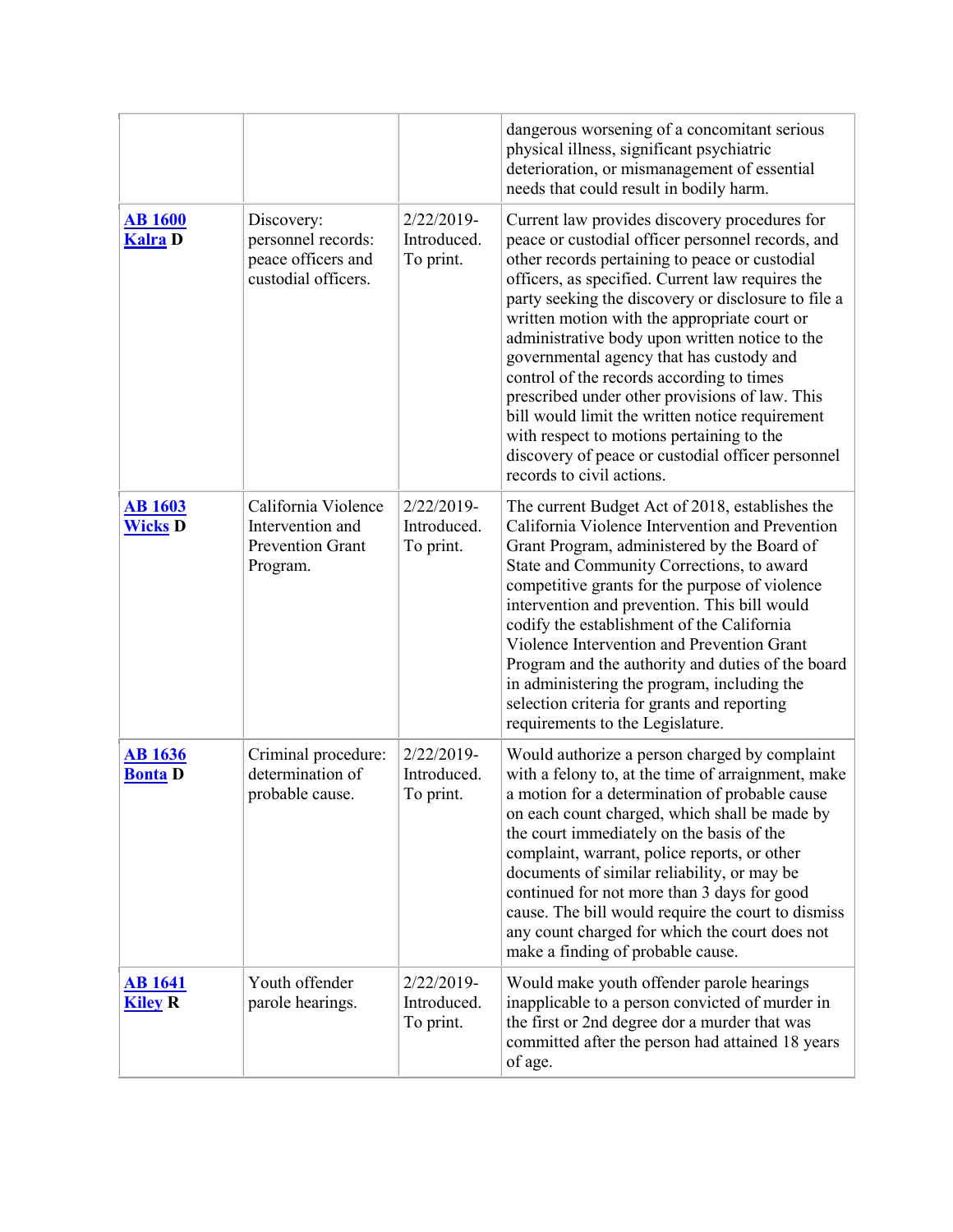| | | | |
|---|---|---|---|
| | | | dangerous worsening of a concomitant serious physical illness, significant psychiatric deterioration, or mismanagement of essential needs that could result in bodily harm. |
| **AB 1600** **Kalra D** | Discovery: personnel records: peace officers and custodial officers. | 2/22/2019-Introduced. To print. | Current law provides discovery procedures for peace or custodial officer personnel records, and other records pertaining to peace or custodial officers, as specified. Current law requires the party seeking the discovery or disclosure to file a written motion with the appropriate court or administrative body upon written notice to the governmental agency that has custody and control of the records according to times prescribed under other provisions of law. This bill would limit the written notice requirement with respect to motions pertaining to the discovery of peace or custodial officer personnel records to civil actions. |
| **AB 1603** **Wicks D** | California Violence Intervention and Prevention Grant Program. | 2/22/2019-Introduced. To print. | The current Budget Act of 2018, establishes the California Violence Intervention and Prevention Grant Program, administered by the Board of State and Community Corrections, to award competitive grants for the purpose of violence intervention and prevention. This bill would codify the establishment of the California Violence Intervention and Prevention Grant Program and the authority and duties of the board in administering the program, including the selection criteria for grants and reporting requirements to the Legislature. |
| **AB 1636** **Bonta D** | Criminal procedure: determination of probable cause. | 2/22/2019-Introduced. To print. | Would authorize a person charged by complaint with a felony to, at the time of arraignment, make a motion for a determination of probable cause on each count charged, which shall be made by the court immediately on the basis of the complaint, warrant, police reports, or other documents of similar reliability, or may be continued for not more than 3 days for good cause. The bill would require the court to dismiss any count charged for which the court does not make a finding of probable cause. |
| **AB 1641** **Kiley R** | Youth offender parole hearings. | 2/22/2019-Introduced. To print. | Would make youth offender parole hearings inapplicable to a person convicted of murder in the first or 2nd degree dor a murder that was committed after the person had attained 18 years of age. |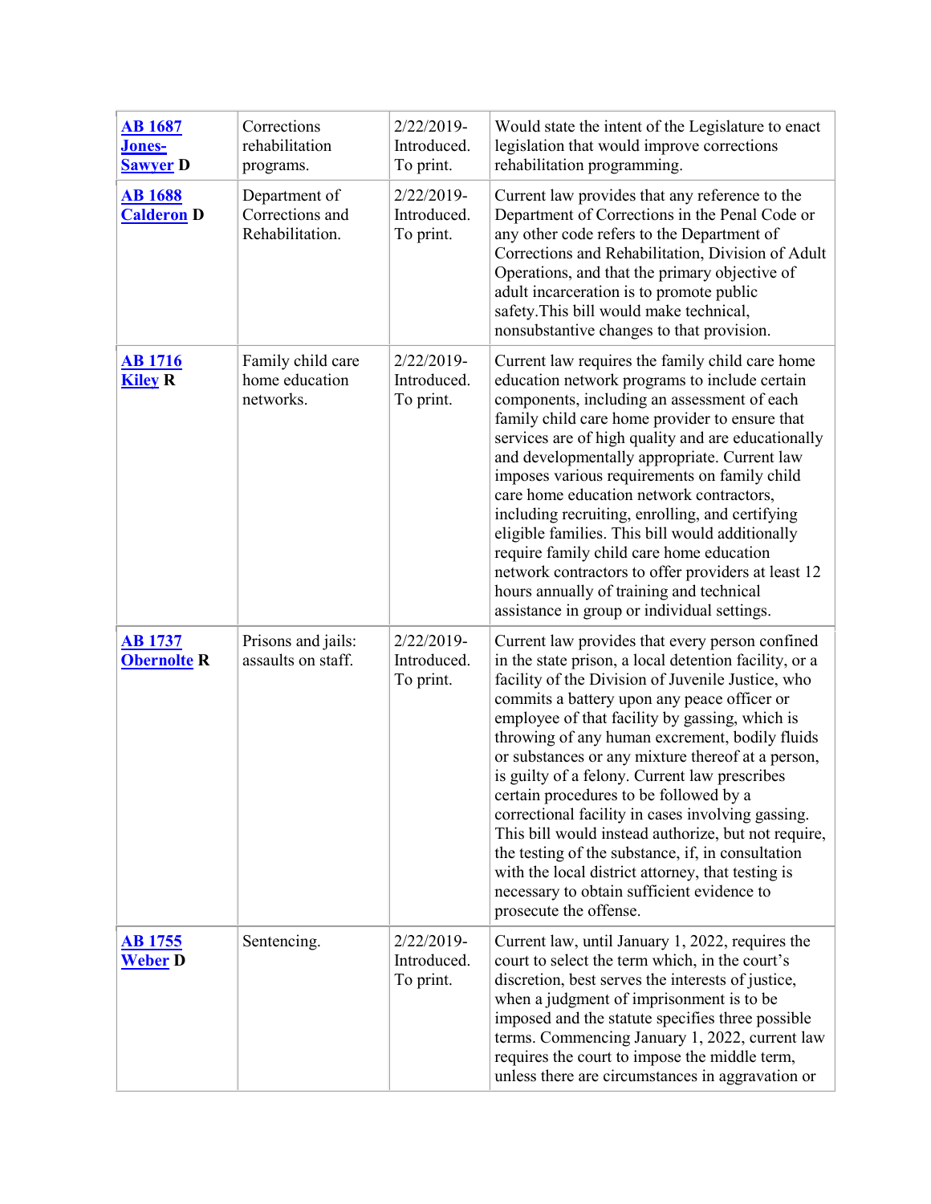| | | | |
|---|---|---|---|
| **AB 1687** **Jones-Sawyer D** | Corrections rehabilitation programs. | 2/22/2019-Introduced. To print. | Would state the intent of the Legislature to enact legislation that would improve corrections rehabilitation programming. |
| **AB 1688** **Calderon D** | Department of Corrections and Rehabilitation. | 2/22/2019-Introduced. To print. | Current law provides that any reference to the Department of Corrections in the Penal Code or any other code refers to the Department of Corrections and Rehabilitation, Division of Adult Operations, and that the primary objective of adult incarceration is to promote public safety.This bill would make technical, nonsubstantive changes to that provision. |
| **AB 1716** **Kiley R** | Family child care home education networks. | 2/22/2019-Introduced. To print. | Current law requires the family child care home education network programs to include certain components, including an assessment of each family child care home provider to ensure that services are of high quality and are educationally and developmentally appropriate. Current law imposes various requirements on family child care home education network contractors, including recruiting, enrolling, and certifying eligible families. This bill would additionally require family child care home education network contractors to offer providers at least 12 hours annually of training and technical assistance in group or individual settings. |
| **AB 1737** **Obernolte R** | Prisons and jails: assaults on staff. | 2/22/2019-Introduced. To print. | Current law provides that every person confined in the state prison, a local detention facility, or a facility of the Division of Juvenile Justice, who commits a battery upon any peace officer or employee of that facility by gassing, which is throwing of any human excrement, bodily fluids or substances or any mixture thereof at a person, is guilty of a felony. Current law prescribes certain procedures to be followed by a correctional facility in cases involving gassing. This bill would instead authorize, but not require, the testing of the substance, if, in consultation with the local district attorney, that testing is necessary to obtain sufficient evidence to prosecute the offense. |
| **AB 1755** **Weber D** | Sentencing. | 2/22/2019-Introduced. To print. | Current law, until January 1, 2022, requires the court to select the term which, in the court's discretion, best serves the interests of justice, when a judgment of imprisonment is to be imposed and the statute specifies three possible terms. Commencing January 1, 2022, current law requires the court to impose the middle term, unless there are circumstances in aggravation or |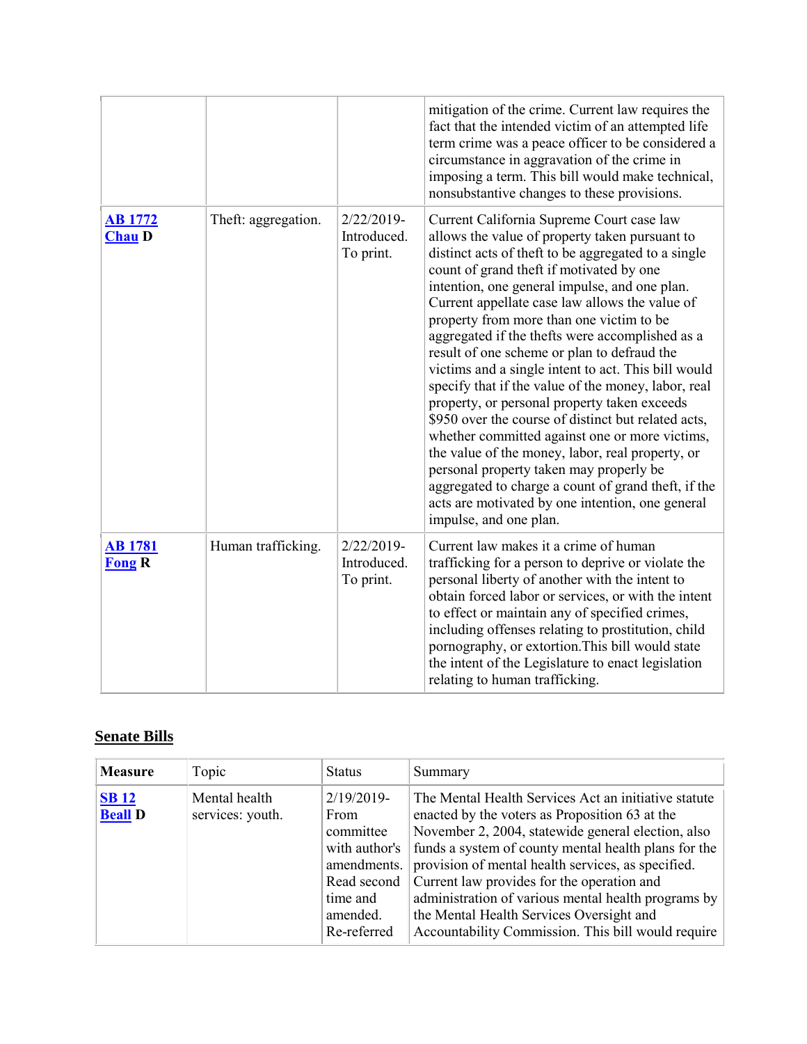| | | | |
|---|---|---|---|
| | | | mitigation of the crime. Current law requires the fact that the intended victim of an attempted life term crime was a peace officer to be considered a circumstance in aggravation of the crime in imposing a term. This bill would make technical, nonsubstantive changes to these provisions. |
| **AB 1772** **Chau D** | Theft: aggregation. | 2/22/2019-Introduced. To print. | Current California Supreme Court case law allows the value of property taken pursuant to distinct acts of theft to be aggregated to a single count of grand theft if motivated by one intention, one general impulse, and one plan. Current appellate case law allows the value of property from more than one victim to be aggregated if the thefts were accomplished as a result of one scheme or plan to defraud the victims and a single intent to act. This bill would specify that if the value of the money, labor, real property, or personal property taken exceeds $950 over the course of distinct but related acts, whether committed against one or more victims, the value of the money, labor, real property, or personal property taken may properly be aggregated to charge a count of grand theft, if the acts are motivated by one intention, one general impulse, and one plan. |
| **AB 1781** **Fong R** | Human trafficking. | 2/22/2019-Introduced. To print. | Current law makes it a crime of human trafficking for a person to deprive or violate the personal liberty of another with the intent to obtain forced labor or services, or with the intent to effect or maintain any of specified crimes, including offenses relating to prostitution, child pornography, or extortion.This bill would state the intent of the Legislature to enact legislation relating to human trafficking. |

## Senate Bills

| Measure | Topic | Status | Summary |
|---|---|---|---|
| **SB 12** **Beall D** | Mental health services: youth. | 2/19/2019-From committee with author's amendments. Read second time and amended. Re-referred | The Mental Health Services Act an initiative statute enacted by the voters as Proposition 63 at the November 2, 2004, statewide general election, also funds a system of county mental health plans for the provision of mental health services, as specified. Current law provides for the operation and administration of various mental health programs by the Mental Health Services Oversight and Accountability Commission. This bill would require |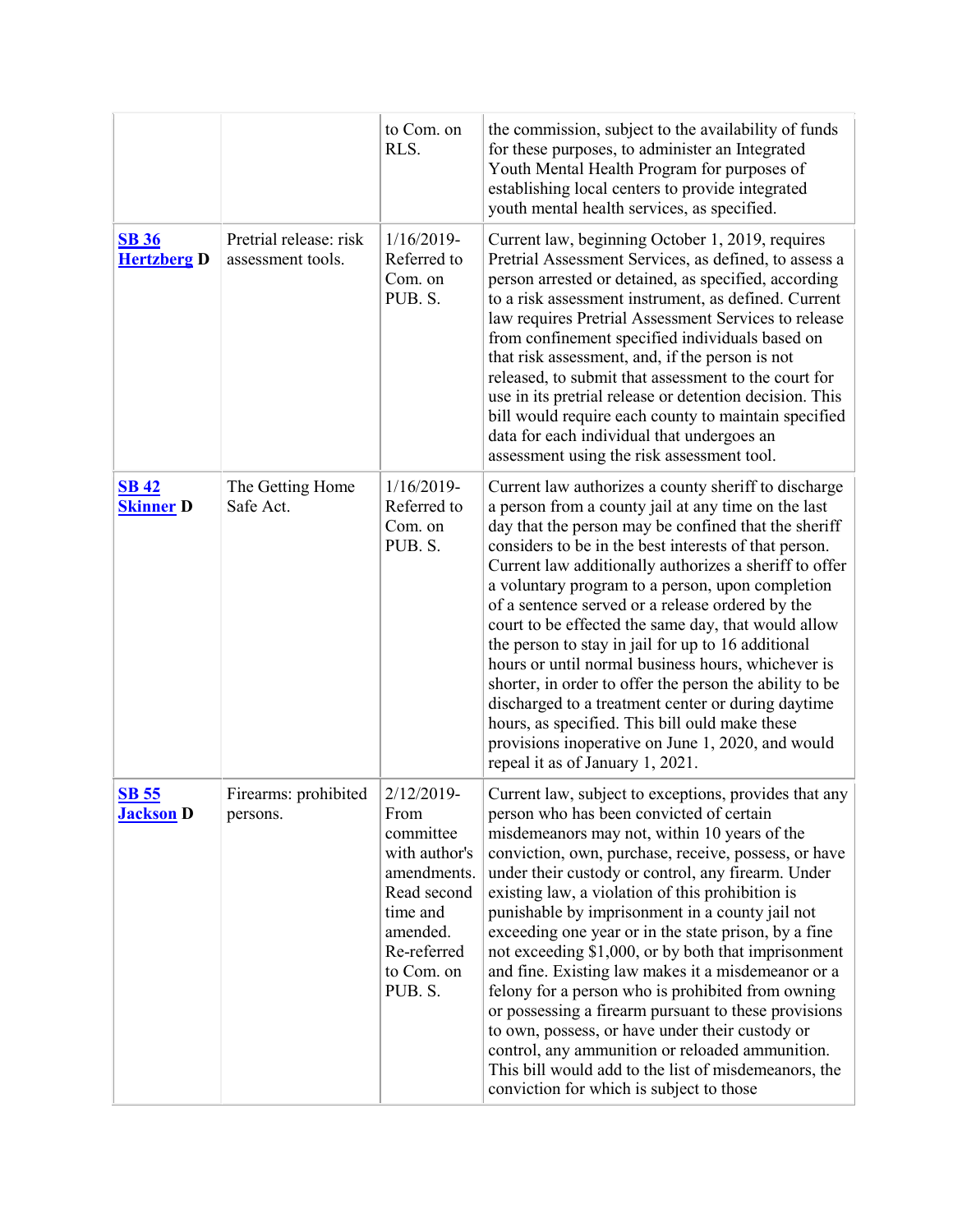| | | | |
|---|---|---|---|
| | | to Com. on RLS. | the commission, subject to the availability of funds for these purposes, to administer an Integrated Youth Mental Health Program for purposes of establishing local centers to provide integrated youth mental health services, as specified. |
| **SB 36** **Hertzberg D** | Pretrial release: risk assessment tools. | 1/16/2019-Referred to Com. on PUB. S. | Current law, beginning October 1, 2019, requires Pretrial Assessment Services, as defined, to assess a person arrested or detained, as specified, according to a risk assessment instrument, as defined. Current law requires Pretrial Assessment Services to release from confinement specified individuals based on that risk assessment, and, if the person is not released, to submit that assessment to the court for use in its pretrial release or detention decision. This bill would require each county to maintain specified data for each individual that undergoes an assessment using the risk assessment tool. |
| **SB 42** **Skinner D** | The Getting Home Safe Act. | 1/16/2019-Referred to Com. on PUB. S. | Current law authorizes a county sheriff to discharge a person from a county jail at any time on the last day that the person may be confined that the sheriff considers to be in the best interests of that person. Current law additionally authorizes a sheriff to offer a voluntary program to a person, upon completion of a sentence served or a release ordered by the court to be effected the same day, that would allow the person to stay in jail for up to 16 additional hours or until normal business hours, whichever is shorter, in order to offer the person the ability to be discharged to a treatment center or during daytime hours, as specified. This bill ould make these provisions inoperative on June 1, 2020, and would repeal it as of January 1, 2021. |
| **SB 55** **Jackson D** | Firearms: prohibited persons. | 2/12/2019-From committee with author's amendments. Read second time and amended. Re-referred to Com. on PUB. S. | Current law, subject to exceptions, provides that any person who has been convicted of certain misdemeanors may not, within 10 years of the conviction, own, purchase, receive, possess, or have under their custody or control, any firearm. Under existing law, a violation of this prohibition is punishable by imprisonment in a county jail not exceeding one year or in the state prison, by a fine not exceeding $1,000, or by both that imprisonment and fine. Existing law makes it a misdemeanor or a felony for a person who is prohibited from owning or possessing a firearm pursuant to these provisions to own, possess, or have under their custody or control, any ammunition or reloaded ammunition. This bill would add to the list of misdemeanors, the conviction for which is subject to those |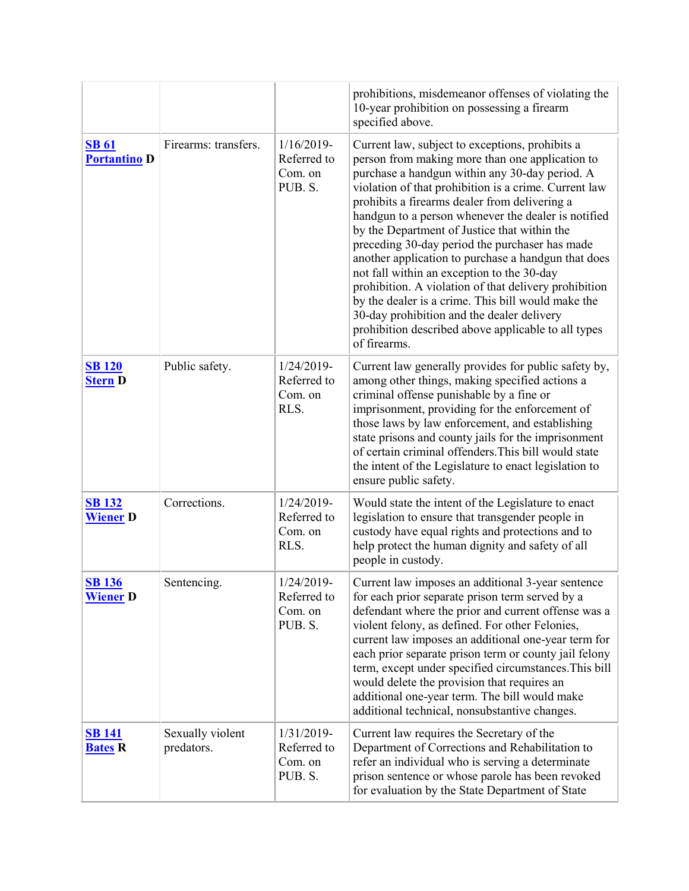| | | | |
|---|---|---|---|
| | | | prohibitions, misdemeanor offenses of violating the 10-year prohibition on possessing a firearm specified above. |
| **SB 61** **Portantino D** | Firearms: transfers. | 1/16/2019-Referred to Com. on PUB. S. | Current law, subject to exceptions, prohibits a person from making more than one application to purchase a handgun within any 30-day period. A violation of that prohibition is a crime. Current law prohibits a firearms dealer from delivering a handgun to a person whenever the dealer is notified by the Department of Justice that within the preceding 30-day period the purchaser has made another application to purchase a handgun that does not fall within an exception to the 30-day prohibition. A violation of that delivery prohibition by the dealer is a crime. This bill would make the 30-day prohibition and the dealer delivery prohibition described above applicable to all types of firearms. |
| **SB 120** **Stern D** | Public safety. | 1/24/2019-Referred to Com. on RLS. | Current law generally provides for public safety by, among other things, making specified actions a criminal offense punishable by a fine or imprisonment, providing for the enforcement of those laws by law enforcement, and establishing state prisons and county jails for the imprisonment of certain criminal offenders.This bill would state the intent of the Legislature to enact legislation to ensure public safety. |
| **SB 132** **Wiener D** | Corrections. | 1/24/2019-Referred to Com. on RLS. | Would state the intent of the Legislature to enact legislation to ensure that transgender people in custody have equal rights and protections and to help protect the human dignity and safety of all people in custody. |
| **SB 136** **Wiener D** | Sentencing. | 1/24/2019-Referred to Com. on PUB. S. | Current law imposes an additional 3-year sentence for each prior separate prison term served by a defendant where the prior and current offense was a violent felony, as defined. For other Felonies, current law imposes an additional one-year term for each prior separate prison term or county jail felony term, except under specified circumstances.This bill would delete the provision that requires an additional one-year term. The bill would make additional technical, nonsubstantive changes. |
| **SB 141** **Bates R** | Sexually violent predators. | 1/31/2019-Referred to Com. on PUB. S. | Current law requires the Secretary of the Department of Corrections and Rehabilitation to refer an individual who is serving a determinate prison sentence or whose parole has been revoked for evaluation by the State Department of State |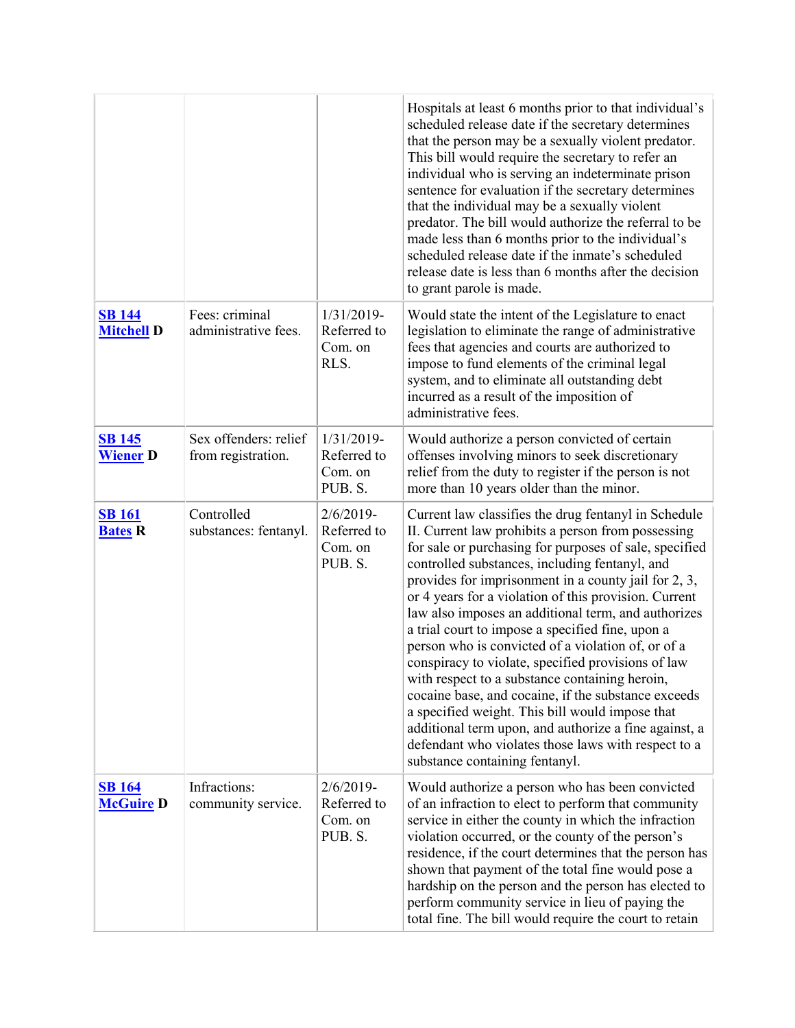| | | | |
|---|---|---|---|
| | | | Hospitals at least 6 months prior to that individual's scheduled release date if the secretary determines that the person may be a sexually violent predator. This bill would require the secretary to refer an individual who is serving an indeterminate prison sentence for evaluation if the secretary determines that the individual may be a sexually violent predator. The bill would authorize the referral to be made less than 6 months prior to the individual's scheduled release date if the inmate's scheduled release date is less than 6 months after the decision to grant parole is made. |
| **SB 144** **Mitchell D** | Fees: criminal administrative fees. | 1/31/2019-Referred to Com. on RLS. | Would state the intent of the Legislature to enact legislation to eliminate the range of administrative fees that agencies and courts are authorized to impose to fund elements of the criminal legal system, and to eliminate all outstanding debt incurred as a result of the imposition of administrative fees. |
| **SB 145** **Wiener D** | Sex offenders: relief from registration. | 1/31/2019-Referred to Com. on PUB. S. | Would authorize a person convicted of certain offenses involving minors to seek discretionary relief from the duty to register if the person is not more than 10 years older than the minor. |
| **SB 161** **Bates R** | Controlled substances: fentanyl. | 2/6/2019-Referred to Com. on PUB. S. | Current law classifies the drug fentanyl in Schedule II. Current law prohibits a person from possessing for sale or purchasing for purposes of sale, specified controlled substances, including fentanyl, and provides for imprisonment in a county jail for 2, 3, or 4 years for a violation of this provision. Current law also imposes an additional term, and authorizes a trial court to impose a specified fine, upon a person who is convicted of a violation of, or of a conspiracy to violate, specified provisions of law with respect to a substance containing heroin, cocaine base, and cocaine, if the substance exceeds a specified weight. This bill would impose that additional term upon, and authorize a fine against, a defendant who violates those laws with respect to a substance containing fentanyl. |
| **SB 164** **McGuire D** | Infractions: community service. | 2/6/2019-Referred to Com. on PUB. S. | Would authorize a person who has been convicted of an infraction to elect to perform that community service in either the county in which the infraction violation occurred, or the county of the person's residence, if the court determines that the person has shown that payment of the total fine would pose a hardship on the person and the person has elected to perform community service in lieu of paying the total fine. The bill would require the court to retain |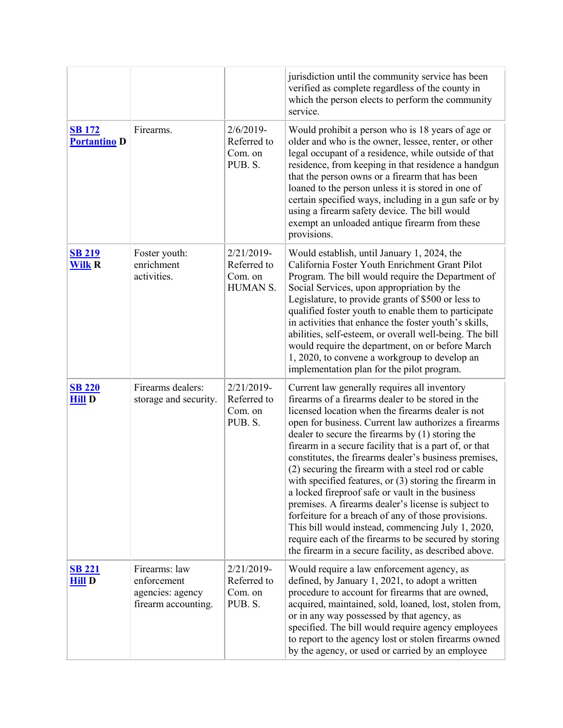| | | | |
|---|---|---|---|
| | | | jurisdiction until the community service has been verified as complete regardless of the county in which the person elects to perform the community service. |
| **SB 172** **Portantino D** | Firearms. | 2/6/2019- Referred to Com. on PUB. S. | Would prohibit a person who is 18 years of age or older and who is the owner, lessee, renter, or other legal occupant of a residence, while outside of that residence, from keeping in that residence a handgun that the person owns or a firearm that has been loaned to the person unless it is stored in one of certain specified ways, including in a gun safe or by using a firearm safety device. The bill would exempt an unloaded antique firearm from these provisions. |
| **SB 219** **Wilk R** | Foster youth: enrichment activities. | 2/21/2019- Referred to Com. on HUMAN S. | Would establish, until January 1, 2024, the California Foster Youth Enrichment Grant Pilot Program. The bill would require the Department of Social Services, upon appropriation by the Legislature, to provide grants of $500 or less to qualified foster youth to enable them to participate in activities that enhance the foster youth's skills, abilities, self-esteem, or overall well-being. The bill would require the department, on or before March 1, 2020, to convene a workgroup to develop an implementation plan for the pilot program. |
| **SB 220** **Hill D** | Firearms dealers: storage and security. | 2/21/2019- Referred to Com. on PUB. S. | Current law generally requires all inventory firearms of a firearms dealer to be stored in the licensed location when the firearms dealer is not open for business. Current law authorizes a firearms dealer to secure the firearms by (1) storing the firearm in a secure facility that is a part of, or that constitutes, the firearms dealer's business premises, (2) securing the firearm with a steel rod or cable with specified features, or (3) storing the firearm in a locked fireproof safe or vault in the business premises. A firearms dealer's license is subject to forfeiture for a breach of any of those provisions. This bill would instead, commencing July 1, 2020, require each of the firearms to be secured by storing the firearm in a secure facility, as described above. |
| **SB 221** **Hill D** | Firearms: law enforcement agencies: agency firearm accounting. | 2/21/2019- Referred to Com. on PUB. S. | Would require a law enforcement agency, as defined, by January 1, 2021, to adopt a written procedure to account for firearms that are owned, acquired, maintained, sold, loaned, lost, stolen from, or in any way possessed by that agency, as specified. The bill would require agency employees to report to the agency lost or stolen firearms owned by the agency, or used or carried by an employee |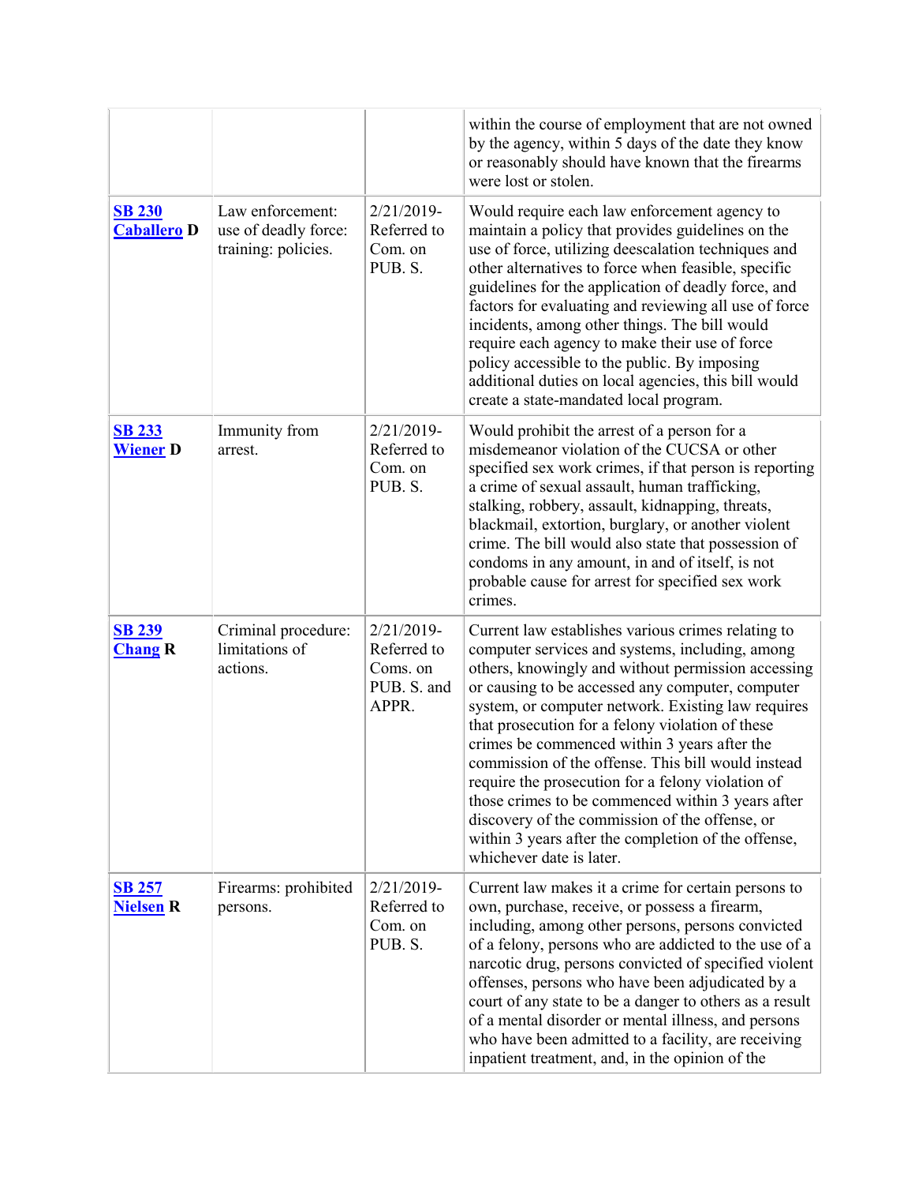| | | | |
|---|---|---|---|
| | | | within the course of employment that are not owned by the agency, within 5 days of the date they know or reasonably should have known that the firearms were lost or stolen. |
| **SB 230** **Caballero D** | Law enforcement: use of deadly force: training: policies. | 2/21/2019-Referred to Com. on PUB. S. | Would require each law enforcement agency to maintain a policy that provides guidelines on the use of force, utilizing deescalation techniques and other alternatives to force when feasible, specific guidelines for the application of deadly force, and factors for evaluating and reviewing all use of force incidents, among other things. The bill would require each agency to make their use of force policy accessible to the public. By imposing additional duties on local agencies, this bill would create a state-mandated local program. |
| **SB 233** **Wiener D** | Immunity from arrest. | 2/21/2019-Referred to Com. on PUB. S. | Would prohibit the arrest of a person for a misdemeanor violation of the CUCSA or other specified sex work crimes, if that person is reporting a crime of sexual assault, human trafficking, stalking, robbery, assault, kidnapping, threats, blackmail, extortion, burglary, or another violent crime. The bill would also state that possession of condoms in any amount, in and of itself, is not probable cause for arrest for specified sex work crimes. |
| **SB 239** **Chang R** | Criminal procedure: limitations of actions. | 2/21/2019-Referred to Coms. on PUB. S. and APPR. | Current law establishes various crimes relating to computer services and systems, including, among others, knowingly and without permission accessing or causing to be accessed any computer, computer system, or computer network. Existing law requires that prosecution for a felony violation of these crimes be commenced within 3 years after the commission of the offense. This bill would instead require the prosecution for a felony violation of those crimes to be commenced within 3 years after discovery of the commission of the offense, or within 3 years after the completion of the offense, whichever date is later. |
| **SB 257** **Nielsen R** | Firearms: prohibited persons. | 2/21/2019-Referred to Com. on PUB. S. | Current law makes it a crime for certain persons to own, purchase, receive, or possess a firearm, including, among other persons, persons convicted of a felony, persons who are addicted to the use of a narcotic drug, persons convicted of specified violent offenses, persons who have been adjudicated by a court of any state to be a danger to others as a result of a mental disorder or mental illness, and persons who have been admitted to a facility, are receiving inpatient treatment, and, in the opinion of the |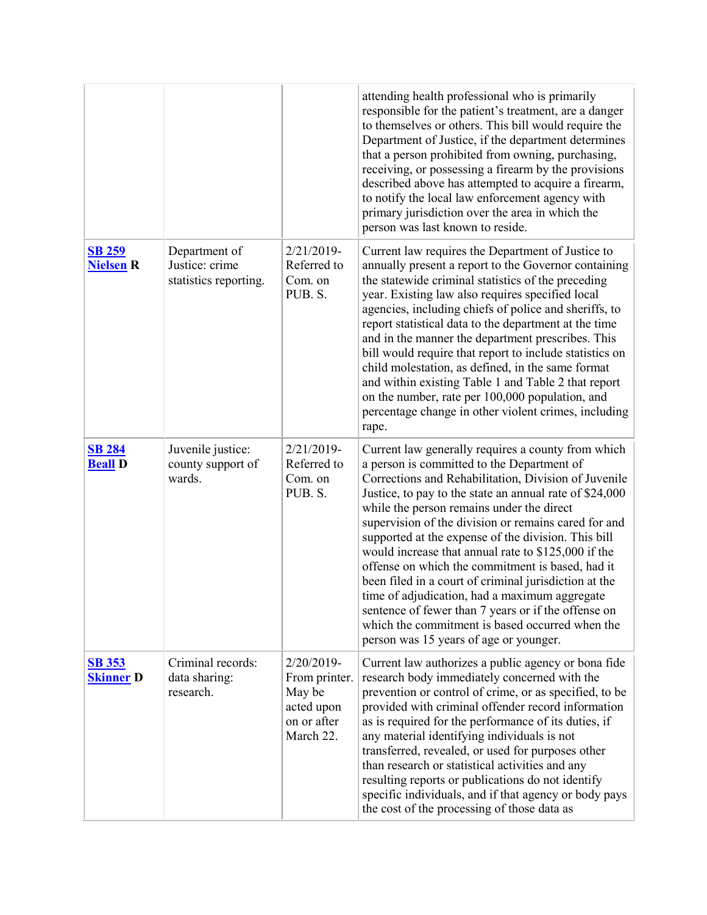| | | | |
|---|---|---|---|
| | | | attending health professional who is primarily responsible for the patient's treatment, are a danger to themselves or others. This bill would require the Department of Justice, if the department determines that a person prohibited from owning, purchasing, receiving, or possessing a firearm by the provisions described above has attempted to acquire a firearm, to notify the local law enforcement agency with primary jurisdiction over the area in which the person was last known to reside. |
| **SB 259** **Nielsen R** | Department of Justice: crime statistics reporting. | 2/21/2019- Referred to Com. on PUB. S. | Current law requires the Department of Justice to annually present a report to the Governor containing the statewide criminal statistics of the preceding year. Existing law also requires specified local agencies, including chiefs of police and sheriffs, to report statistical data to the department at the time and in the manner the department prescribes. This bill would require that report to include statistics on child molestation, as defined, in the same format and within existing Table 1 and Table 2 that report on the number, rate per 100,000 population, and percentage change in other violent crimes, including rape. |
| **SB 284** **Beall D** | Juvenile justice: county support of wards. | 2/21/2019- Referred to Com. on PUB. S. | Current law generally requires a county from which a person is committed to the Department of Corrections and Rehabilitation, Division of Juvenile Justice, to pay to the state an annual rate of $24,000 while the person remains under the direct supervision of the division or remains cared for and supported at the expense of the division. This bill would increase that annual rate to $125,000 if the offense on which the commitment is based, had it been filed in a court of criminal jurisdiction at the time of adjudication, had a maximum aggregate sentence of fewer than 7 years or if the offense on which the commitment is based occurred when the person was 15 years of age or younger. |
| **SB 353** **Skinner D** | Criminal records: data sharing: research. | 2/20/2019- From printer. May be acted upon on or after March 22. | Current law authorizes a public agency or bona fide research body immediately concerned with the prevention or control of crime, or as specified, to be provided with criminal offender record information as is required for the performance of its duties, if any material identifying individuals is not transferred, revealed, or used for purposes other than research or statistical activities and any resulting reports or publications do not identify specific individuals, and if that agency or body pays the cost of the processing of those data as |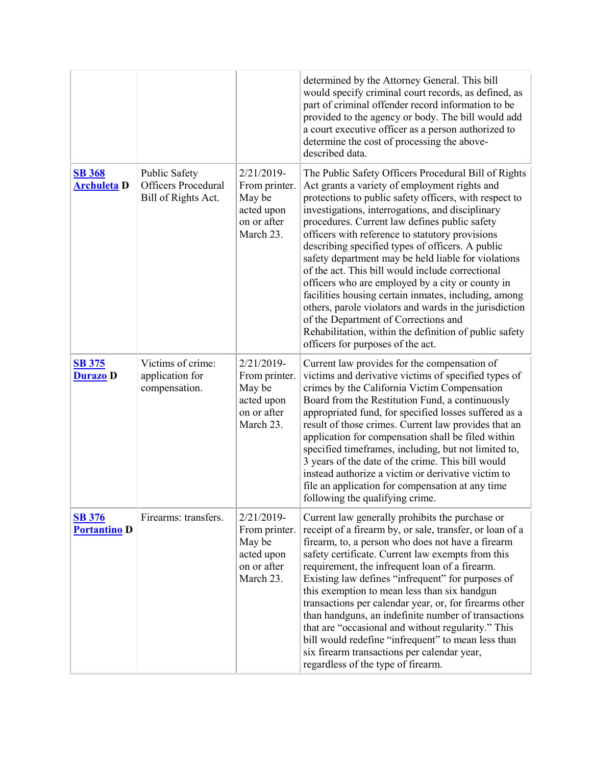|  |  |  |  |
|---|---|---|---|
|  |  |  | determined by the Attorney General. This bill would specify criminal court records, as defined, as part of criminal offender record information to be provided to the agency or body. The bill would add a court executive officer as a person authorized to determine the cost of processing the above-described data. |
| **SB 368** **Archuleta D** | Public Safety Officers Procedural Bill of Rights Act. | 2/21/2019-From printer. May be acted upon on or after March 23. | The Public Safety Officers Procedural Bill of Rights Act grants a variety of employment rights and protections to public safety officers, with respect to investigations, interrogations, and disciplinary procedures. Current law defines public safety officers with reference to statutory provisions describing specified types of officers. A public safety department may be held liable for violations of the act. This bill would include correctional officers who are employed by a city or county in facilities housing certain inmates, including, among others, parole violators and wards in the jurisdiction of the Department of Corrections and Rehabilitation, within the definition of public safety officers for purposes of the act. |
| **SB 375** **Durazo D** | Victims of crime: application for compensation. | 2/21/2019-From printer. May be acted upon on or after March 23. | Current law provides for the compensation of victims and derivative victims of specified types of crimes by the California Victim Compensation Board from the Restitution Fund, a continuously appropriated fund, for specified losses suffered as a result of those crimes. Current law provides that an application for compensation shall be filed within specified timeframes, including, but not limited to, 3 years of the date of the crime. This bill would instead authorize a victim or derivative victim to file an application for compensation at any time following the qualifying crime. |
| **SB 376** **Portantino D** | Firearms: transfers. | 2/21/2019-From printer. May be acted upon on or after March 23. | Current law generally prohibits the purchase or receipt of a firearm by, or sale, transfer, or loan of a firearm, to, a person who does not have a firearm safety certificate. Current law exempts from this requirement, the infrequent loan of a firearm. Existing law defines "infrequent" for purposes of this exemption to mean less than six handgun transactions per calendar year, or, for firearms other than handguns, an indefinite number of transactions that are "occasional and without regularity." This bill would redefine "infrequent" to mean less than six firearm transactions per calendar year, regardless of the type of firearm. |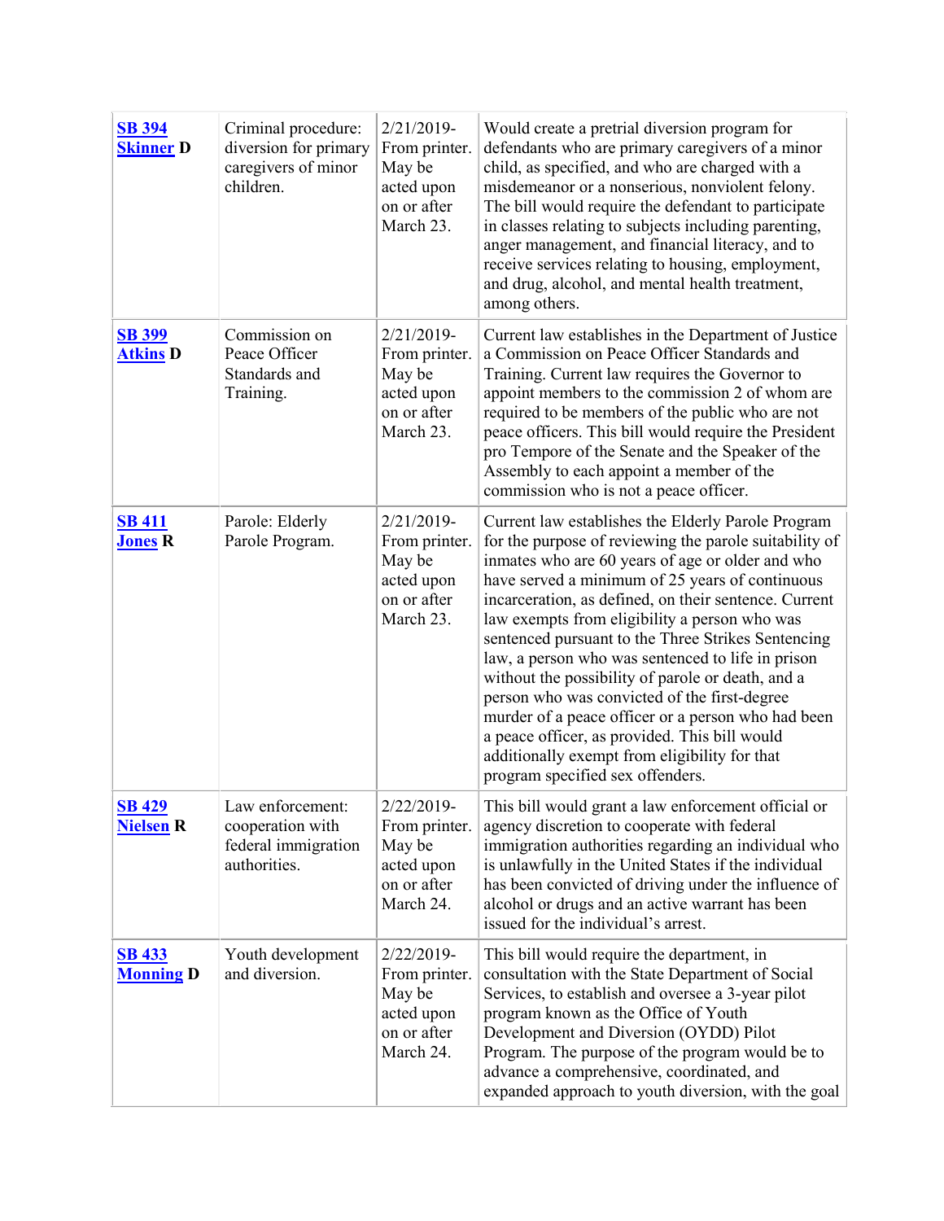| | | | |
|---|---|---|---|
| **SB 394 Skinner D** | Criminal procedure: diversion for primary caregivers of minor children. | 2/21/2019- From printer. May be acted upon on or after March 23. | Would create a pretrial diversion program for defendants who are primary caregivers of a minor child, as specified, and who are charged with a misdemeanor or a nonserious, nonviolent felony. The bill would require the defendant to participate in classes relating to subjects including parenting, anger management, and financial literacy, and to receive services relating to housing, employment, and drug, alcohol, and mental health treatment, among others. |
| **SB 399 Atkins D** | Commission on Peace Officer Standards and Training. | 2/21/2019- From printer. May be acted upon on or after March 23. | Current law establishes in the Department of Justice a Commission on Peace Officer Standards and Training. Current law requires the Governor to appoint members to the commission 2 of whom are required to be members of the public who are not peace officers. This bill would require the President pro Tempore of the Senate and the Speaker of the Assembly to each appoint a member of the commission who is not a peace officer. |
| **SB 411 Jones R** | Parole: Elderly Parole Program. | 2/21/2019- From printer. May be acted upon on or after March 23. | Current law establishes the Elderly Parole Program for the purpose of reviewing the parole suitability of inmates who are 60 years of age or older and who have served a minimum of 25 years of continuous incarceration, as defined, on their sentence. Current law exempts from eligibility a person who was sentenced pursuant to the Three Strikes Sentencing law, a person who was sentenced to life in prison without the possibility of parole or death, and a person who was convicted of the first-degree murder of a peace officer or a person who had been a peace officer, as provided. This bill would additionally exempt from eligibility for that program specified sex offenders. |
| **SB 429 Nielsen R** | Law enforcement: cooperation with federal immigration authorities. | 2/22/2019- From printer. May be acted upon on or after March 24. | This bill would grant a law enforcement official or agency discretion to cooperate with federal immigration authorities regarding an individual who is unlawfully in the United States if the individual has been convicted of driving under the influence of alcohol or drugs and an active warrant has been issued for the individual's arrest. |
| **SB 433 Monning D** | Youth development and diversion. | 2/22/2019- From printer. May be acted upon on or after March 24. | This bill would require the department, in consultation with the State Department of Social Services, to establish and oversee a 3-year pilot program known as the Office of Youth Development and Diversion (OYDD) Pilot Program. The purpose of the program would be to advance a comprehensive, coordinated, and expanded approach to youth diversion, with the goal |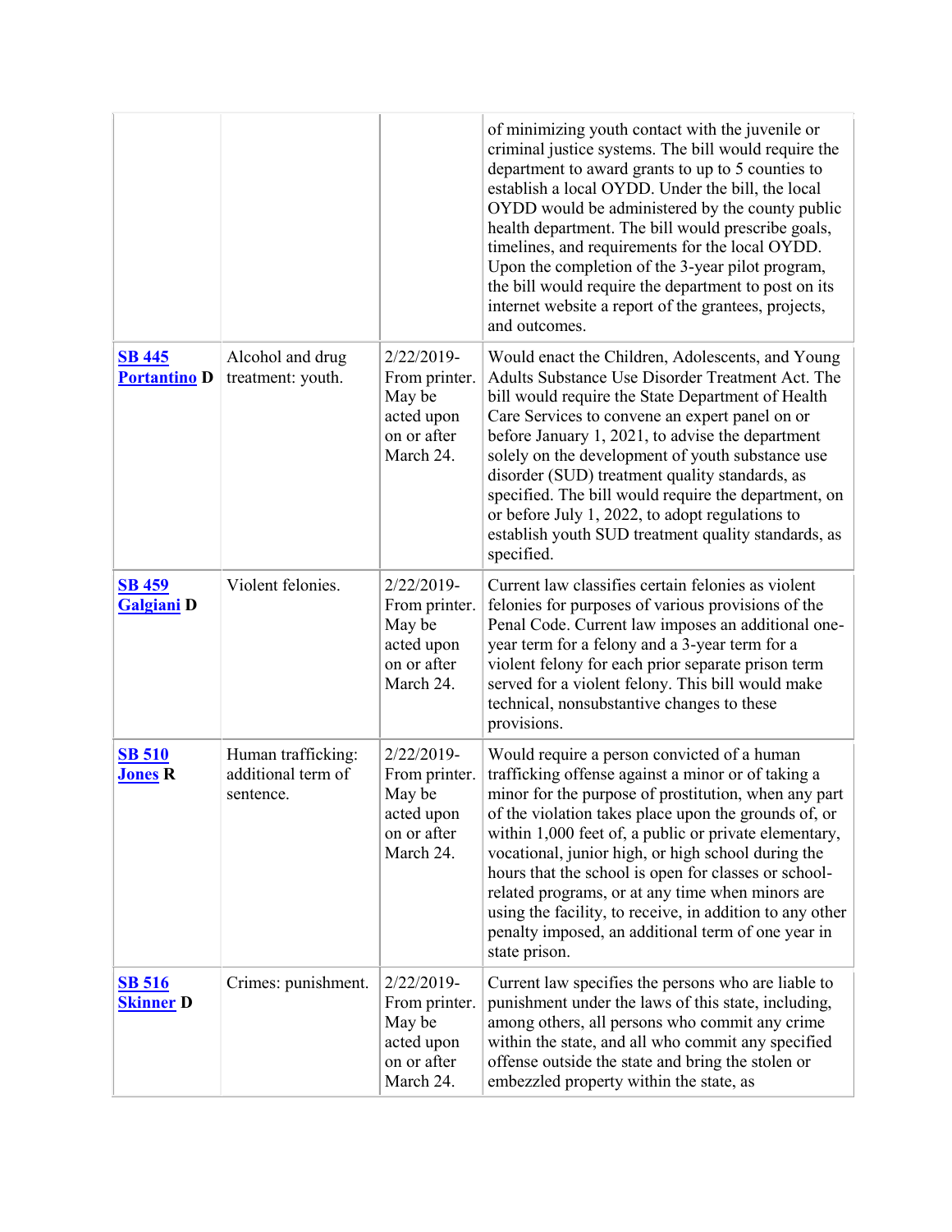| | | | |
|---|---|---|---|
| | | | of minimizing youth contact with the juvenile or criminal justice systems. The bill would require the department to award grants to up to 5 counties to establish a local OYDD. Under the bill, the local OYDD would be administered by the county public health department. The bill would prescribe goals, timelines, and requirements for the local OYDD. Upon the completion of the 3-year pilot program, the bill would require the department to post on its internet website a report of the grantees, projects, and outcomes. |
| **SB 445** **Portantino D** | Alcohol and drug treatment: youth. | 2/22/2019-From printer. May be acted upon on or after March 24. | Would enact the Children, Adolescents, and Young Adults Substance Use Disorder Treatment Act. The bill would require the State Department of Health Care Services to convene an expert panel on or before January 1, 2021, to advise the department solely on the development of youth substance use disorder (SUD) treatment quality standards, as specified. The bill would require the department, on or before July 1, 2022, to adopt regulations to establish youth SUD treatment quality standards, as specified. |
| **SB 459** **Galgiani D** | Violent felonies. | 2/22/2019-From printer. May be acted upon on or after March 24. | Current law classifies certain felonies as violent felonies for purposes of various provisions of the Penal Code. Current law imposes an additional one-year term for a felony and a 3-year term for a violent felony for each prior separate prison term served for a violent felony. This bill would make technical, nonsubstantive changes to these provisions. |
| **SB 510** **Jones R** | Human trafficking: additional term of sentence. | 2/22/2019-From printer. May be acted upon on or after March 24. | Would require a person convicted of a human trafficking offense against a minor or of taking a minor for the purpose of prostitution, when any part of the violation takes place upon the grounds of, or within 1,000 feet of, a public or private elementary, vocational, junior high, or high school during the hours that the school is open for classes or school-related programs, or at any time when minors are using the facility, to receive, in addition to any other penalty imposed, an additional term of one year in state prison. |
| **SB 516** **Skinner D** | Crimes: punishment. | 2/22/2019-From printer. May be acted upon on or after March 24. | Current law specifies the persons who are liable to punishment under the laws of this state, including, among others, all persons who commit any crime within the state, and all who commit any specified offense outside the state and bring the stolen or embezzled property within the state, as |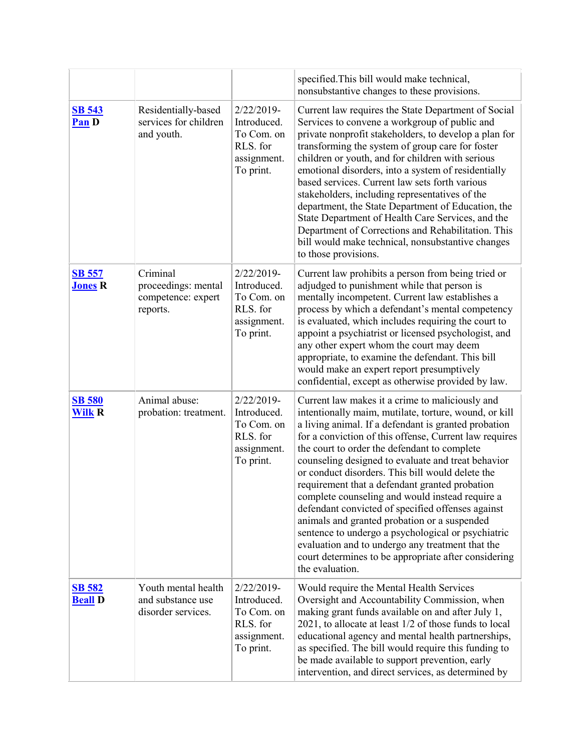| | | | specified.This bill would make technical, nonsubstantive changes to these provisions. |
|---|---|---|---|
| **SB 543** **Pan D** | Residentially-based services for children and youth. | 2/22/2019-Introduced. To Com. on RLS. for assignment. To print. | Current law requires the State Department of Social Services to convene a workgroup of public and private nonprofit stakeholders, to develop a plan for transforming the system of group care for foster children or youth, and for children with serious emotional disorders, into a system of residentially based services. Current law sets forth various stakeholders, including representatives of the department, the State Department of Education, the State Department of Health Care Services, and the Department of Corrections and Rehabilitation. This bill would make technical, nonsubstantive changes to those provisions. |
| **SB 557** **Jones R** | Criminal proceedings: mental competence: expert reports. | 2/22/2019-Introduced. To Com. on RLS. for assignment. To print. | Current law prohibits a person from being tried or adjudged to punishment while that person is mentally incompetent. Current law establishes a process by which a defendant's mental competency is evaluated, which includes requiring the court to appoint a psychiatrist or licensed psychologist, and any other expert whom the court may deem appropriate, to examine the defendant. This bill would make an expert report presumptively confidential, except as otherwise provided by law. |
| **SB 580** **Wilk R** | Animal abuse: probation: treatment. | 2/22/2019-Introduced. To Com. on RLS. for assignment. To print. | Current law makes it a crime to maliciously and intentionally maim, mutilate, torture, wound, or kill a living animal. If a defendant is granted probation for a conviction of this offense, Current law requires the court to order the defendant to complete counseling designed to evaluate and treat behavior or conduct disorders. This bill would delete the requirement that a defendant granted probation complete counseling and would instead require a defendant convicted of specified offenses against animals and granted probation or a suspended sentence to undergo a psychological or psychiatric evaluation and to undergo any treatment that the court determines to be appropriate after considering the evaluation. |
| **SB 582** **Beall D** | Youth mental health and substance use disorder services. | 2/22/2019-Introduced. To Com. on RLS. for assignment. To print. | Would require the Mental Health Services Oversight and Accountability Commission, when making grant funds available on and after July 1, 2021, to allocate at least 1/2 of those funds to local educational agency and mental health partnerships, as specified. The bill would require this funding to be made available to support prevention, early intervention, and direct services, as determined by |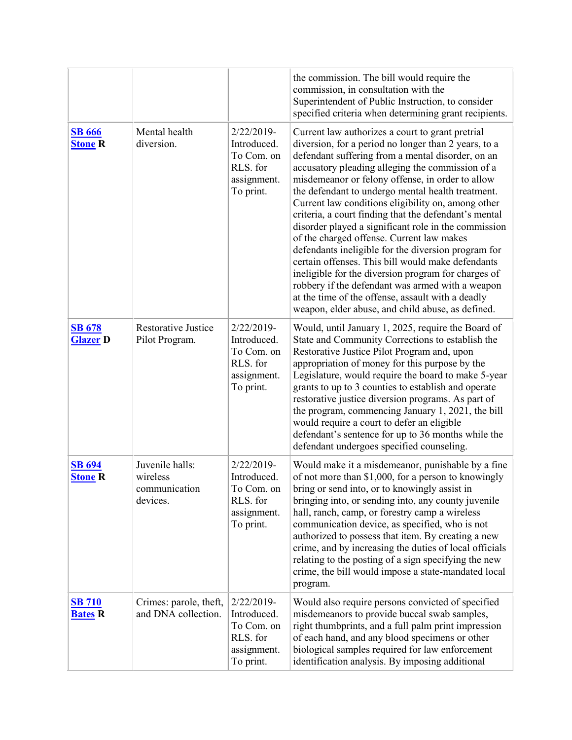| | | | |
|---|---|---|---|
| | | | the commission. The bill would require the commission, in consultation with the Superintendent of Public Instruction, to consider specified criteria when determining grant recipients. |
| **SB 666** **Stone R** | Mental health diversion. | 2/22/2019-Introduced. To Com. on RLS. for assignment. To print. | Current law authorizes a court to grant pretrial diversion, for a period no longer than 2 years, to a defendant suffering from a mental disorder, on an accusatory pleading alleging the commission of a misdemeanor or felony offense, in order to allow the defendant to undergo mental health treatment. Current law conditions eligibility on, among other criteria, a court finding that the defendant's mental disorder played a significant role in the commission of the charged offense. Current law makes defendants ineligible for the diversion program for certain offenses. This bill would make defendants ineligible for the diversion program for charges of robbery if the defendant was armed with a weapon at the time of the offense, assault with a deadly weapon, elder abuse, and child abuse, as defined. |
| **SB 678** **Glazer D** | Restorative Justice Pilot Program. | 2/22/2019-Introduced. To Com. on RLS. for assignment. To print. | Would, until January 1, 2025, require the Board of State and Community Corrections to establish the Restorative Justice Pilot Program and, upon appropriation of money for this purpose by the Legislature, would require the board to make 5-year grants to up to 3 counties to establish and operate restorative justice diversion programs. As part of the program, commencing January 1, 2021, the bill would require a court to defer an eligible defendant's sentence for up to 36 months while the defendant undergoes specified counseling. |
| **SB 694** **Stone R** | Juvenile halls: wireless communication devices. | 2/22/2019-Introduced. To Com. on RLS. for assignment. To print. | Would make it a misdemeanor, punishable by a fine of not more than $1,000, for a person to knowingly bring or send into, or to knowingly assist in bringing into, or sending into, any county juvenile hall, ranch, camp, or forestry camp a wireless communication device, as specified, who is not authorized to possess that item. By creating a new crime, and by increasing the duties of local officials relating to the posting of a sign specifying the new crime, the bill would impose a state-mandated local program. |
| **SB 710** **Bates R** | Crimes: parole, theft, and DNA collection. | 2/22/2019-Introduced. To Com. on RLS. for assignment. To print. | Would also require persons convicted of specified misdemeanors to provide buccal swab samples, right thumbprints, and a full palm print impression of each hand, and any blood specimens or other biological samples required for law enforcement identification analysis. By imposing additional |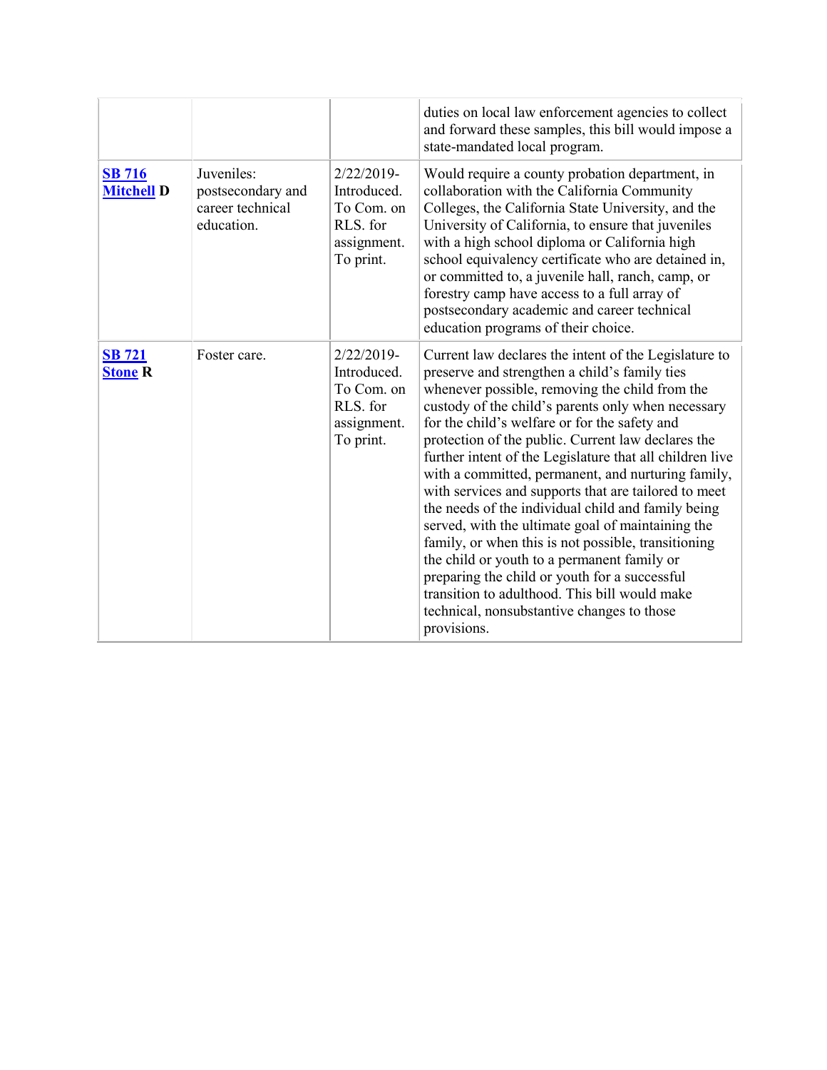| | | | |
|---|---|---|---|
| | | | duties on local law enforcement agencies to collect and forward these samples, this bill would impose a state-mandated local program. |
| **SB 716 Mitchell D** | Juveniles: postsecondary and career technical education. | 2/22/2019-Introduced. To Com. on RLS. for assignment. To print. | Would require a county probation department, in collaboration with the California Community Colleges, the California State University, and the University of California, to ensure that juveniles with a high school diploma or California high school equivalency certificate who are detained in, or committed to, a juvenile hall, ranch, camp, or forestry camp have access to a full array of postsecondary academic and career technical education programs of their choice. |
| **SB 721 Stone R** | Foster care. | 2/22/2019-Introduced. To Com. on RLS. for assignment. To print. | Current law declares the intent of the Legislature to preserve and strengthen a child's family ties whenever possible, removing the child from the custody of the child's parents only when necessary for the child's welfare or for the safety and protection of the public. Current law declares the further intent of the Legislature that all children live with a committed, permanent, and nurturing family, with services and supports that are tailored to meet the needs of the individual child and family being served, with the ultimate goal of maintaining the family, or when this is not possible, transitioning the child or youth to a permanent family or preparing the child or youth for a successful transition to adulthood. This bill would make technical, nonsubstantive changes to those provisions. |